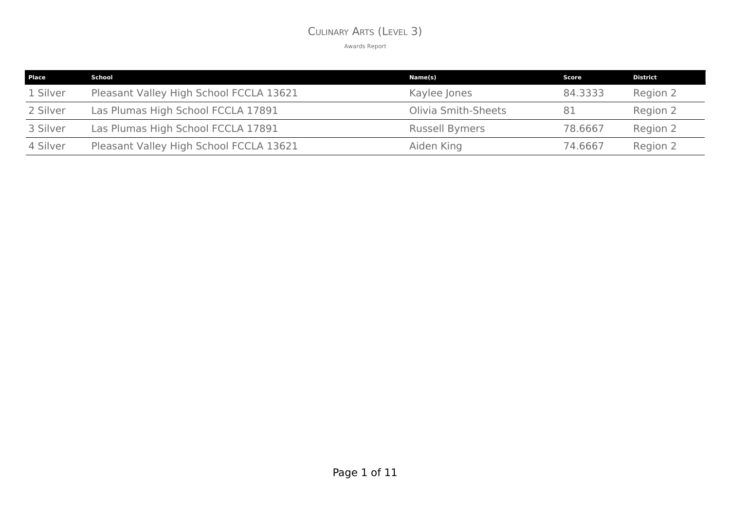# Culinary Arts (Level 3)

Awards Report

| Place | School | Name(s) | Score | District |
|---|---|---|---|---|
| 1 Silver | Pleasant Valley High School FCCLA 13621 | Kaylee Jones | 84.3333 | Region 2 |
| 2 Silver | Las Plumas High School FCCLA 17891 | Olivia Smith-Sheets | 81 | Region 2 |
| 3 Silver | Las Plumas High School FCCLA 17891 | Russell Bymers | 78.6667 | Region 2 |
| 4 Silver | Pleasant Valley High School FCCLA 13621 | Aiden King | 74.6667 | Region 2 |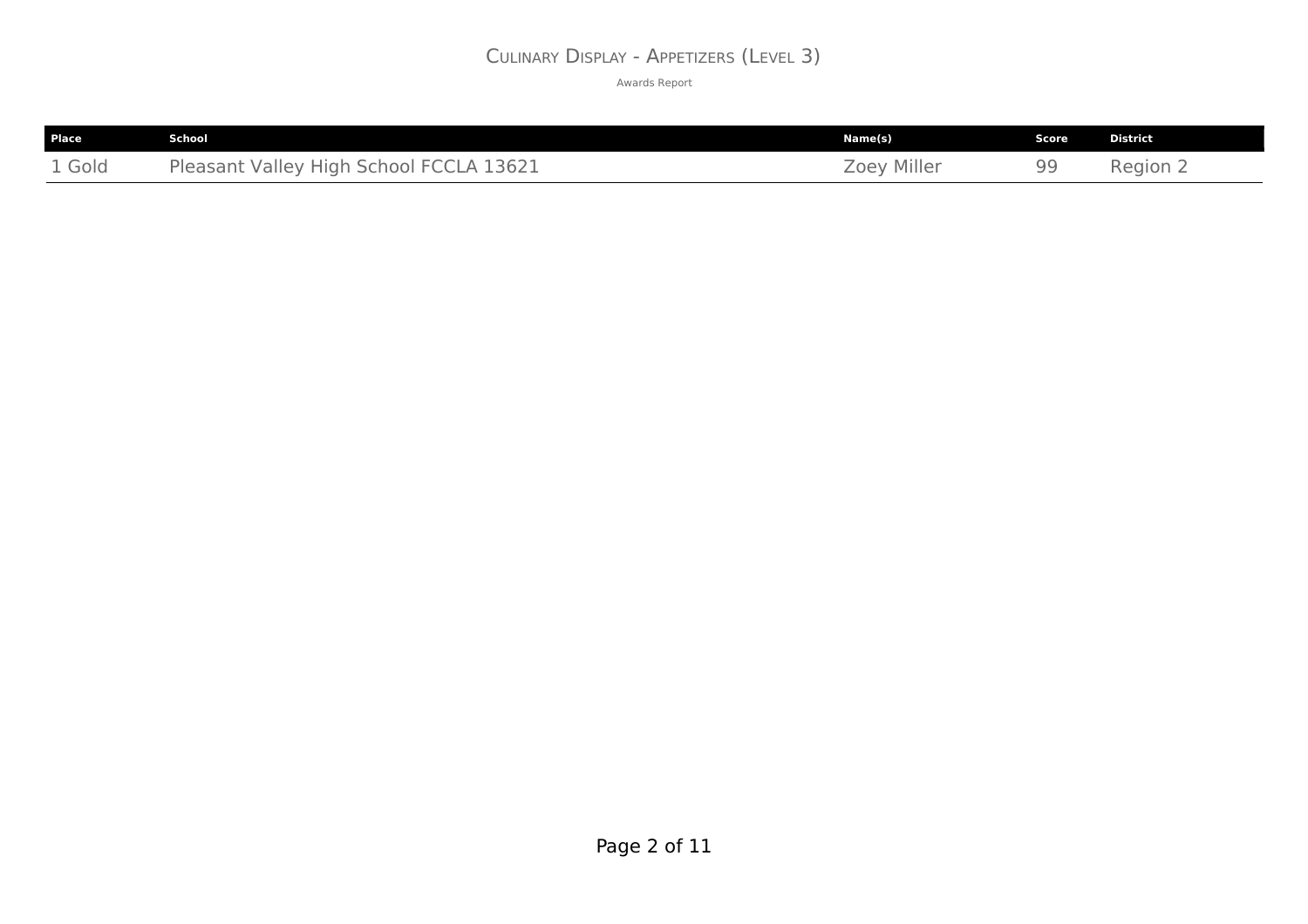# Culinary Display - Appetizers (Level 3)

Awards Report

| Place | School | Name(s) | Score | District |
| --- | --- | --- | --- | --- |
| 1 Gold | Pleasant Valley High School FCCLA 13621 | Zoey Miller | 99 | Region 2 |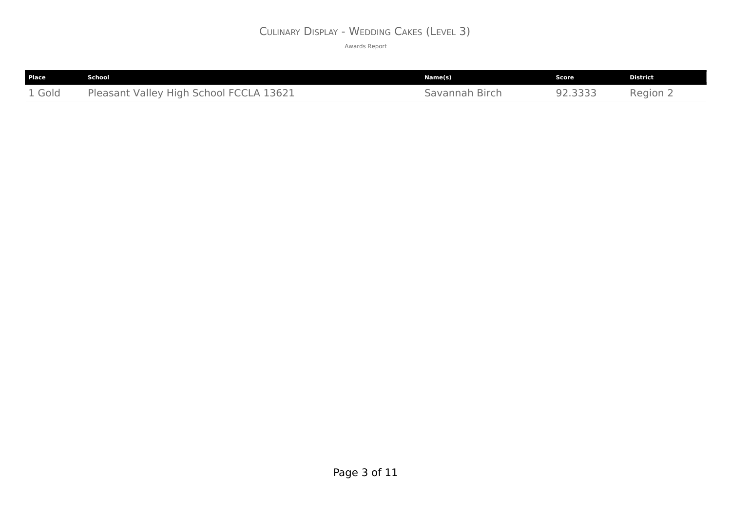# Culinary Display - Wedding Cakes (Level 3)

Awards Report

| Place | School | Name(s) | Score | District |
| --- | --- | --- | --- | --- |
| 1 Gold | Pleasant Valley High School FCCLA 13621 | Savannah Birch | 92.3333 | Region 2 |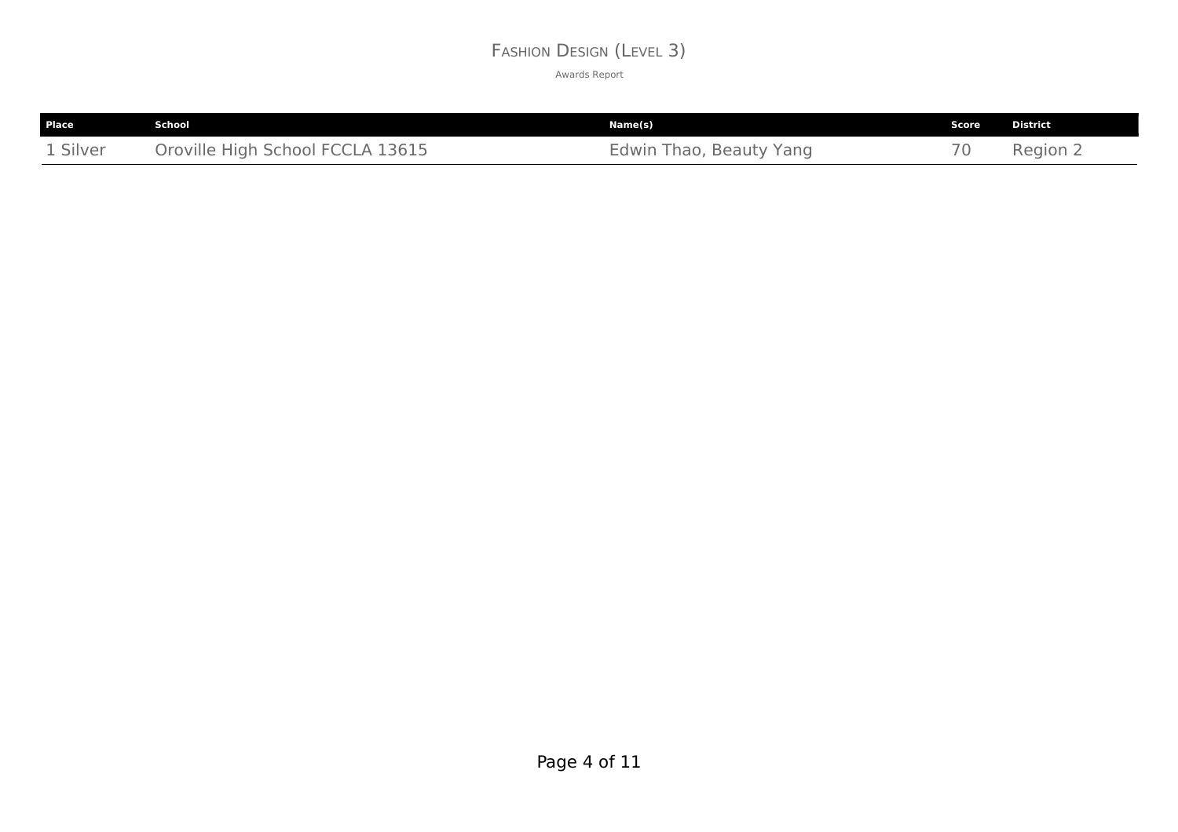# Fashion Design (Level 3)

Awards Report

| Place | School | Name(s) | Score | District |
| --- | --- | --- | --- | --- |
| 1 Silver | Oroville High School FCCLA 13615 | Edwin Thao, Beauty Yang | 70 | Region 2 |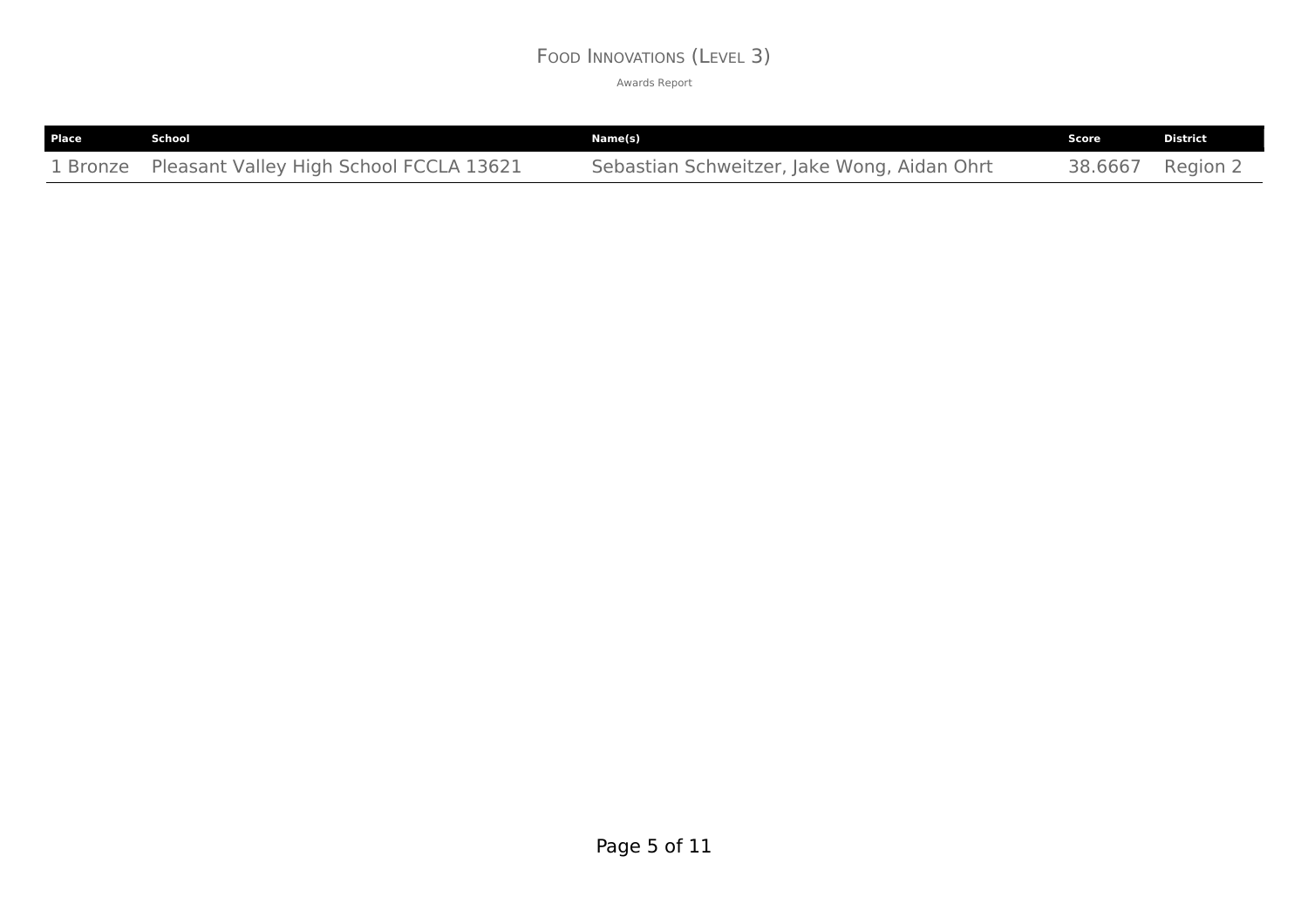# Food Innovations (Level 3)

Awards Report

| Place | School | Name(s) | Score | District |
|---|---|---|---|---|
| 1 Bronze | Pleasant Valley High School FCCLA 13621 | Sebastian Schweitzer, Jake Wong, Aidan Ohrt | 38.6667 | Region 2 |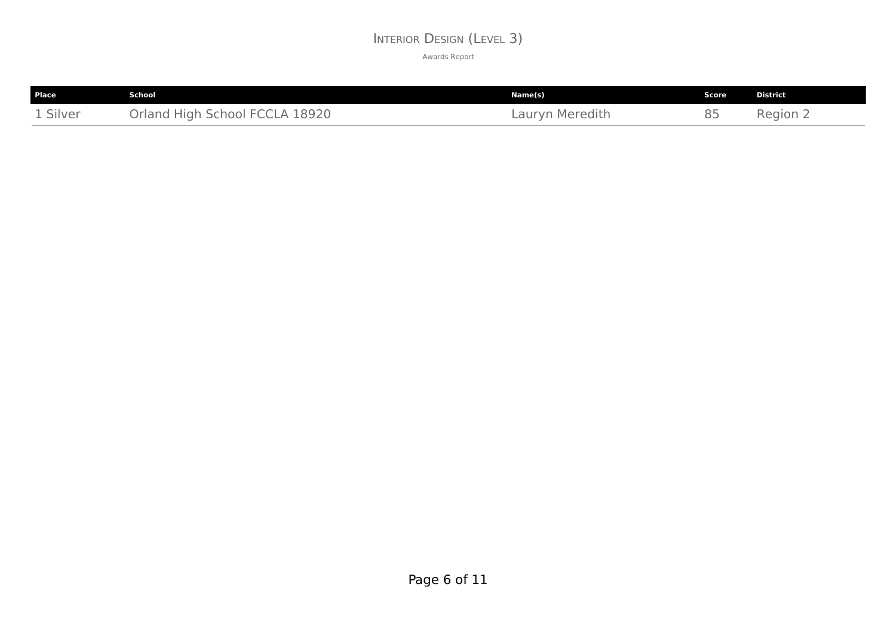# Interior Design (Level 3)

Awards Report

| Place | School | Name(s) | Score | District |
|---|---|---|---|---|
| 1 Silver | Orland High School FCCLA 18920 | Lauryn Meredith | 85 | Region 2 |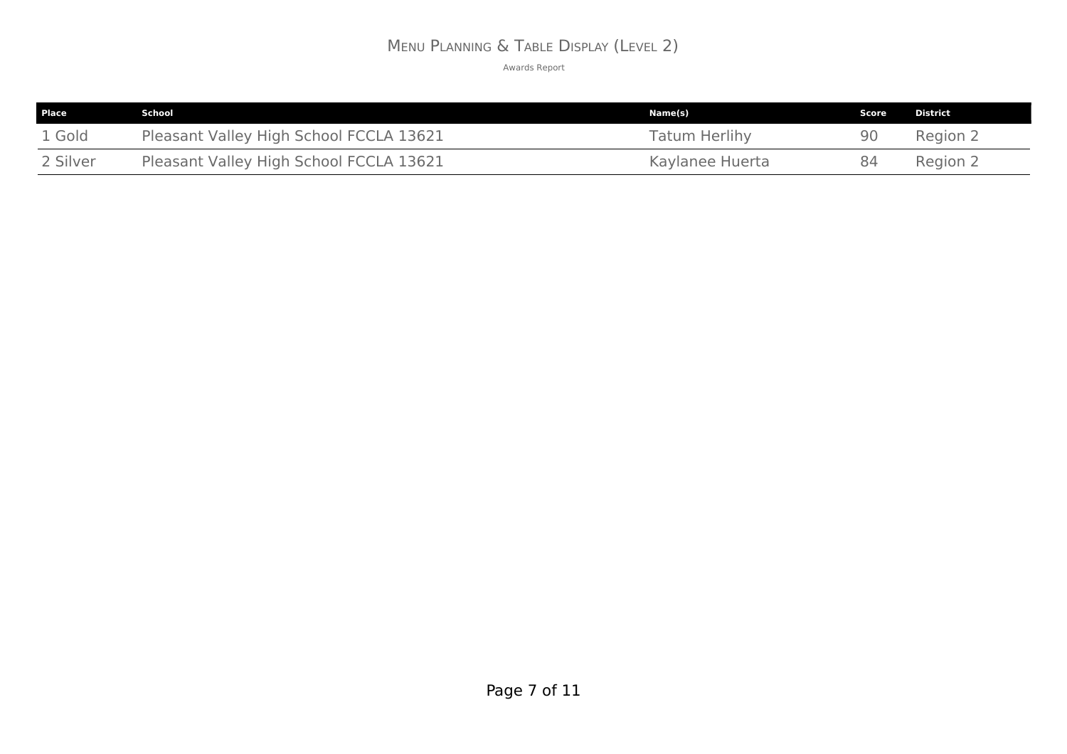# Menu Planning & Table Display (Level 2)

Awards Report

| Place | School | Name(s) | Score | District |
|---|---|---|---|---|
| 1 Gold | Pleasant Valley High School FCCLA 13621 | Tatum Herlihy | 90 | Region 2 |
| 2 Silver | Pleasant Valley High School FCCLA 13621 | Kaylanee Huerta | 84 | Region 2 |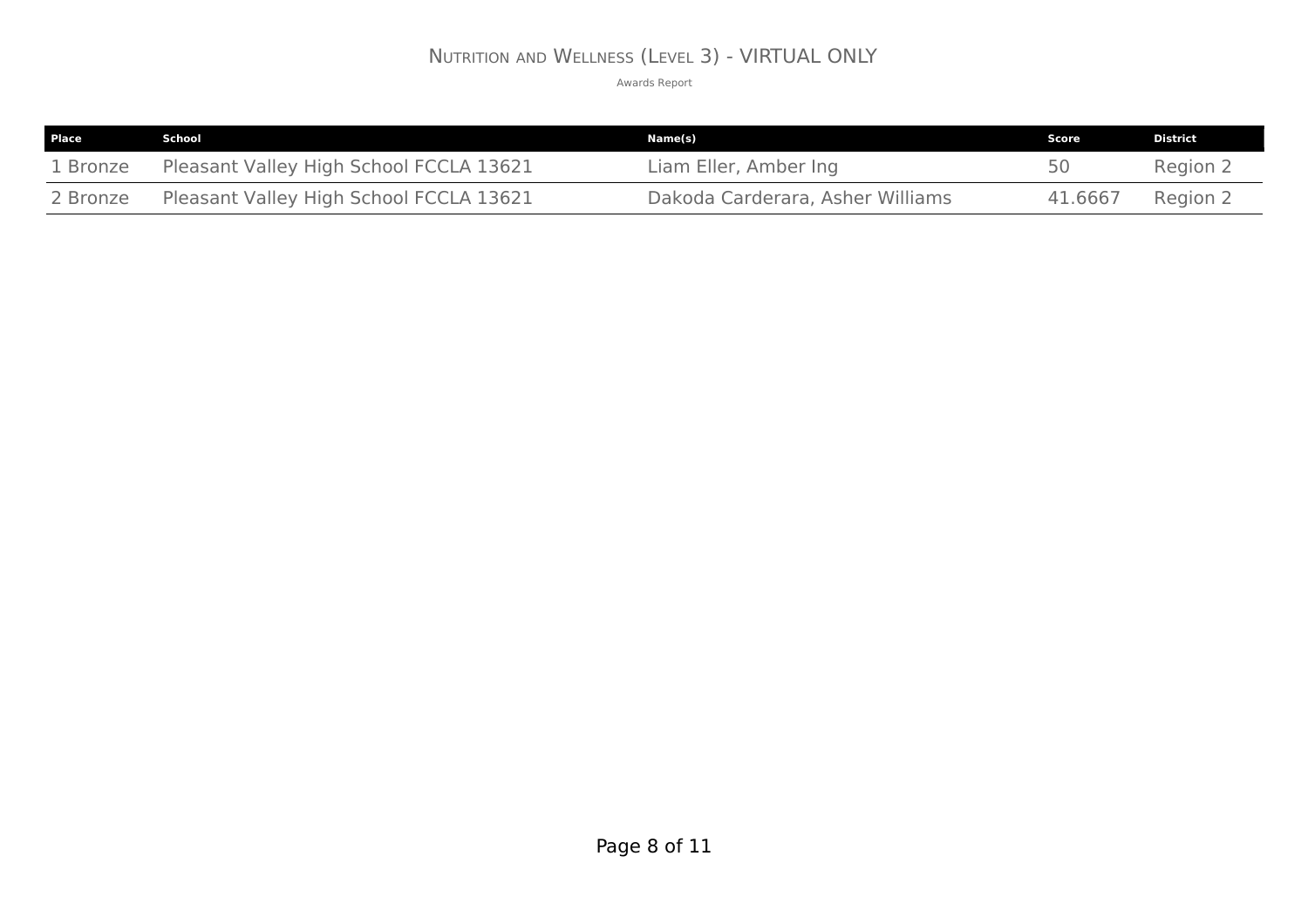# Nutrition and Wellness (Level 3) - VIRTUAL ONLY

Awards Report

| Place | School | Name(s) | Score | District |
|---|---|---|---|---|
| 1 Bronze | Pleasant Valley High School FCCLA 13621 | Liam Eller, Amber Ing | 50 | Region 2 |
| 2 Bronze | Pleasant Valley High School FCCLA 13621 | Dakoda Carderara, Asher Williams | 41.6667 | Region 2 |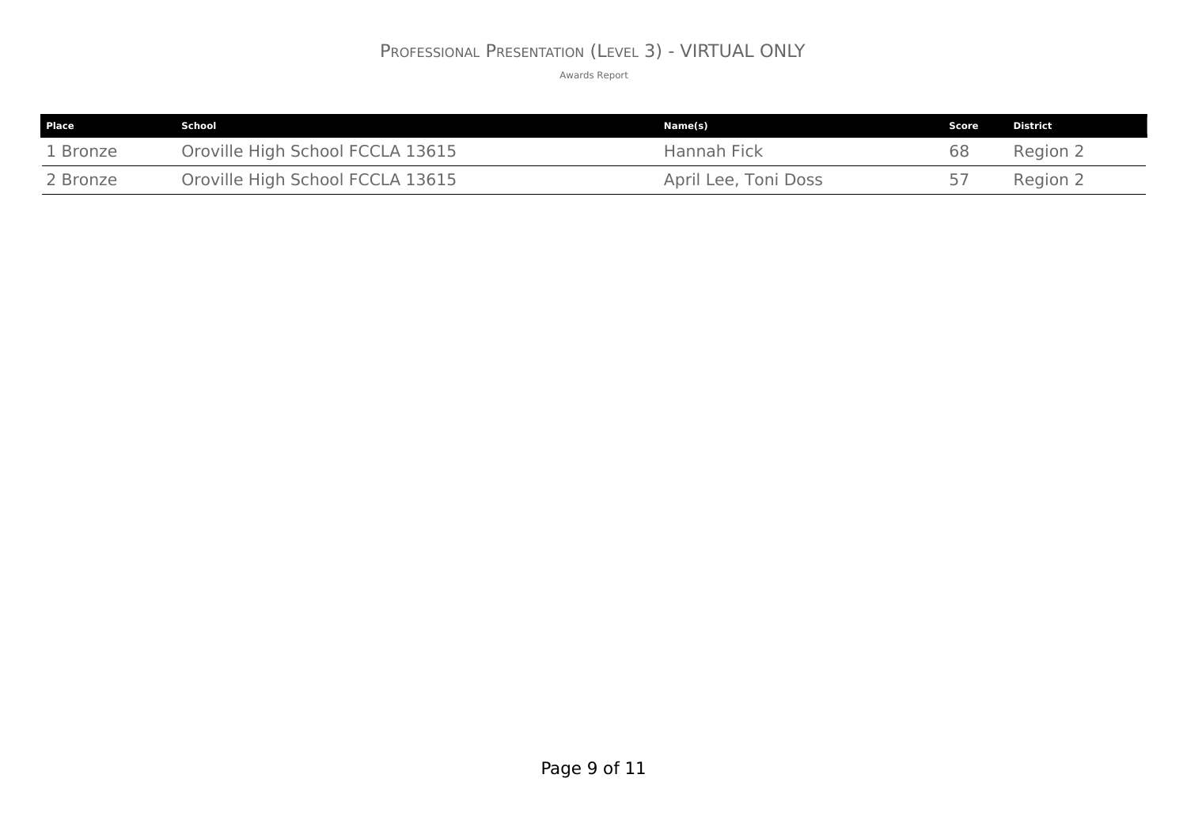# Professional Presentation (Level 3) - VIRTUAL ONLY

Awards Report

| Place | School | Name(s) | Score | District |
|---|---|---|---|---|
| 1 Bronze | Oroville High School FCCLA 13615 | Hannah Fick | 68 | Region 2 |
| 2 Bronze | Oroville High School FCCLA 13615 | April Lee, Toni Doss | 57 | Region 2 |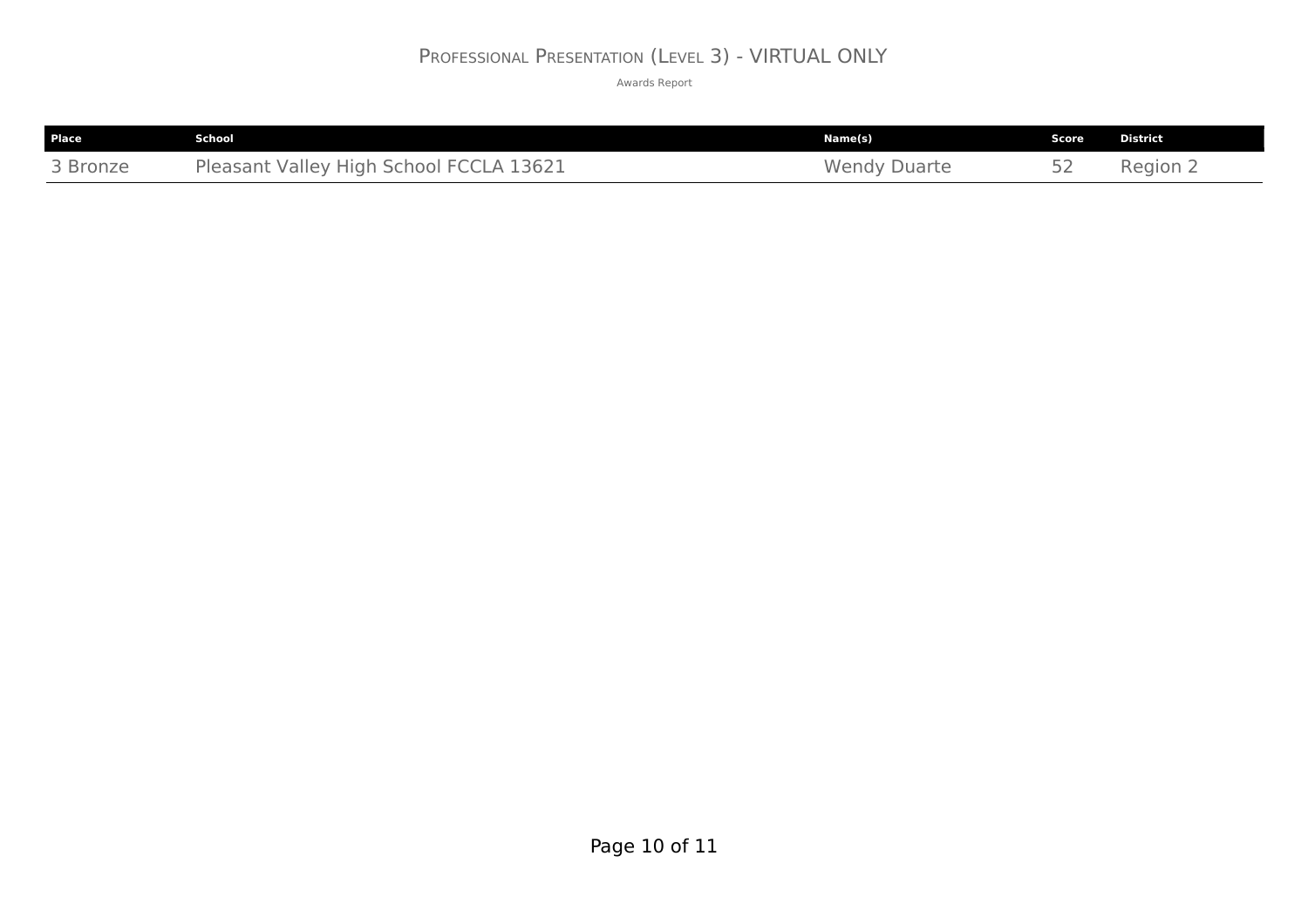# Professional Presentation (Level 3) - VIRTUAL ONLY

Awards Report

| Place | School | Name(s) | Score | District |
|---|---|---|---|---|
| 3 Bronze | Pleasant Valley High School FCCLA 13621 | Wendy Duarte | 52 | Region 2 |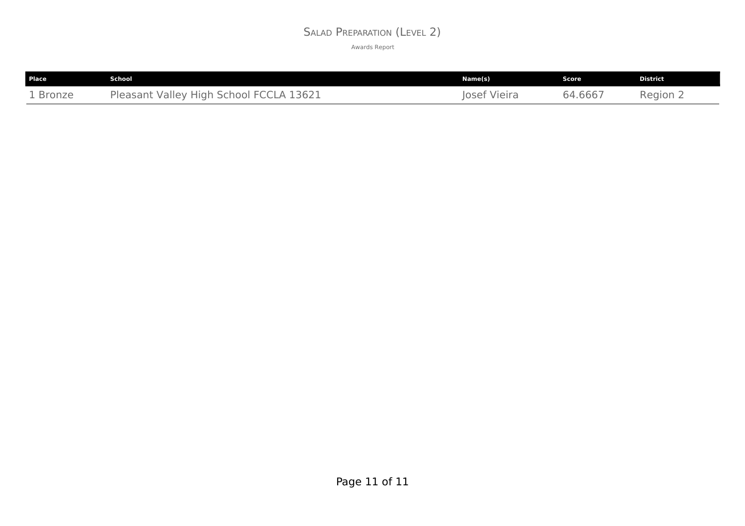# Salad Preparation (Level 2)

Awards Report

| Place | School | Name(s) | Score | District |
|---|---|---|---|---|
| 1 Bronze | Pleasant Valley High School FCCLA 13621 | Josef Vieira | 64.6667 | Region 2 |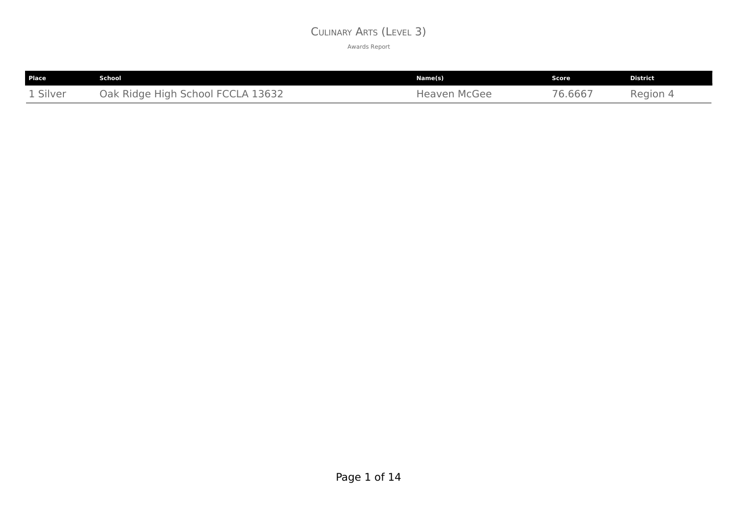# Culinary Arts (Level 3)

Awards Report

| Place | School | Name(s) | Score | District |
|---|---|---|---|---|
| 1 Silver | Oak Ridge High School FCCLA 13632 | Heaven McGee | 76.6667 | Region 4 |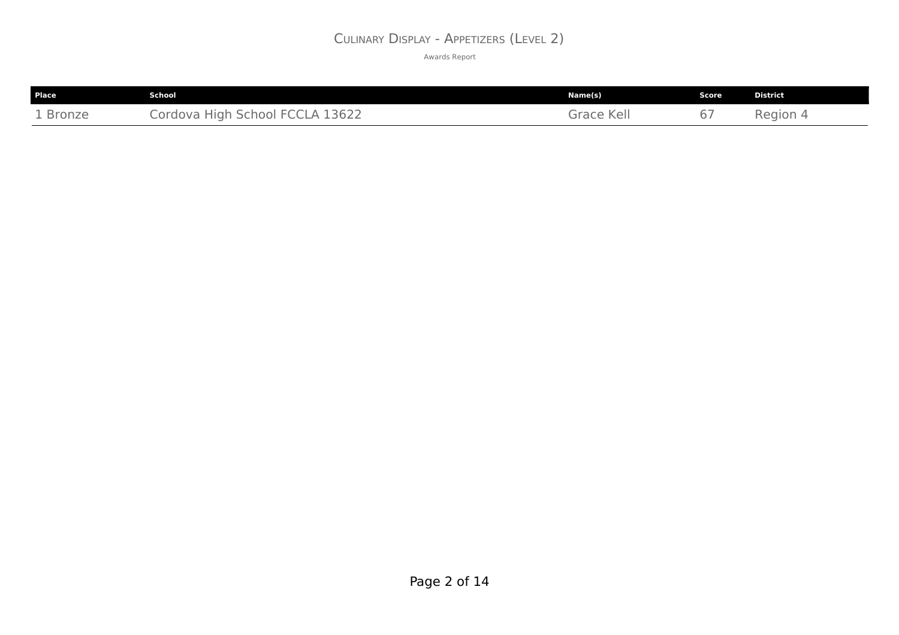# Culinary Display - Appetizers (Level 2)

Awards Report

| Place | School | Name(s) | Score | District |
|---|---|---|---|---|
| 1 Bronze | Cordova High School FCCLA 13622 | Grace Kell | 67 | Region 4 |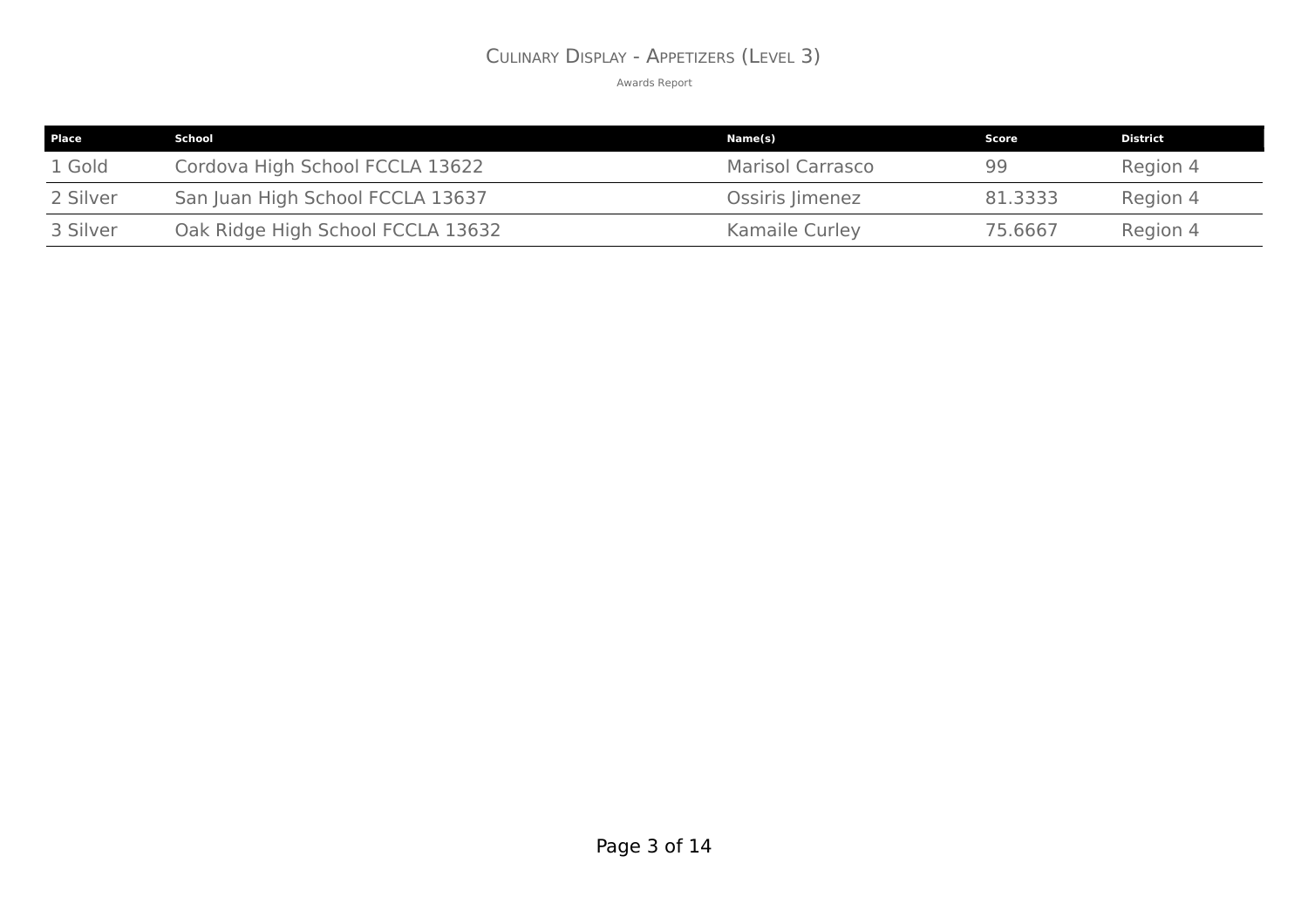# Culinary Display - Appetizers (Level 3)

Awards Report

| Place | School | Name(s) | Score | District |
|---|---|---|---|---|
| 1 Gold | Cordova High School FCCLA 13622 | Marisol Carrasco | 99 | Region 4 |
| 2 Silver | San Juan High School FCCLA 13637 | Ossiris Jimenez | 81.3333 | Region 4 |
| 3 Silver | Oak Ridge High School FCCLA 13632 | Kamaile Curley | 75.6667 | Region 4 |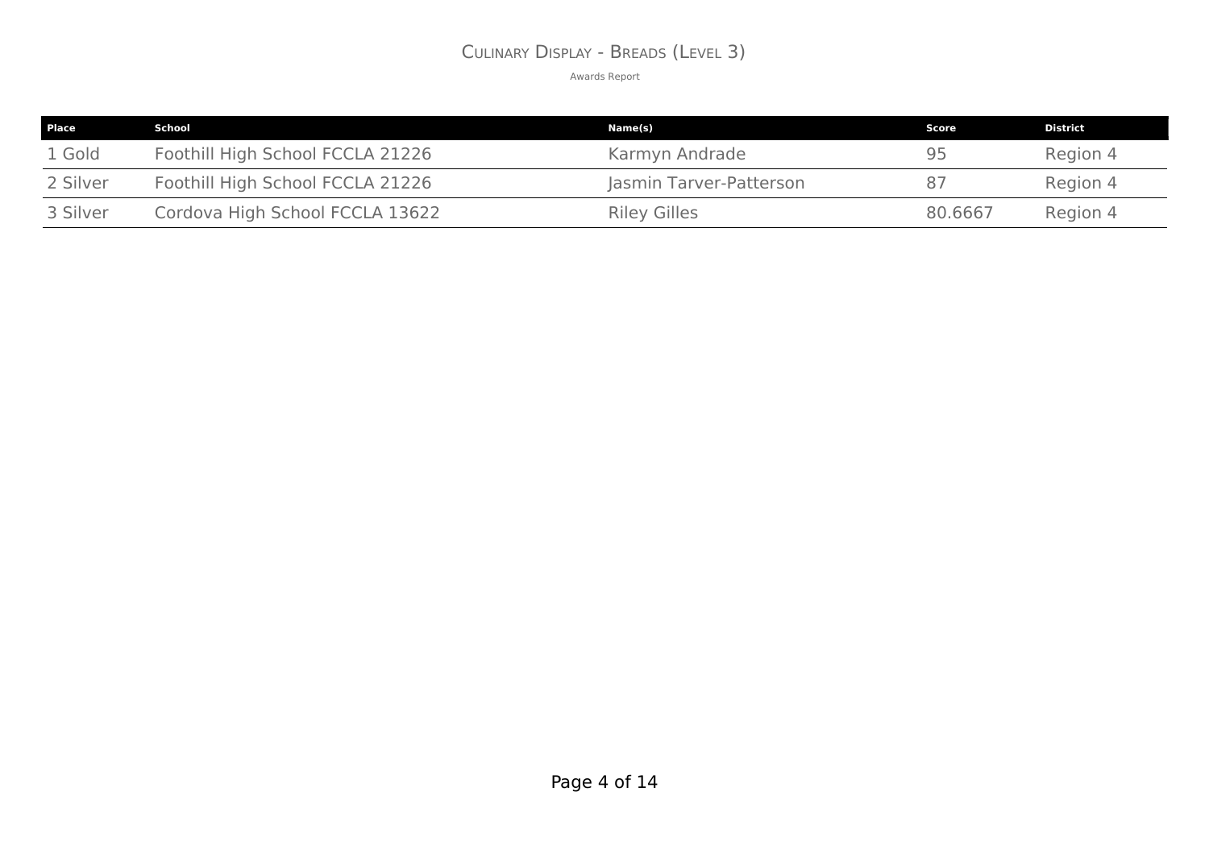# Culinary Display - Breads (Level 3)

Awards Report

| Place | School | Name(s) | Score | District |
|---|---|---|---|---|
| 1 Gold | Foothill High School FCCLA 21226 | Karmyn Andrade | 95 | Region 4 |
| 2 Silver | Foothill High School FCCLA 21226 | Jasmin Tarver-Patterson | 87 | Region 4 |
| 3 Silver | Cordova High School FCCLA 13622 | Riley Gilles | 80.6667 | Region 4 |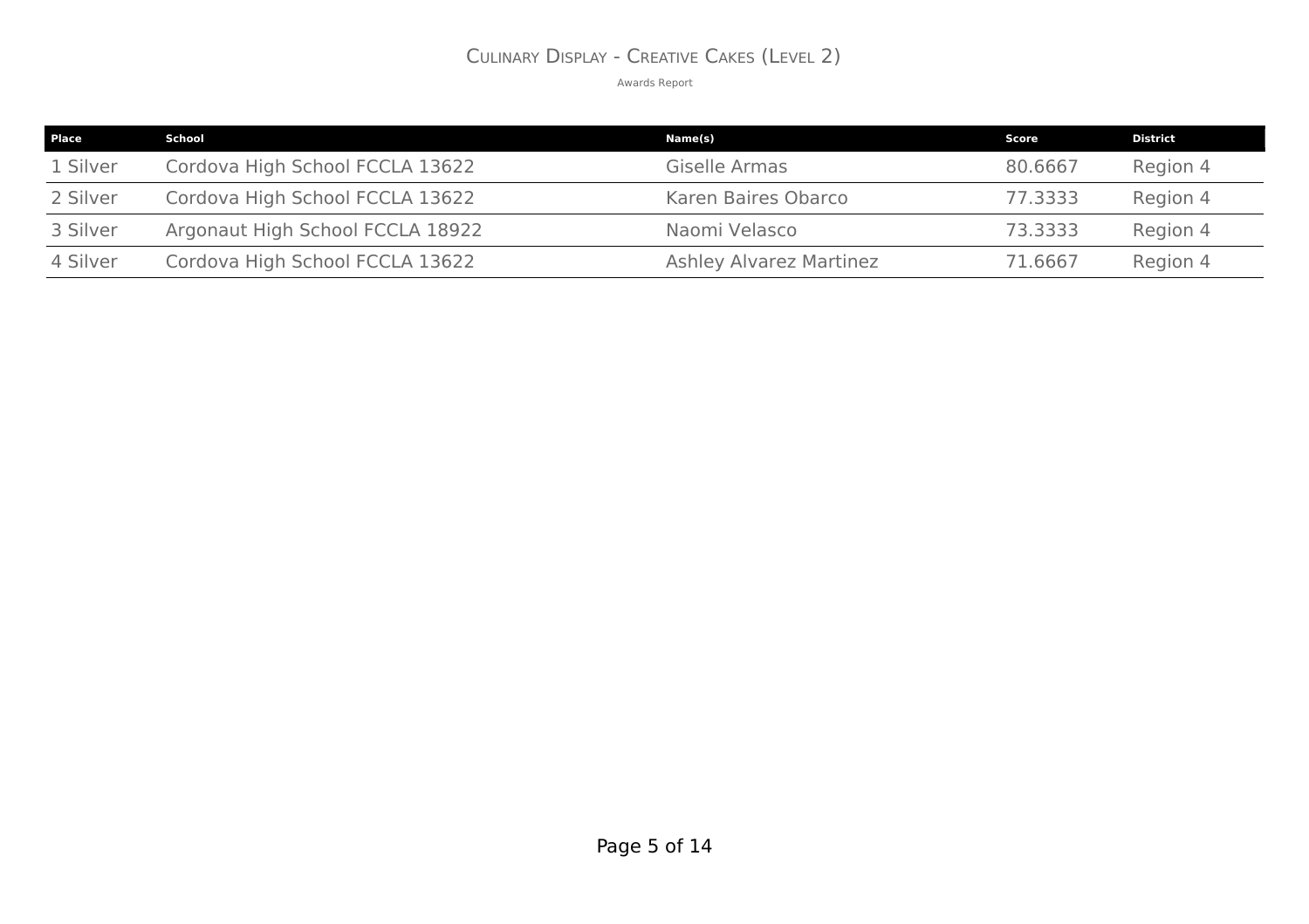# Culinary Display - Creative Cakes (Level 2)

Awards Report

| Place | School | Name(s) | Score | District |
|---|---|---|---|---|
| 1 Silver | Cordova High School FCCLA 13622 | Giselle Armas | 80.6667 | Region 4 |
| 2 Silver | Cordova High School FCCLA 13622 | Karen Baires Obarco | 77.3333 | Region 4 |
| 3 Silver | Argonaut High School FCCLA 18922 | Naomi Velasco | 73.3333 | Region 4 |
| 4 Silver | Cordova High School FCCLA 13622 | Ashley Alvarez Martinez | 71.6667 | Region 4 |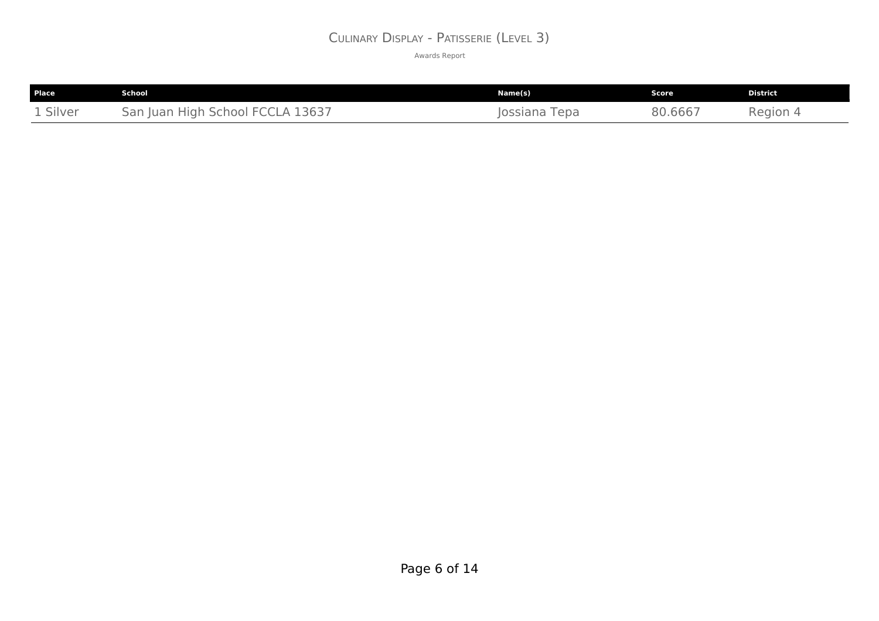# Culinary Display - Patisserie (Level 3)

Awards Report

| Place | School | Name(s) | Score | District |
|---|---|---|---|---|
| 1 Silver | San Juan High School FCCLA 13637 | Jossiana Tepa | 80.6667 | Region 4 |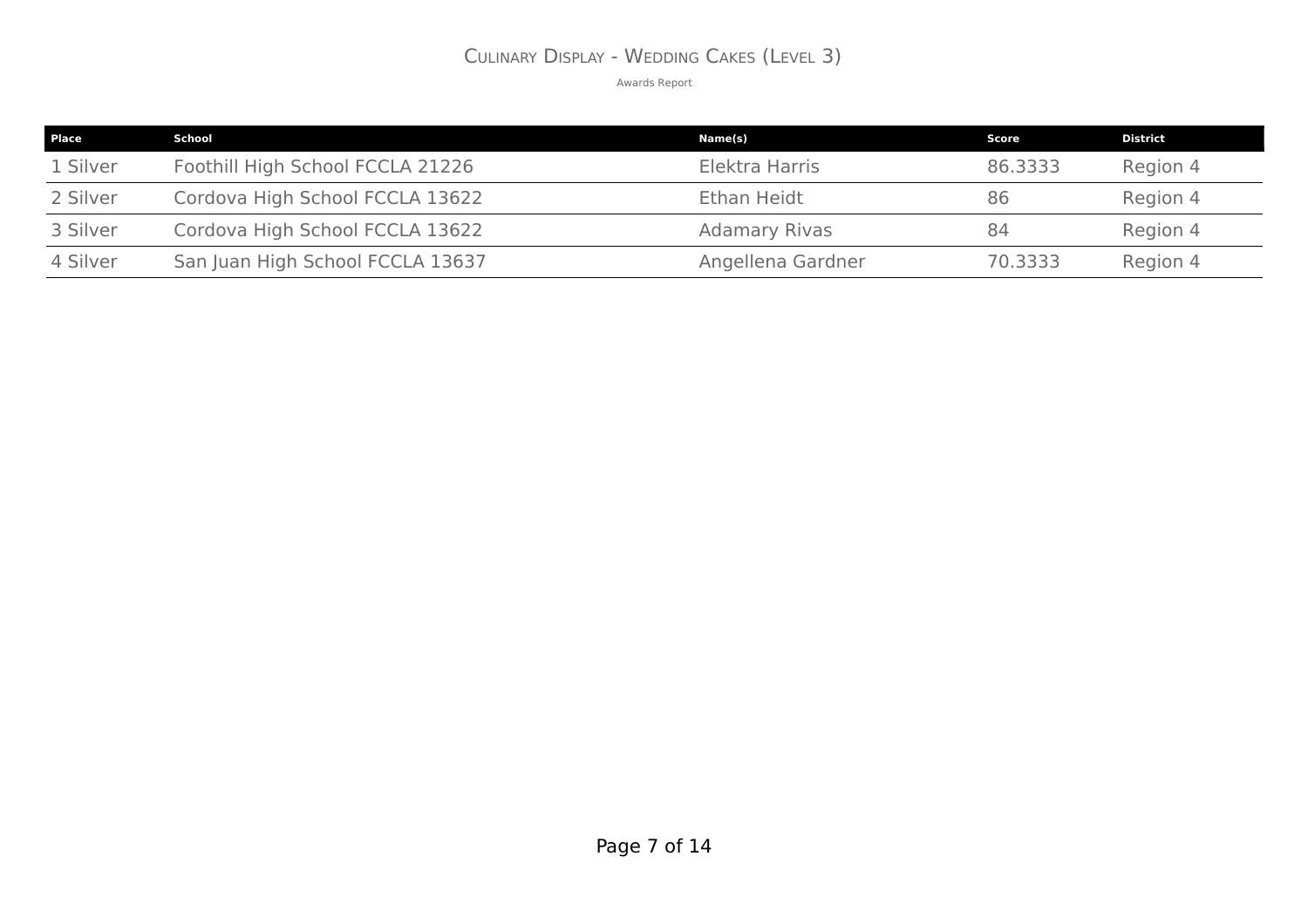# Culinary Display - Wedding Cakes (Level 3)

Awards Report

| Place | School | Name(s) | Score | District |
| --- | --- | --- | --- | --- |
| 1 Silver | Foothill High School FCCLA 21226 | Elektra Harris | 86.3333 | Region 4 |
| 2 Silver | Cordova High School FCCLA 13622 | Ethan Heidt | 86 | Region 4 |
| 3 Silver | Cordova High School FCCLA 13622 | Adamary Rivas | 84 | Region 4 |
| 4 Silver | San Juan High School FCCLA 13637 | Angellena Gardner | 70.3333 | Region 4 |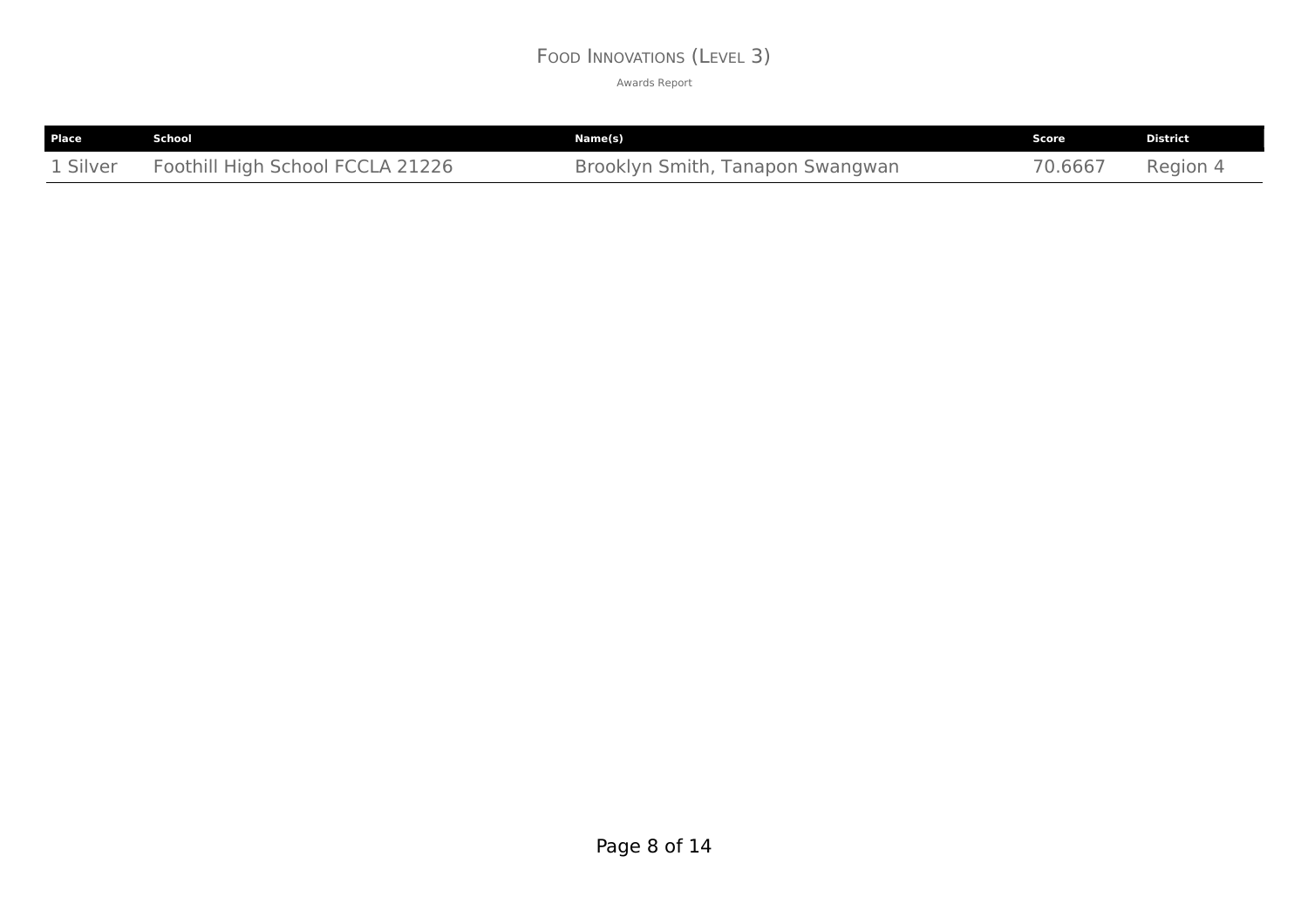# Food Innovations (Level 3)

Awards Report

| Place | School | Name(s) | Score | District |
| --- | --- | --- | --- | --- |
| 1 Silver | Foothill High School FCCLA 21226 | Brooklyn Smith, Tanapon Swangwan | 70.6667 | Region 4 |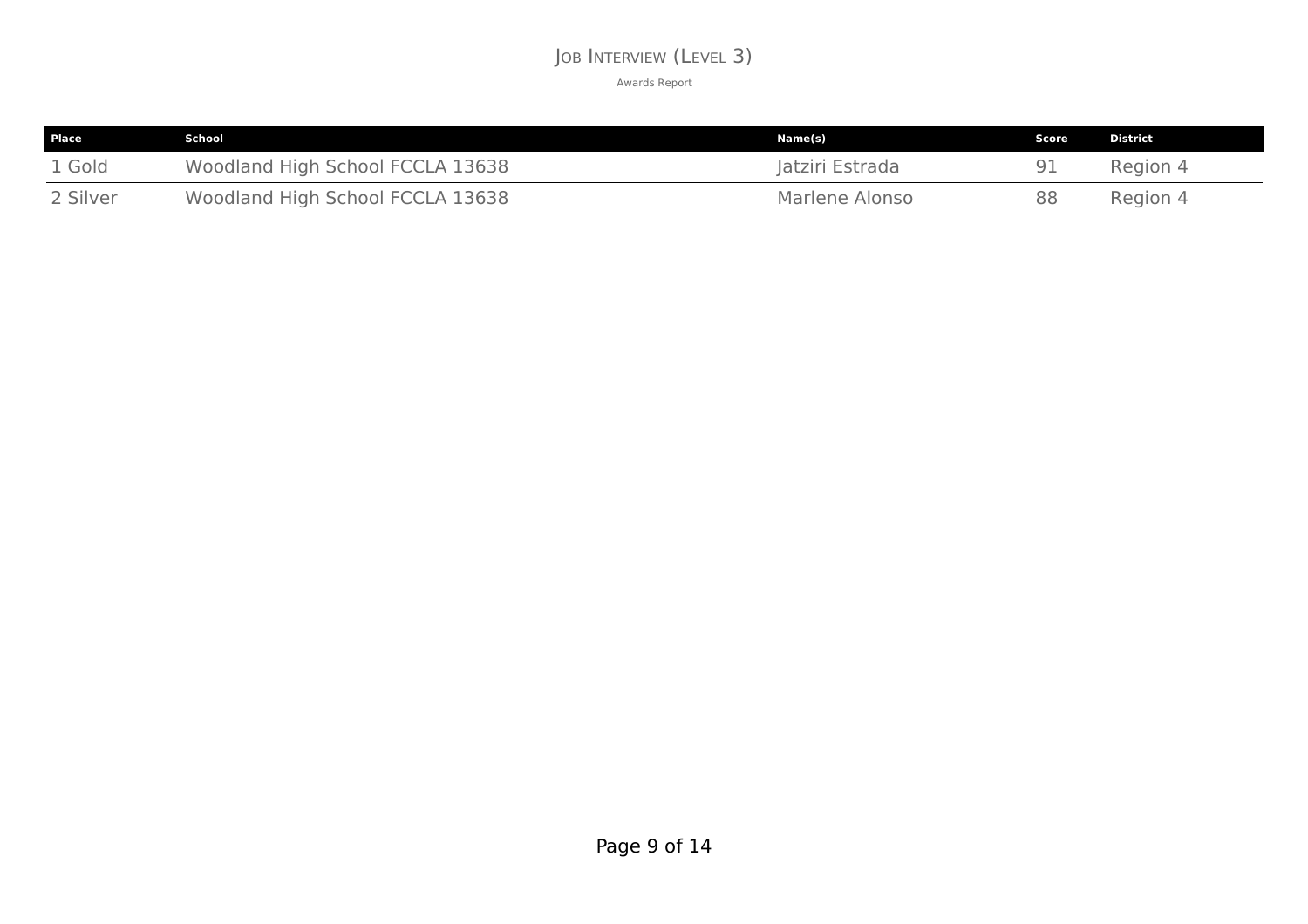# Job Interview (Level 3)

Awards Report

| Place | School | Name(s) | Score | District |
|---|---|---|---|---|
| 1 Gold | Woodland High School FCCLA 13638 | Jatziri Estrada | 91 | Region 4 |
| 2 Silver | Woodland High School FCCLA 13638 | Marlene Alonso | 88 | Region 4 |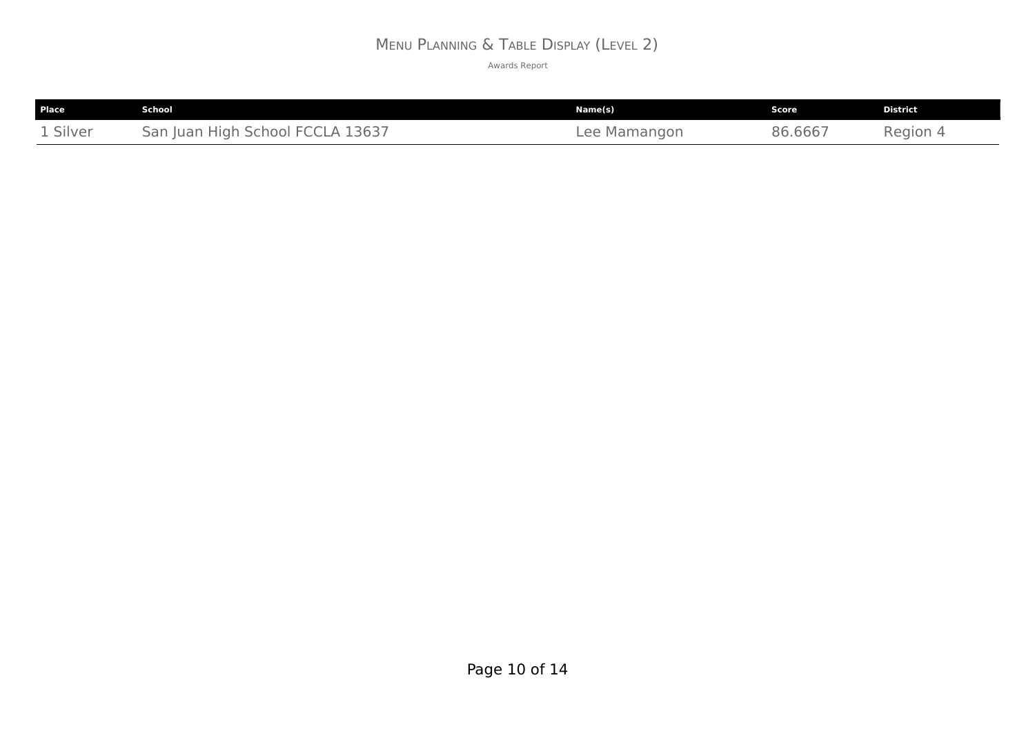# Menu Planning & Table Display (Level 2)

Awards Report

| Place | School | Name(s) | Score | District |
|---|---|---|---|---|
| 1 Silver | San Juan High School FCCLA 13637 | Lee Mamangon | 86.6667 | Region 4 |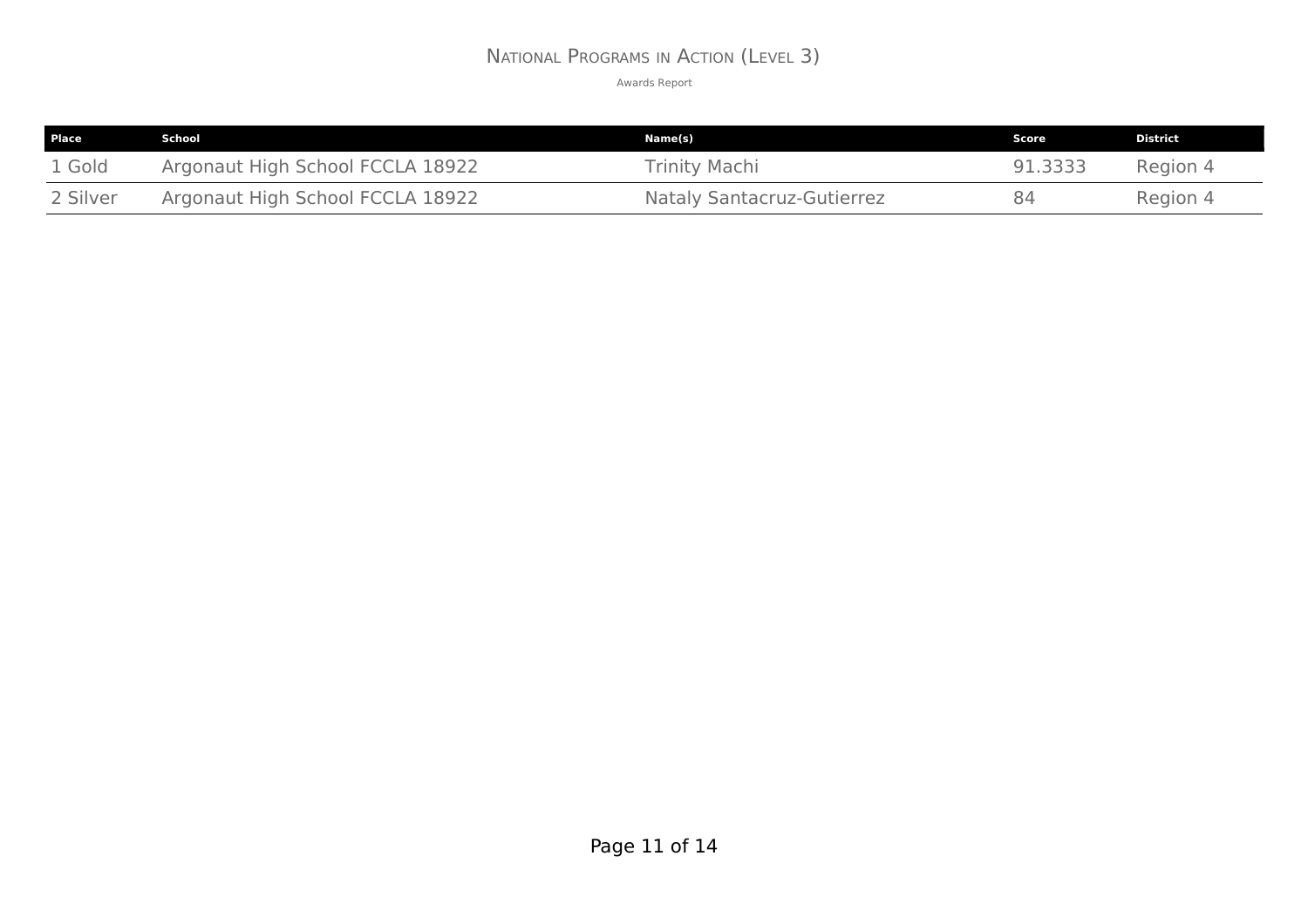# National Programs in Action (Level 3)

Awards Report

| Place | School | Name(s) | Score | District |
|---|---|---|---|---|
| 1 Gold | Argonaut High School FCCLA 18922 | Trinity Machi | 91.3333 | Region 4 |
| 2 Silver | Argonaut High School FCCLA 18922 | Nataly Santacruz-Gutierrez | 84 | Region 4 |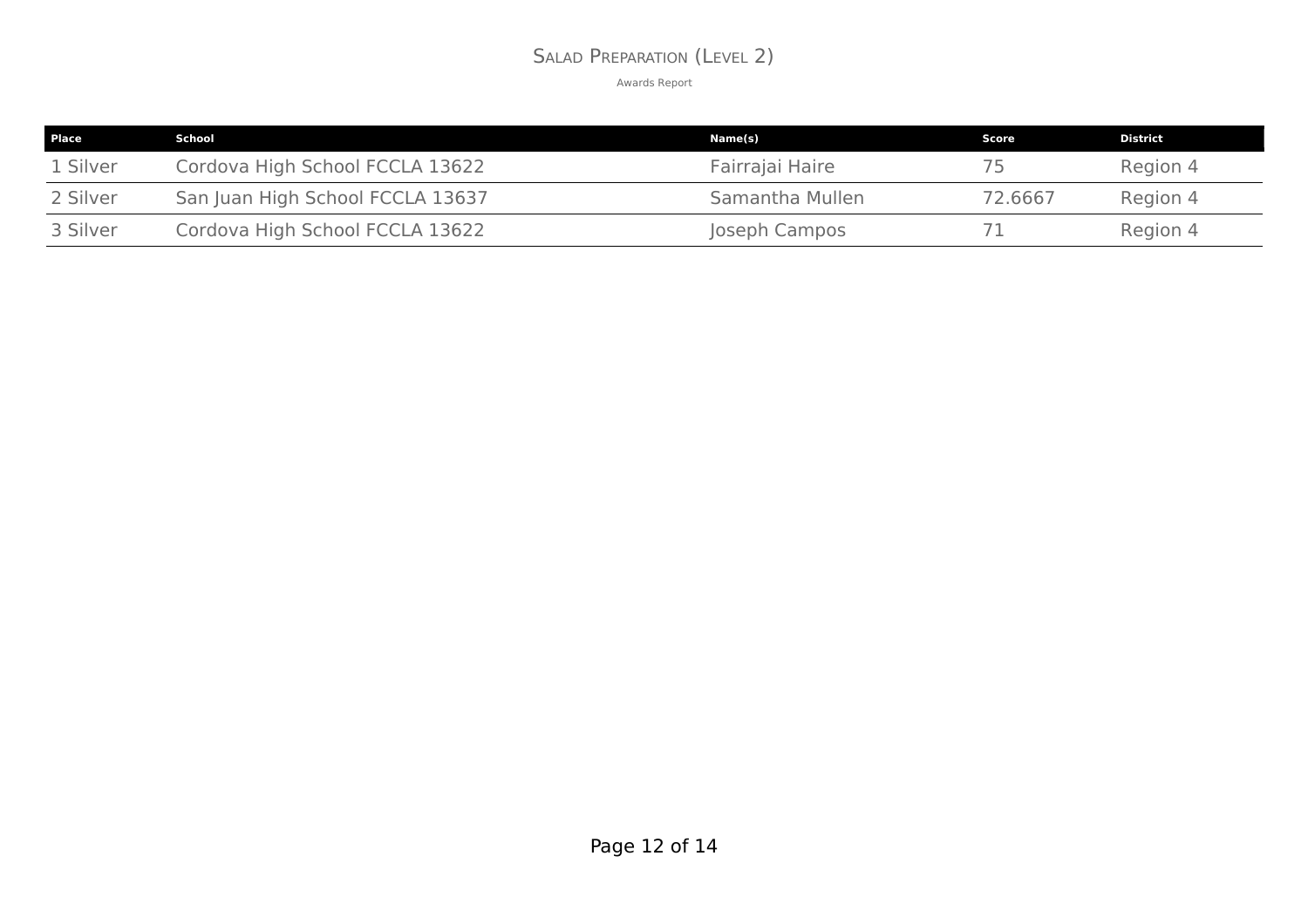# Salad Preparation (Level 2)

Awards Report

| Place | School | Name(s) | Score | District |
|---|---|---|---|---|
| 1 Silver | Cordova High School FCCLA 13622 | Fairrajai Haire | 75 | Region 4 |
| 2 Silver | San Juan High School FCCLA 13637 | Samantha Mullen | 72.6667 | Region 4 |
| 3 Silver | Cordova High School FCCLA 13622 | Joseph Campos | 71 | Region 4 |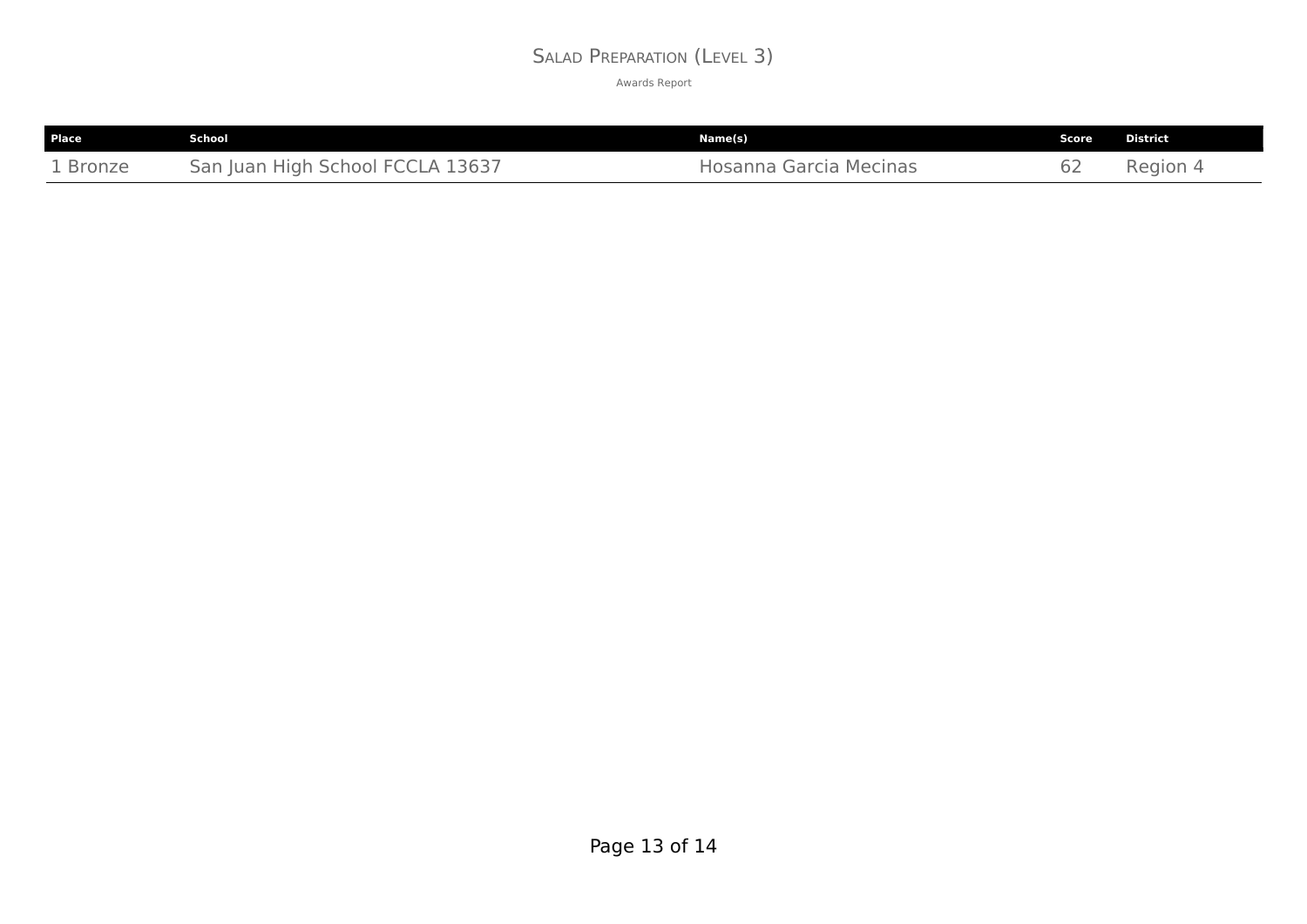# Salad Preparation (Level 3)

Awards Report

| Place | School | Name(s) | Score | District |
| --- | --- | --- | --- | --- |
| 1 Bronze | San Juan High School FCCLA 13637 | Hosanna Garcia Mecinas | 62 | Region 4 |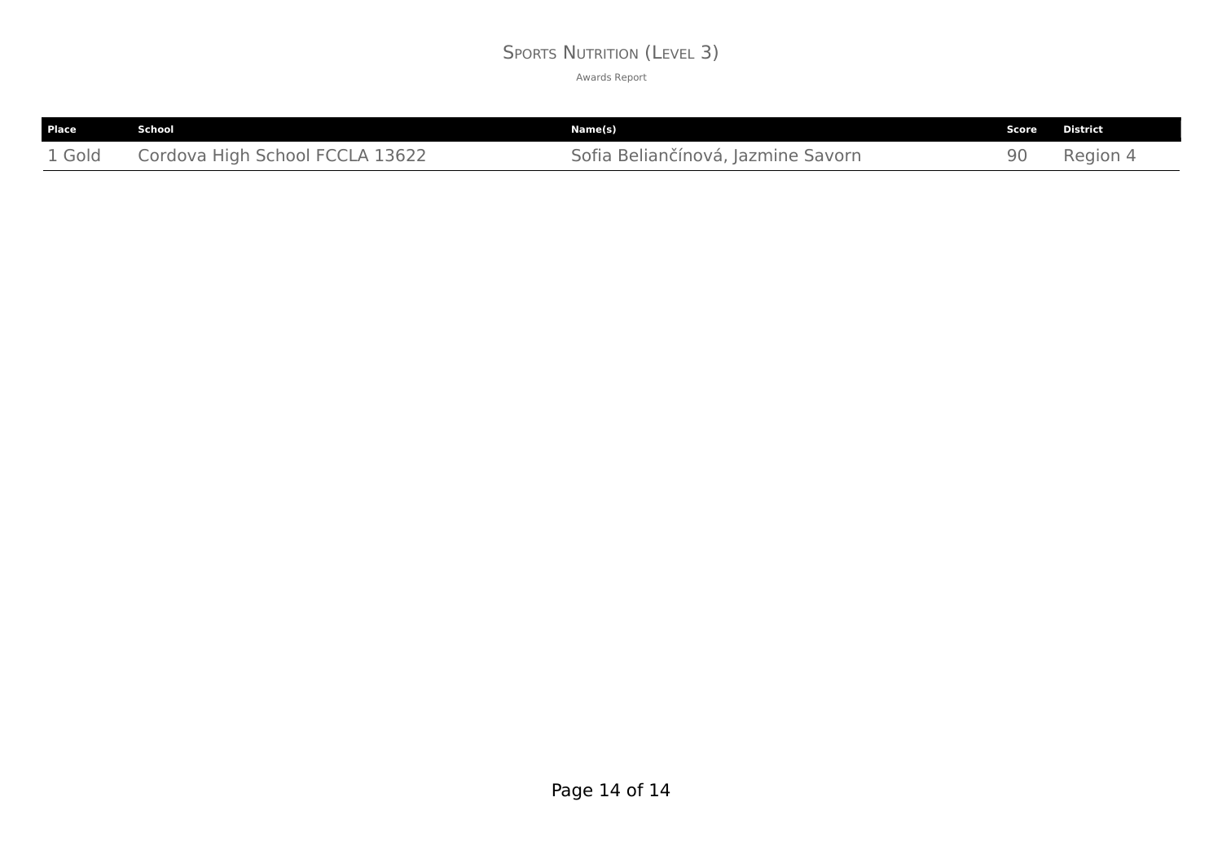# Sports Nutrition (Level 3)

Awards Report

| Place | School | Name(s) | Score | District |
|---|---|---|---|---|
| 1 Gold | Cordova High School FCCLA 13622 | Sofia Beliančínová, Jazmine Savorn | 90 | Region 4 |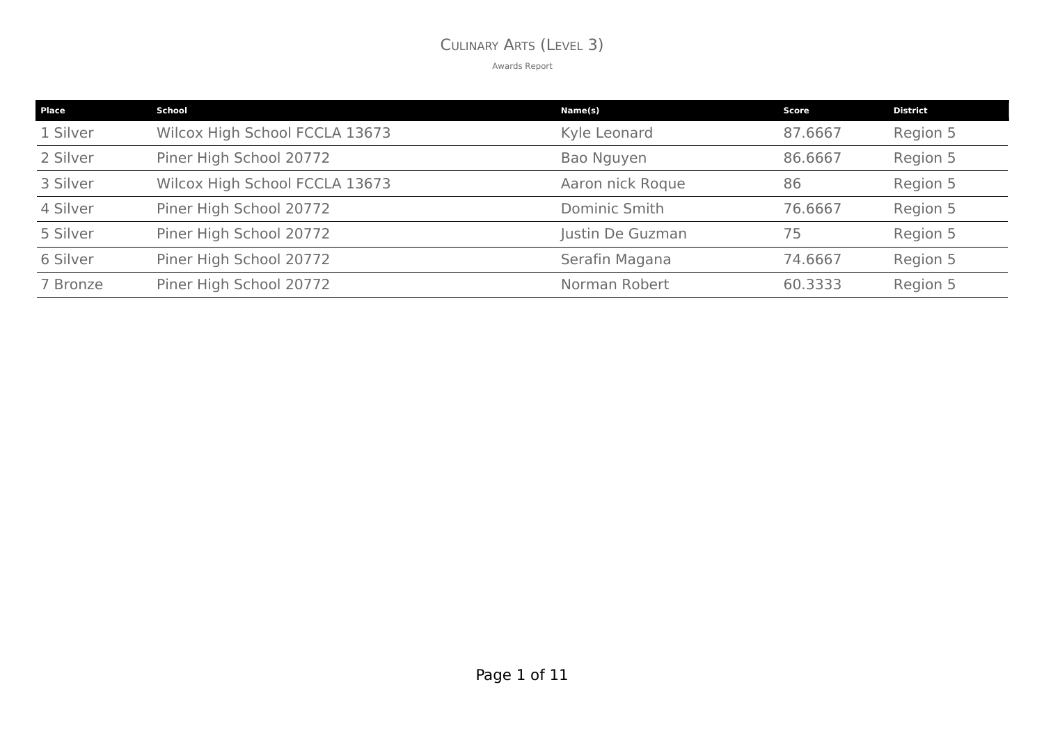# Culinary Arts (Level 3)

Awards Report

| Place | School | Name(s) | Score | District |
| --- | --- | --- | --- | --- |
| 1 Silver | Wilcox High School FCCLA 13673 | Kyle Leonard | 87.6667 | Region 5 |
| 2 Silver | Piner High School 20772 | Bao Nguyen | 86.6667 | Region 5 |
| 3 Silver | Wilcox High School FCCLA 13673 | Aaron nick Roque | 86 | Region 5 |
| 4 Silver | Piner High School 20772 | Dominic Smith | 76.6667 | Region 5 |
| 5 Silver | Piner High School 20772 | Justin De Guzman | 75 | Region 5 |
| 6 Silver | Piner High School 20772 | Serafin Magana | 74.6667 | Region 5 |
| 7 Bronze | Piner High School 20772 | Norman Robert | 60.3333 | Region 5 |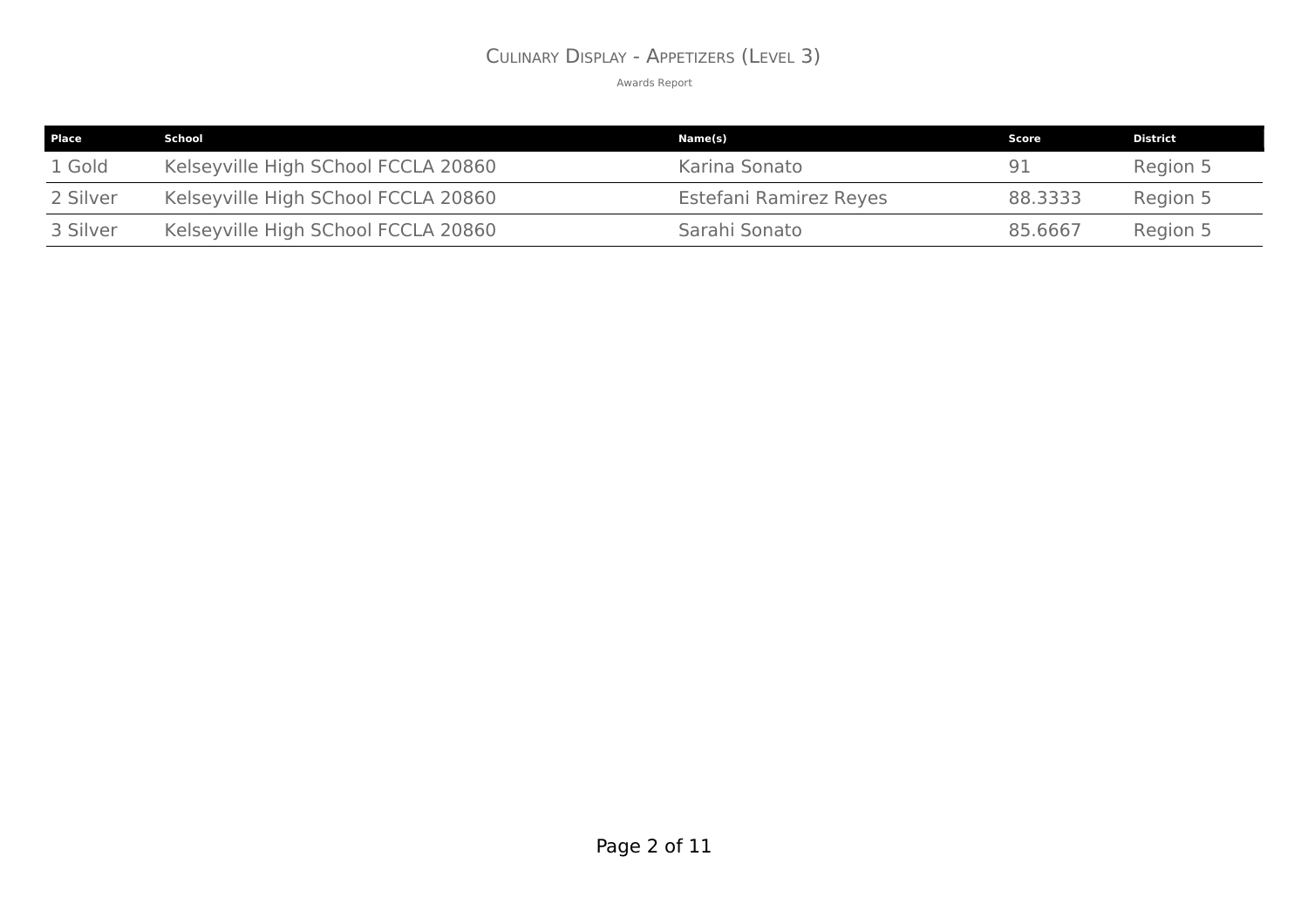# Culinary Display - Appetizers (Level 3)

Awards Report

| Place | School | Name(s) | Score | District |
|---|---|---|---|---|
| 1 Gold | Kelseyville High SChool FCCLA 20860 | Karina Sonato | 91 | Region 5 |
| 2 Silver | Kelseyville High SChool FCCLA 20860 | Estefani Ramirez Reyes | 88.3333 | Region 5 |
| 3 Silver | Kelseyville High SChool FCCLA 20860 | Sarahi Sonato | 85.6667 | Region 5 |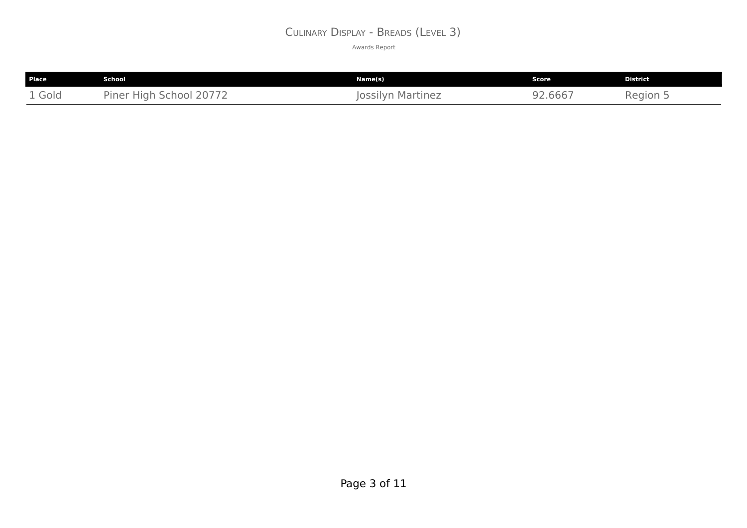# Culinary Display - Breads (Level 3)

Awards Report

| Place | School | Name(s) | Score | District |
|---|---|---|---|---|
| 1 Gold | Piner High School 20772 | Jossilyn Martinez | 92.6667 | Region 5 |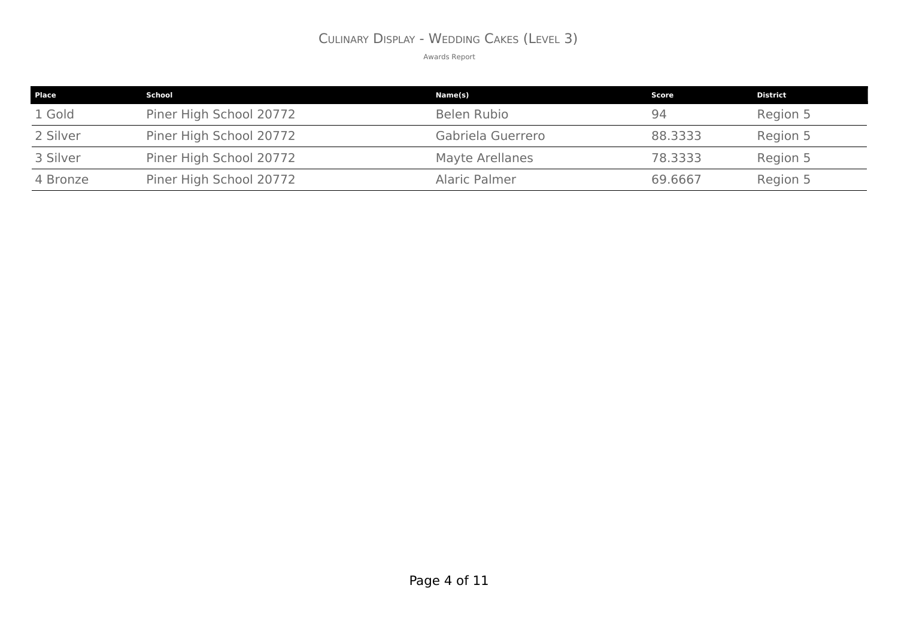# Culinary Display - Wedding Cakes (Level 3)

Awards Report

| Place | School | Name(s) | Score | District |
|---|---|---|---|---|
| 1 Gold | Piner High School 20772 | Belen Rubio | 94 | Region 5 |
| 2 Silver | Piner High School 20772 | Gabriela Guerrero | 88.3333 | Region 5 |
| 3 Silver | Piner High School 20772 | Mayte Arellanes | 78.3333 | Region 5 |
| 4 Bronze | Piner High School 20772 | Alaric Palmer | 69.6667 | Region 5 |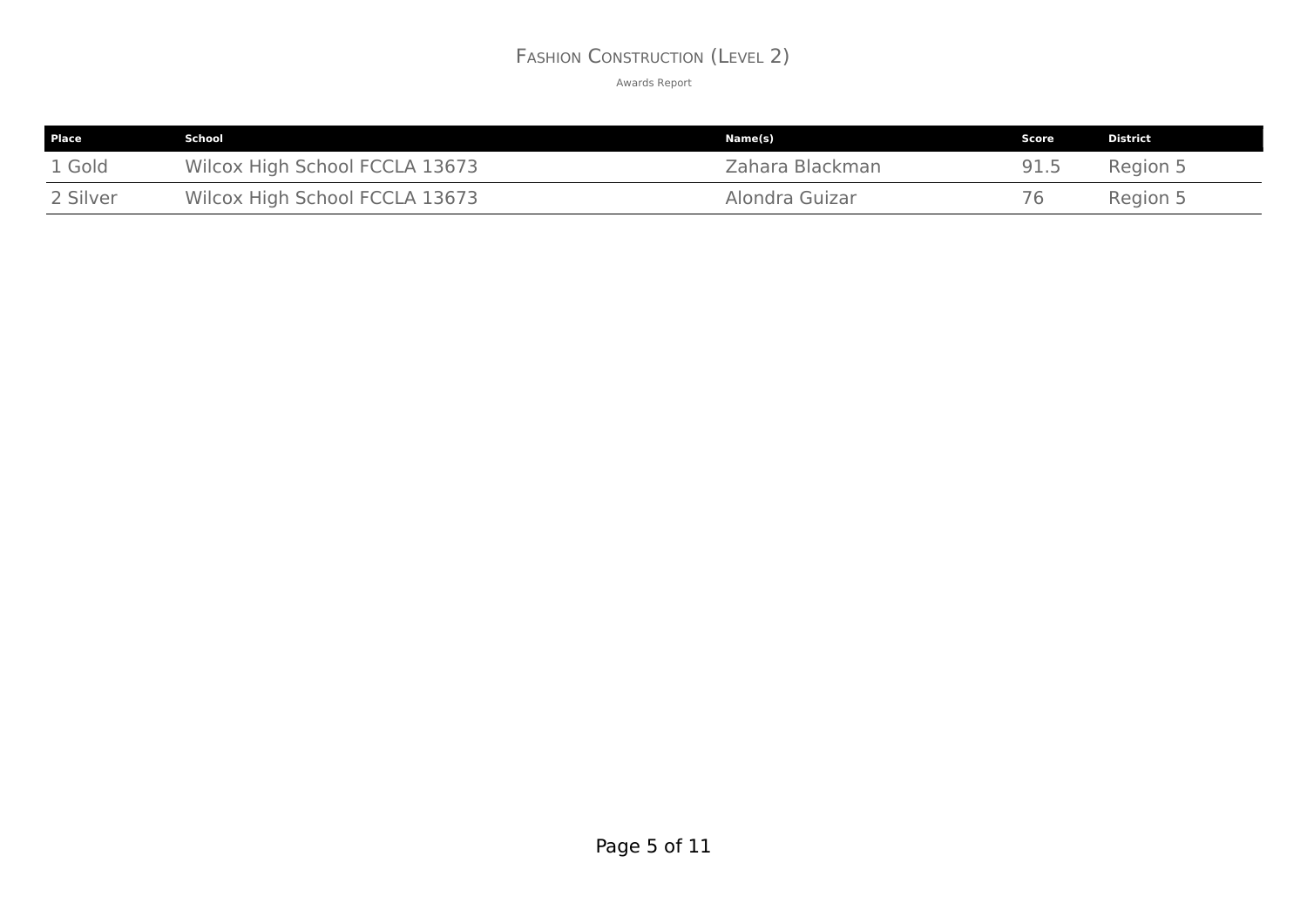# Fashion Construction (Level 2)

Awards Report

| Place | School | Name(s) | Score | District |
| --- | --- | --- | --- | --- |
| 1 Gold | Wilcox High School FCCLA 13673 | Zahara Blackman | 91.5 | Region 5 |
| 2 Silver | Wilcox High School FCCLA 13673 | Alondra Guizar | 76 | Region 5 |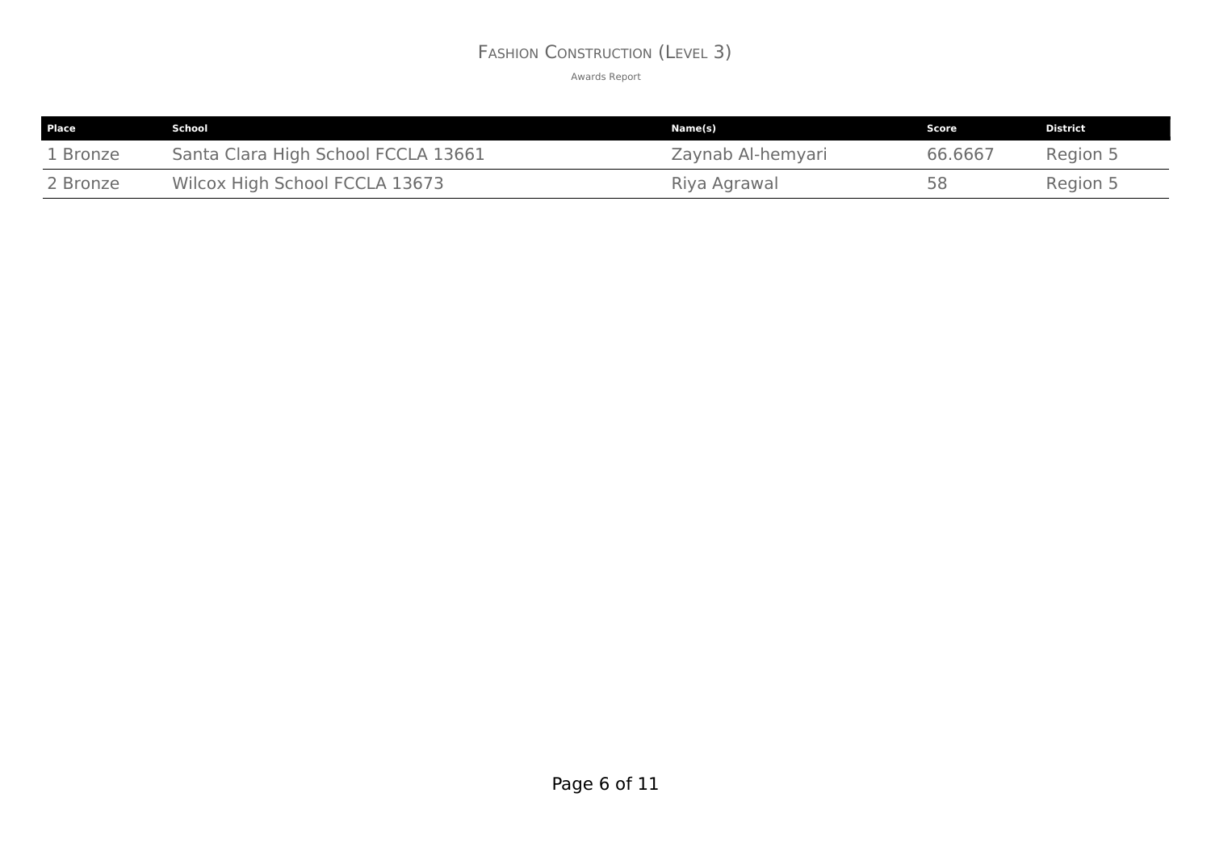# Fashion Construction (Level 3)

Awards Report

| Place | School | Name(s) | Score | District |
|---|---|---|---|---|
| 1 Bronze | Santa Clara High School FCCLA 13661 | Zaynab Al-hemyari | 66.6667 | Region 5 |
| 2 Bronze | Wilcox High School FCCLA 13673 | Riya Agrawal | 58 | Region 5 |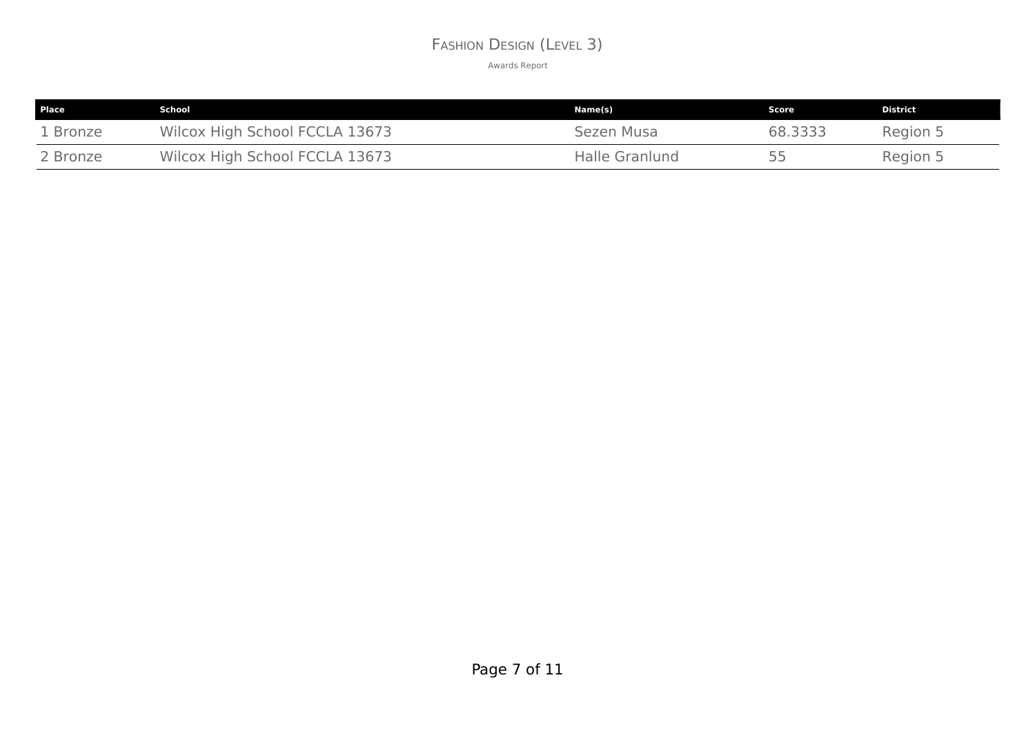# Fashion Design (Level 3)

Awards Report

| Place | School | Name(s) | Score | District |
| --- | --- | --- | --- | --- |
| 1 Bronze | Wilcox High School FCCLA 13673 | Sezen Musa | 68.3333 | Region 5 |
| 2 Bronze | Wilcox High School FCCLA 13673 | Halle Granlund | 55 | Region 5 |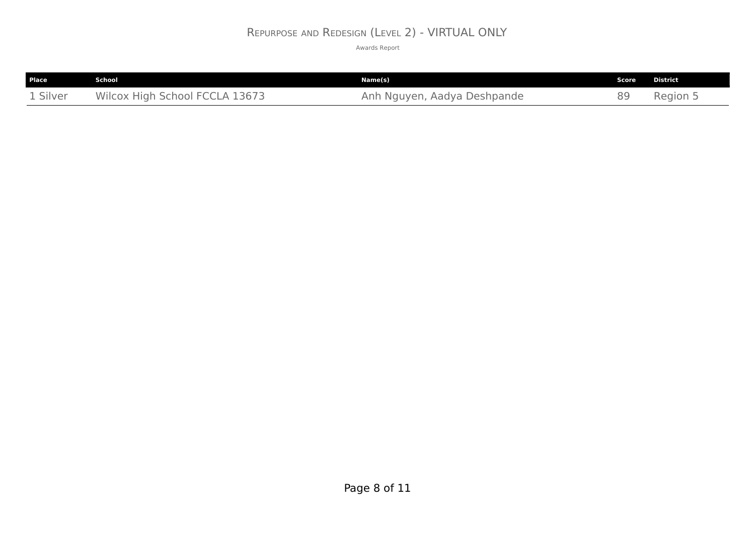# Repurpose and Redesign (Level 2) - VIRTUAL ONLY

Awards Report

| Place | School | Name(s) | Score | District |
| --- | --- | --- | --- | --- |
| 1 Silver | Wilcox High School FCCLA 13673 | Anh Nguyen, Aadya Deshpande | 89 | Region 5 |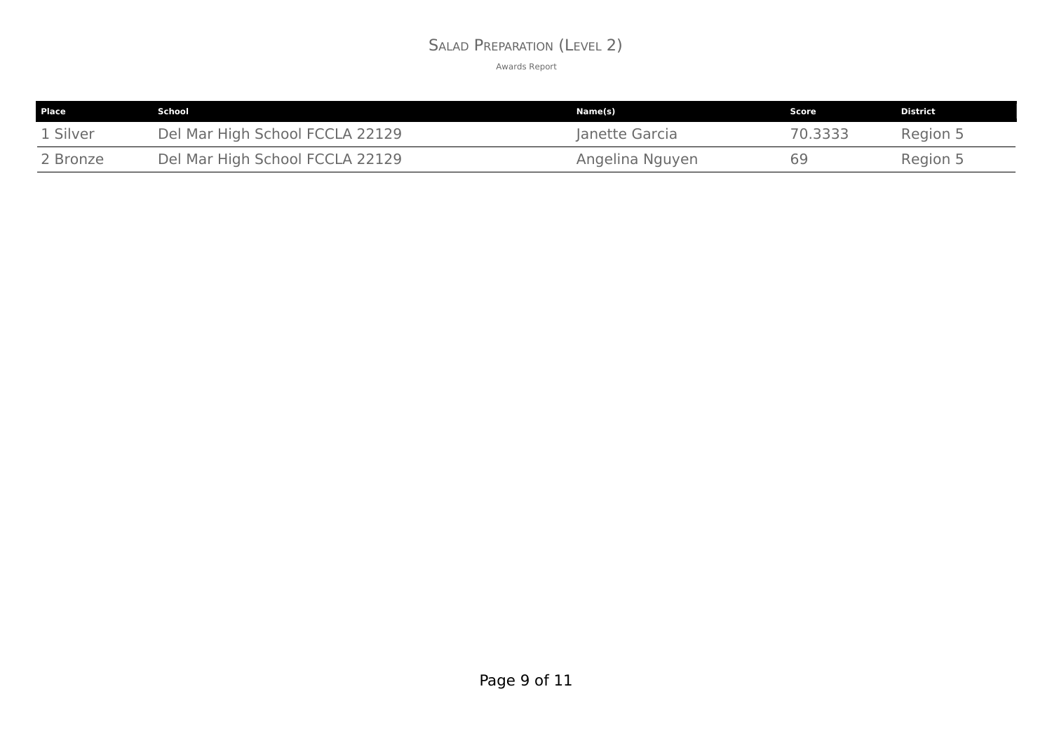# Salad Preparation (Level 2)

Awards Report

| Place | School | Name(s) | Score | District |
|---|---|---|---|---|
| 1 Silver | Del Mar High School FCCLA 22129 | Janette Garcia | 70.3333 | Region 5 |
| 2 Bronze | Del Mar High School FCCLA 22129 | Angelina Nguyen | 69 | Region 5 |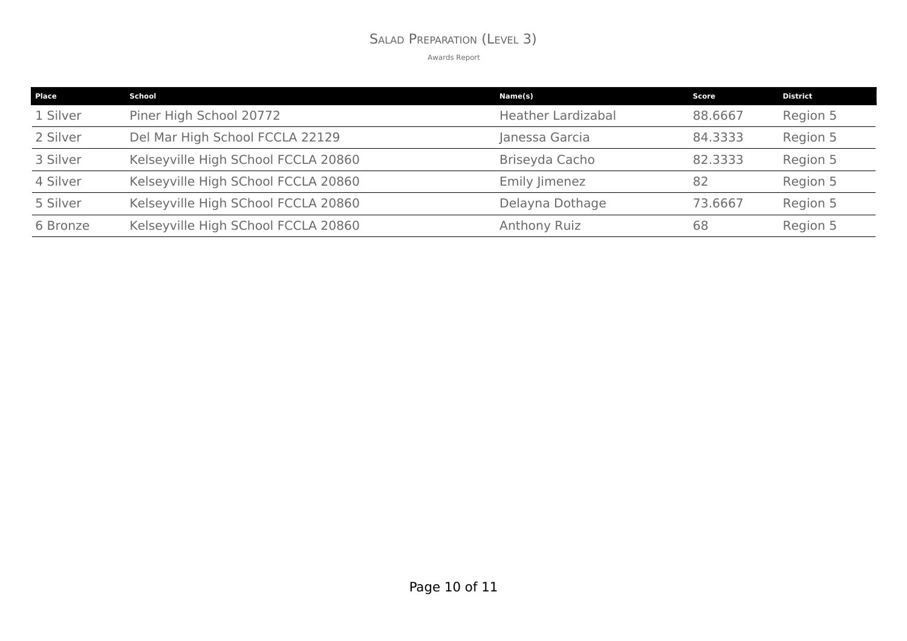# Salad Preparation (Level 3)

Awards Report

| Place | School | Name(s) | Score | District |
|---|---|---|---|---|
| 1 Silver | Piner High School 20772 | Heather Lardizabal | 88.6667 | Region 5 |
| 2 Silver | Del Mar High School FCCLA 22129 | Janessa Garcia | 84.3333 | Region 5 |
| 3 Silver | Kelseyville High SChool FCCLA 20860 | Briseyda Cacho | 82.3333 | Region 5 |
| 4 Silver | Kelseyville High SChool FCCLA 20860 | Emily Jimenez | 82 | Region 5 |
| 5 Silver | Kelseyville High SChool FCCLA 20860 | Delayna Dothage | 73.6667 | Region 5 |
| 6 Bronze | Kelseyville High SChool FCCLA 20860 | Anthony Ruiz | 68 | Region 5 |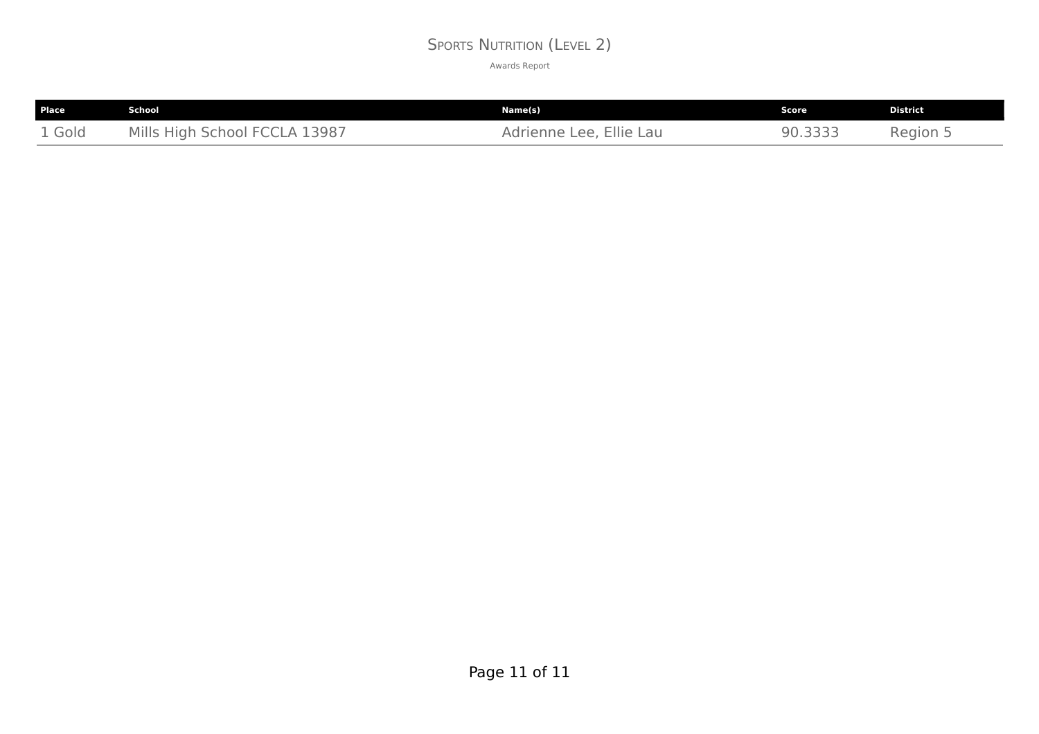# Sports Nutrition (Level 2)

Awards Report

| Place | School | Name(s) | Score | District |
|---|---|---|---|---|
| 1 Gold | Mills High School FCCLA 13987 | Adrienne Lee, Ellie Lau | 90.3333 | Region 5 |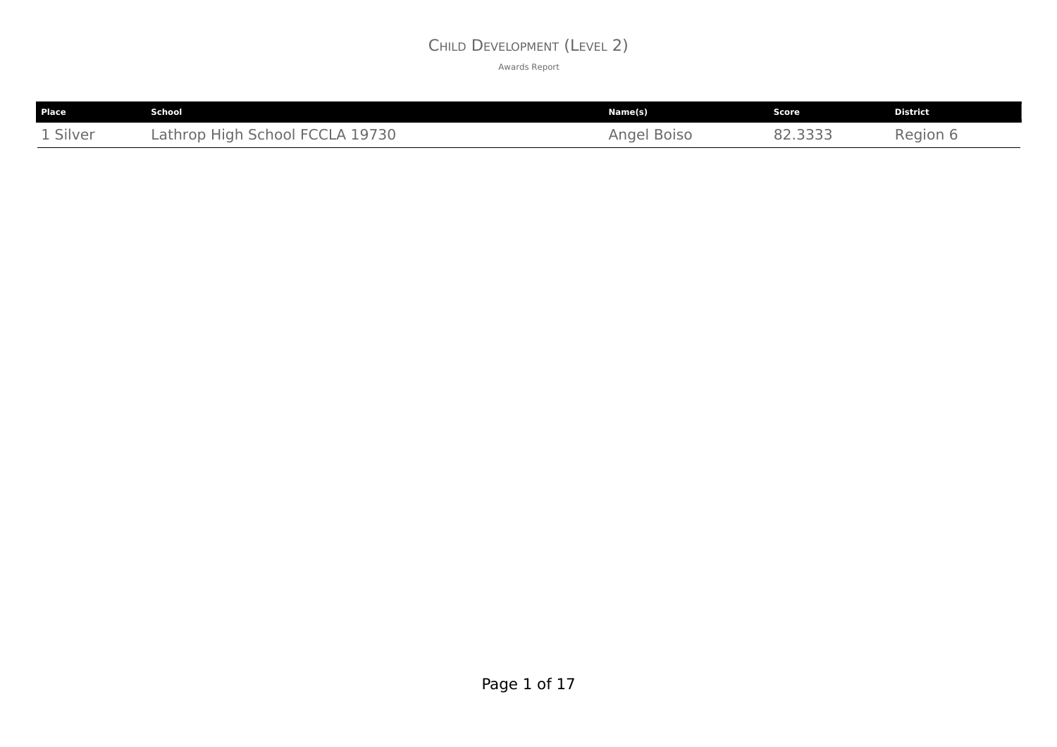# Child Development (Level 2)

Awards Report

| Place | School | Name(s) | Score | District |
| --- | --- | --- | --- | --- |
| 1 Silver | Lathrop High School FCCLA 19730 | Angel Boiso | 82.3333 | Region 6 |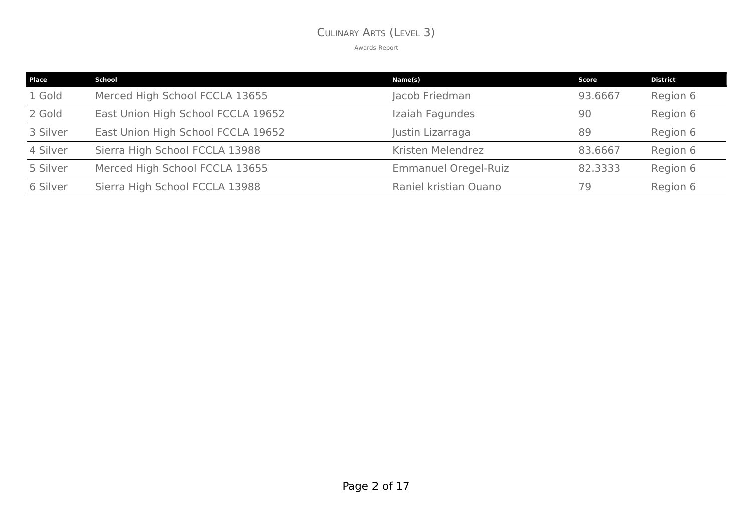# Culinary Arts (Level 3)

Awards Report

| Place | School | Name(s) | Score | District |
|---|---|---|---|---|
| 1 Gold | Merced High School FCCLA 13655 | Jacob Friedman | 93.6667 | Region 6 |
| 2 Gold | East Union High School FCCLA 19652 | Izaiah Fagundes | 90 | Region 6 |
| 3 Silver | East Union High School FCCLA 19652 | Justin Lizarraga | 89 | Region 6 |
| 4 Silver | Sierra High School FCCLA 13988 | Kristen Melendrez | 83.6667 | Region 6 |
| 5 Silver | Merced High School FCCLA 13655 | Emmanuel Oregel-Ruiz | 82.3333 | Region 6 |
| 6 Silver | Sierra High School FCCLA 13988 | Raniel kristian Ouano | 79 | Region 6 |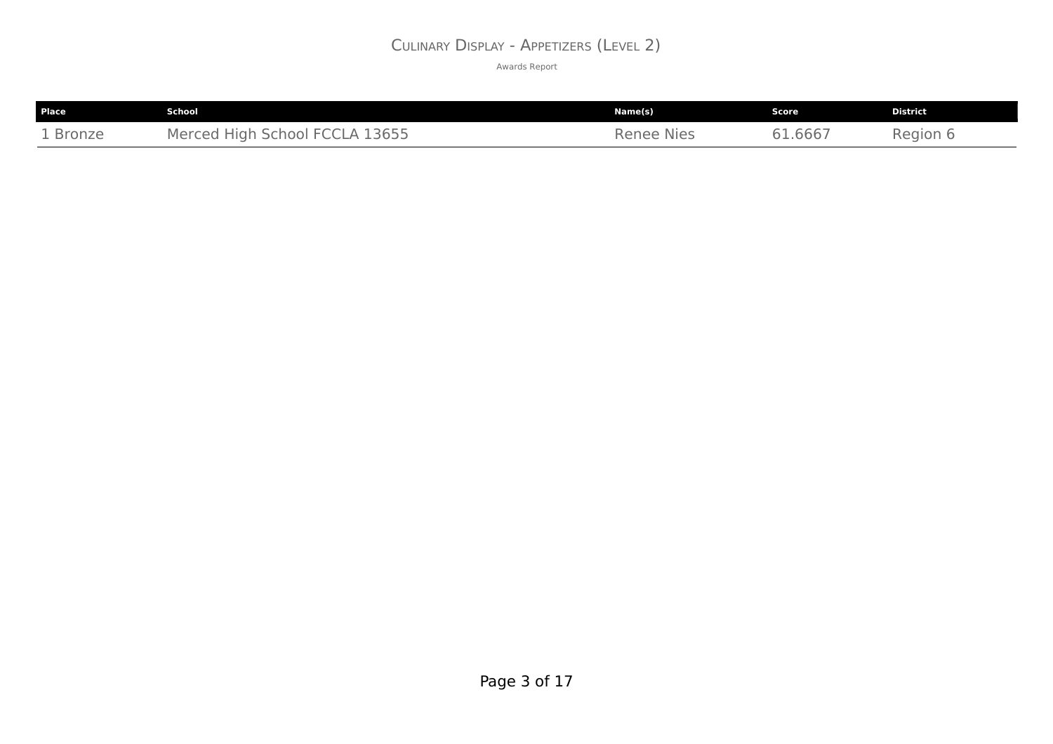# Culinary Display - Appetizers (Level 2)

Awards Report

| Place | School | Name(s) | Score | District |
|---|---|---|---|---|
| 1 Bronze | Merced High School FCCLA 13655 | Renee Nies | 61.6667 | Region 6 |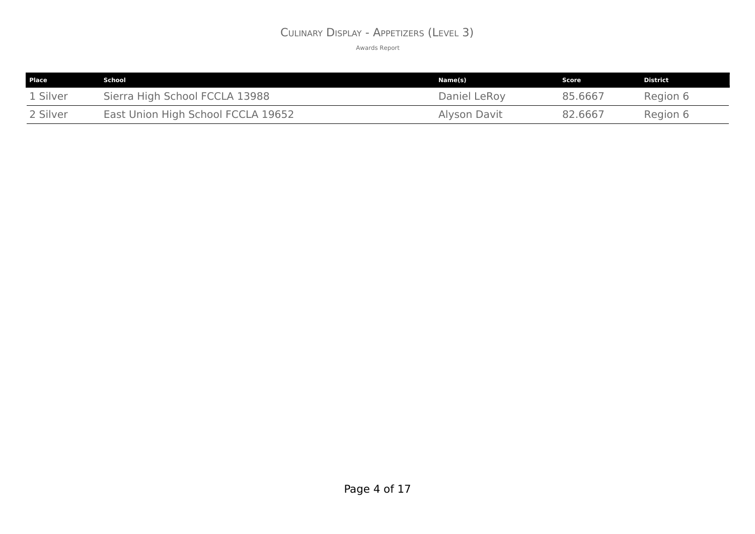# Culinary Display - Appetizers (Level 3)

Awards Report

| Place | School | Name(s) | Score | District |
|---|---|---|---|---|
| 1 Silver | Sierra High School FCCLA 13988 | Daniel LeRoy | 85.6667 | Region 6 |
| 2 Silver | East Union High School FCCLA 19652 | Alyson Davit | 82.6667 | Region 6 |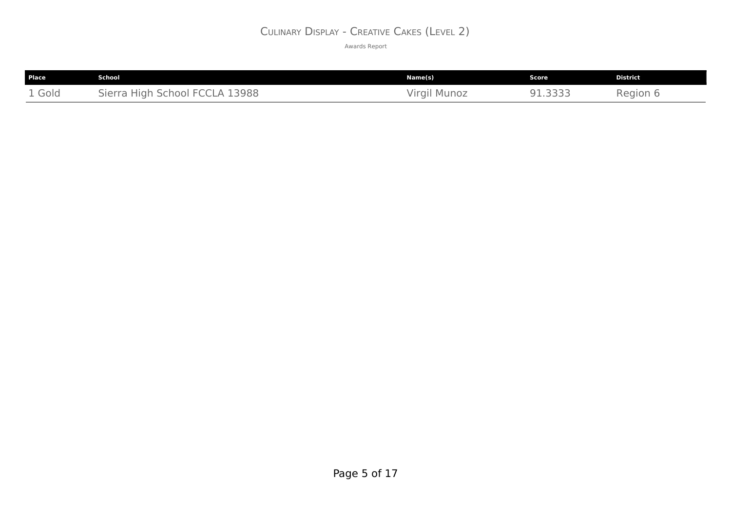# Culinary Display - Creative Cakes (Level 2)

Awards Report

| Place | School | Name(s) | Score | District |
|---|---|---|---|---|
| 1 Gold | Sierra High School FCCLA 13988 | Virgil Munoz | 91.3333 | Region 6 |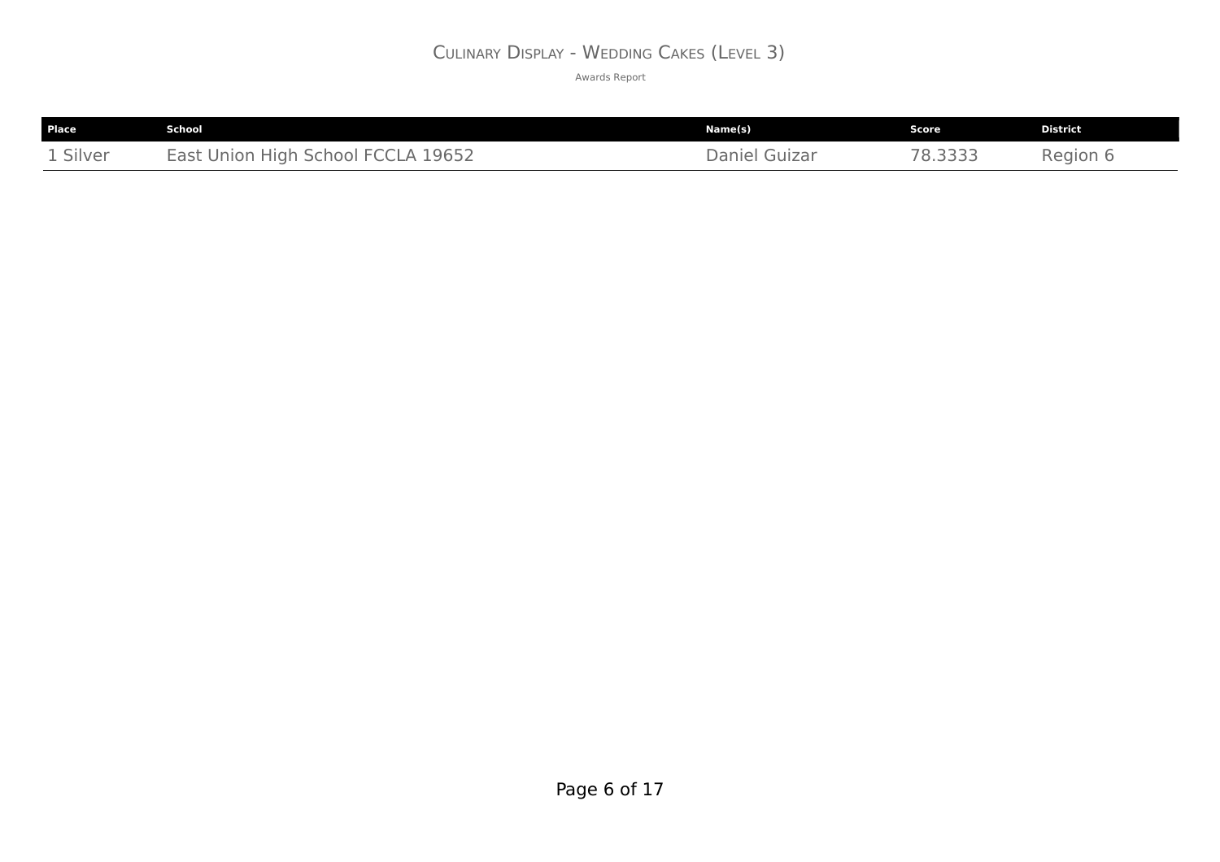# Culinary Display - Wedding Cakes (Level 3)

Awards Report

| Place | School | Name(s) | Score | District |
| --- | --- | --- | --- | --- |
| 1 Silver | East Union High School FCCLA 19652 | Daniel Guizar | 78.3333 | Region 6 |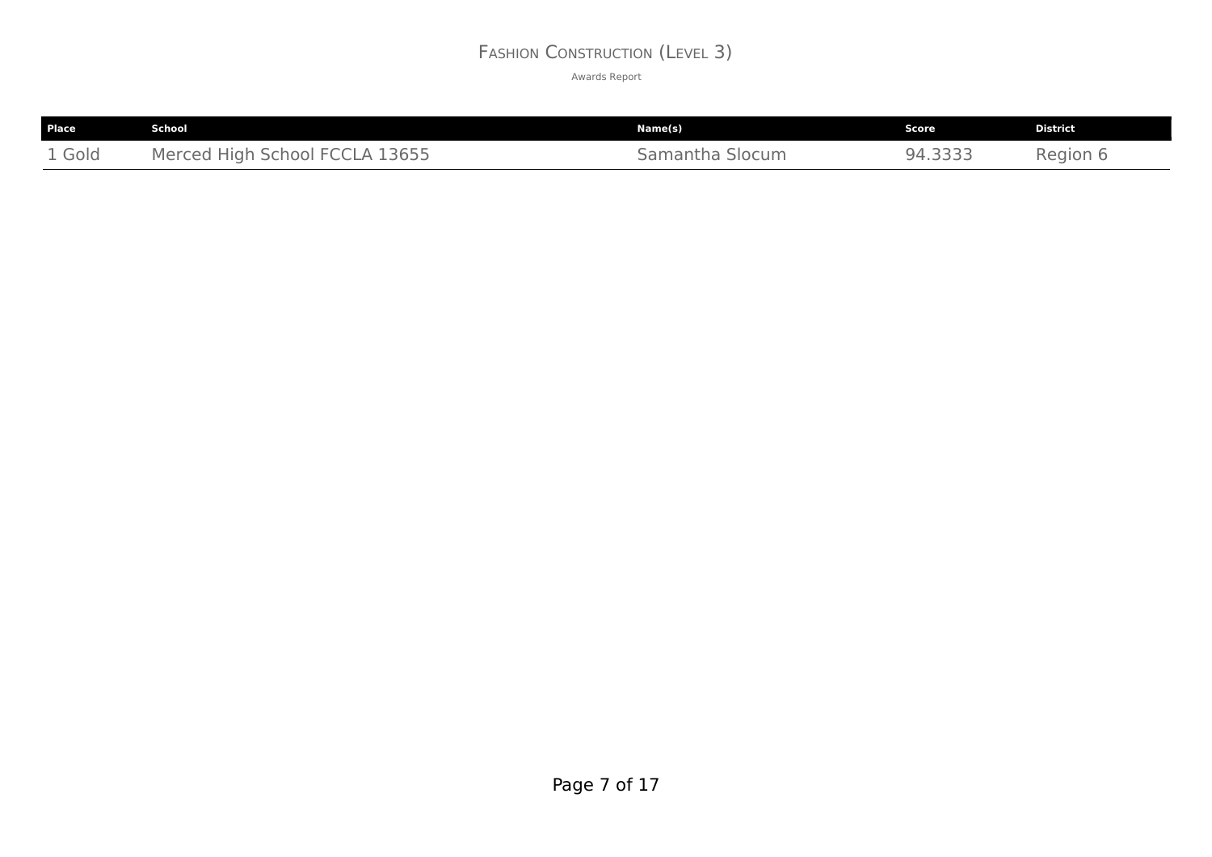# Fashion Construction (Level 3)

Awards Report

| Place | School | Name(s) | Score | District |
|---|---|---|---|---|
| 1 Gold | Merced High School FCCLA 13655 | Samantha Slocum | 94.3333 | Region 6 |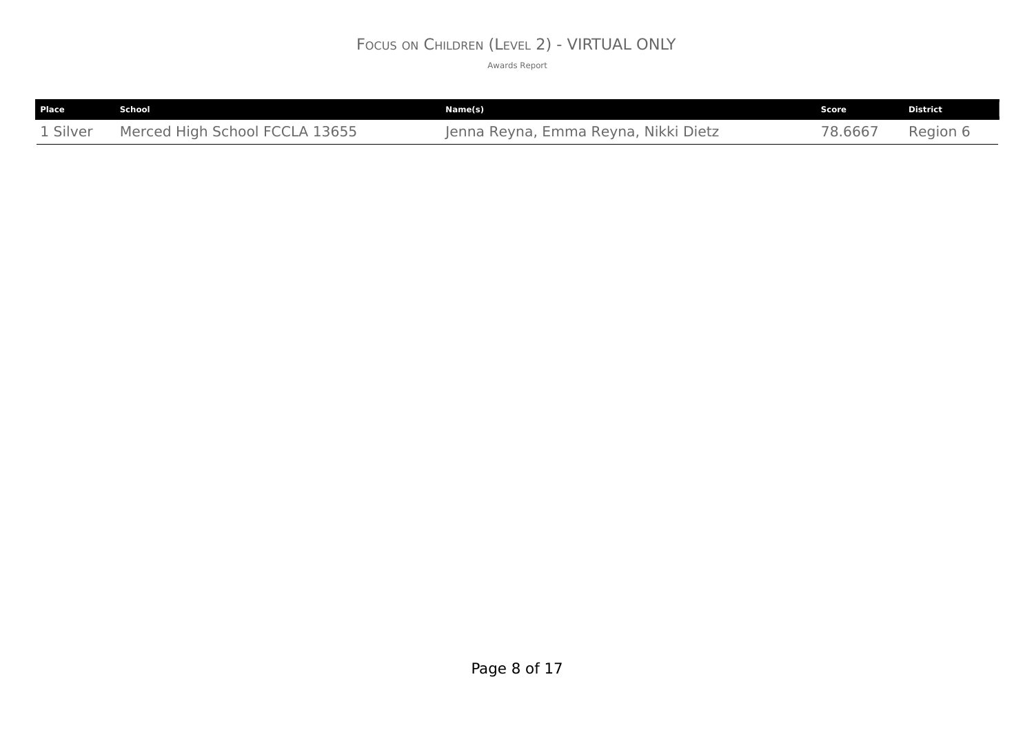# Focus on Children (Level 2) - VIRTUAL ONLY

Awards Report

| Place | School | Name(s) | Score | District |
|---|---|---|---|---|
| 1 Silver | Merced High School FCCLA 13655 | Jenna Reyna, Emma Reyna, Nikki Dietz | 78.6667 | Region 6 |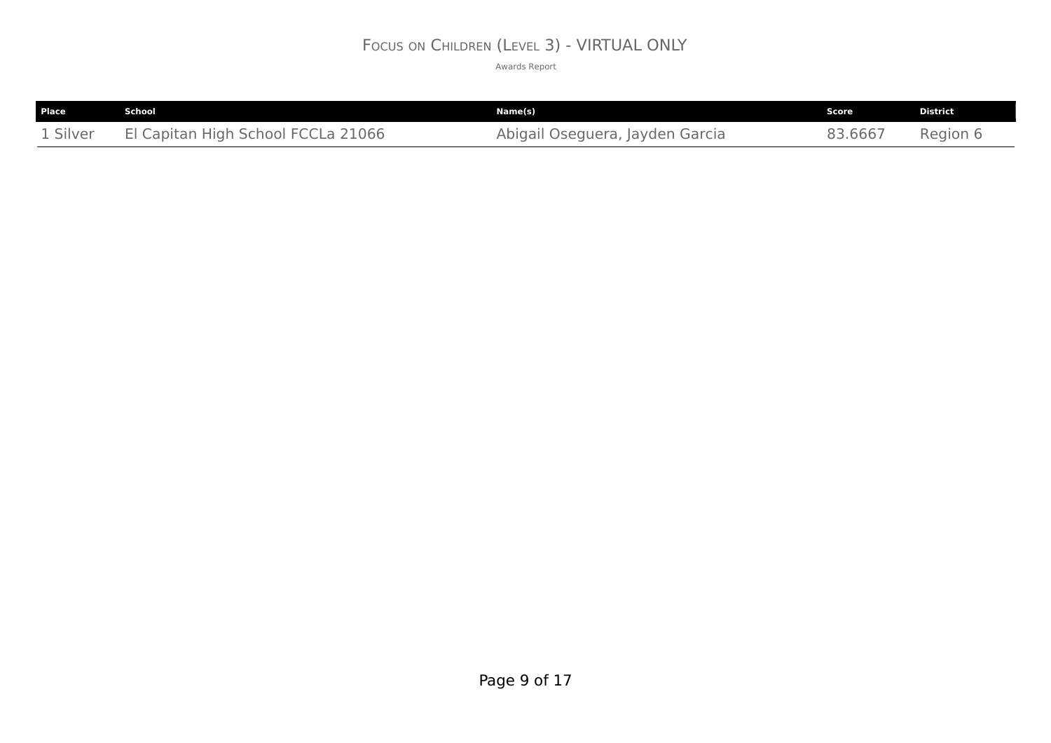# Focus on Children (Level 3) - VIRTUAL ONLY

Awards Report

| Place | School | Name(s) | Score | District |
|---|---|---|---|---|
| 1 Silver | El Capitan High School FCCLa 21066 | Abigail Oseguera, Jayden Garcia | 83.6667 | Region 6 |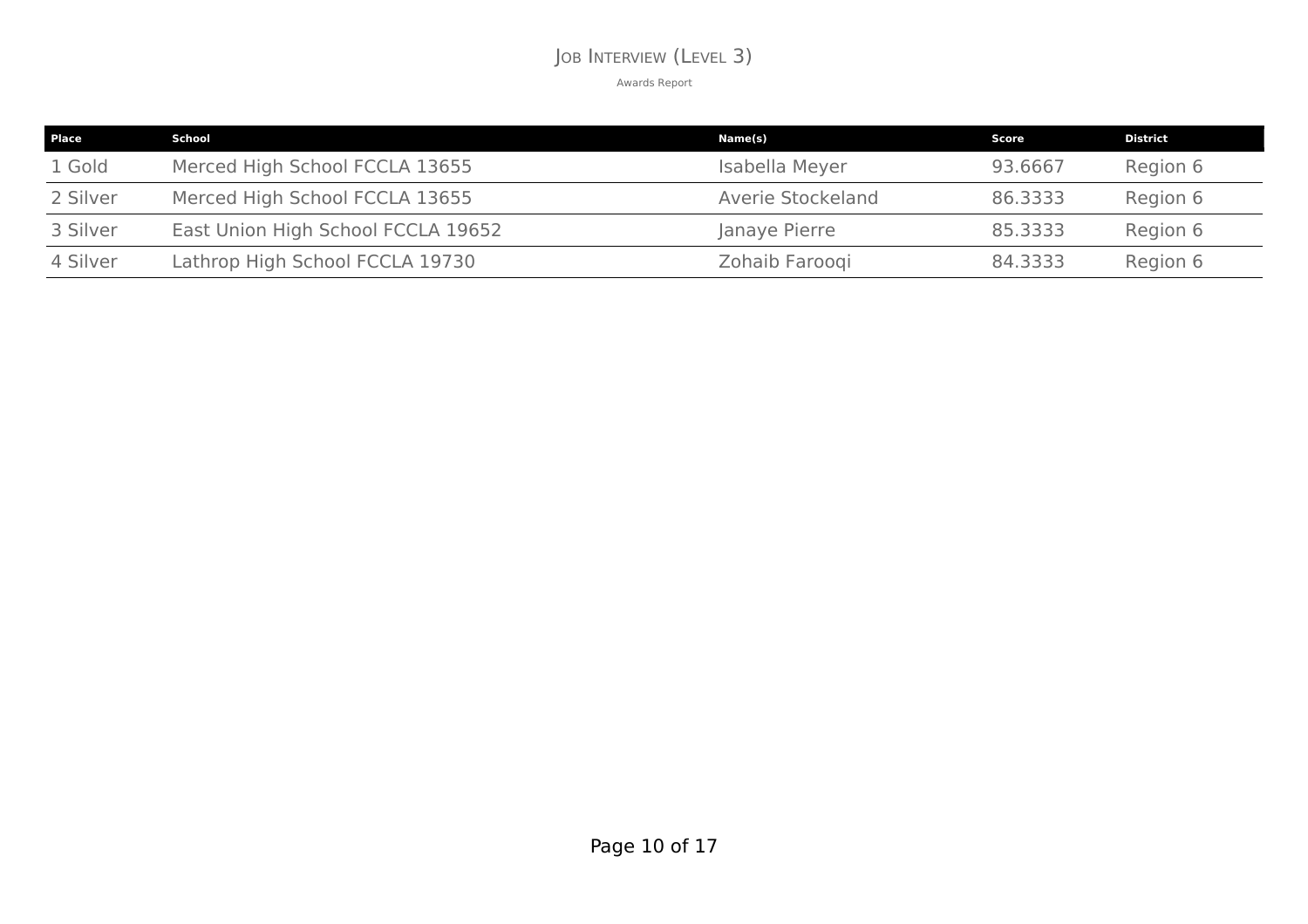# Job Interview (Level 3)

Awards Report

| Place | School | Name(s) | Score | District |
|---|---|---|---|---|
| 1 Gold | Merced High School FCCLA 13655 | Isabella Meyer | 93.6667 | Region 6 |
| 2 Silver | Merced High School FCCLA 13655 | Averie Stockeland | 86.3333 | Region 6 |
| 3 Silver | East Union High School FCCLA 19652 | Janaye Pierre | 85.3333 | Region 6 |
| 4 Silver | Lathrop High School FCCLA 19730 | Zohaib Farooqi | 84.3333 | Region 6 |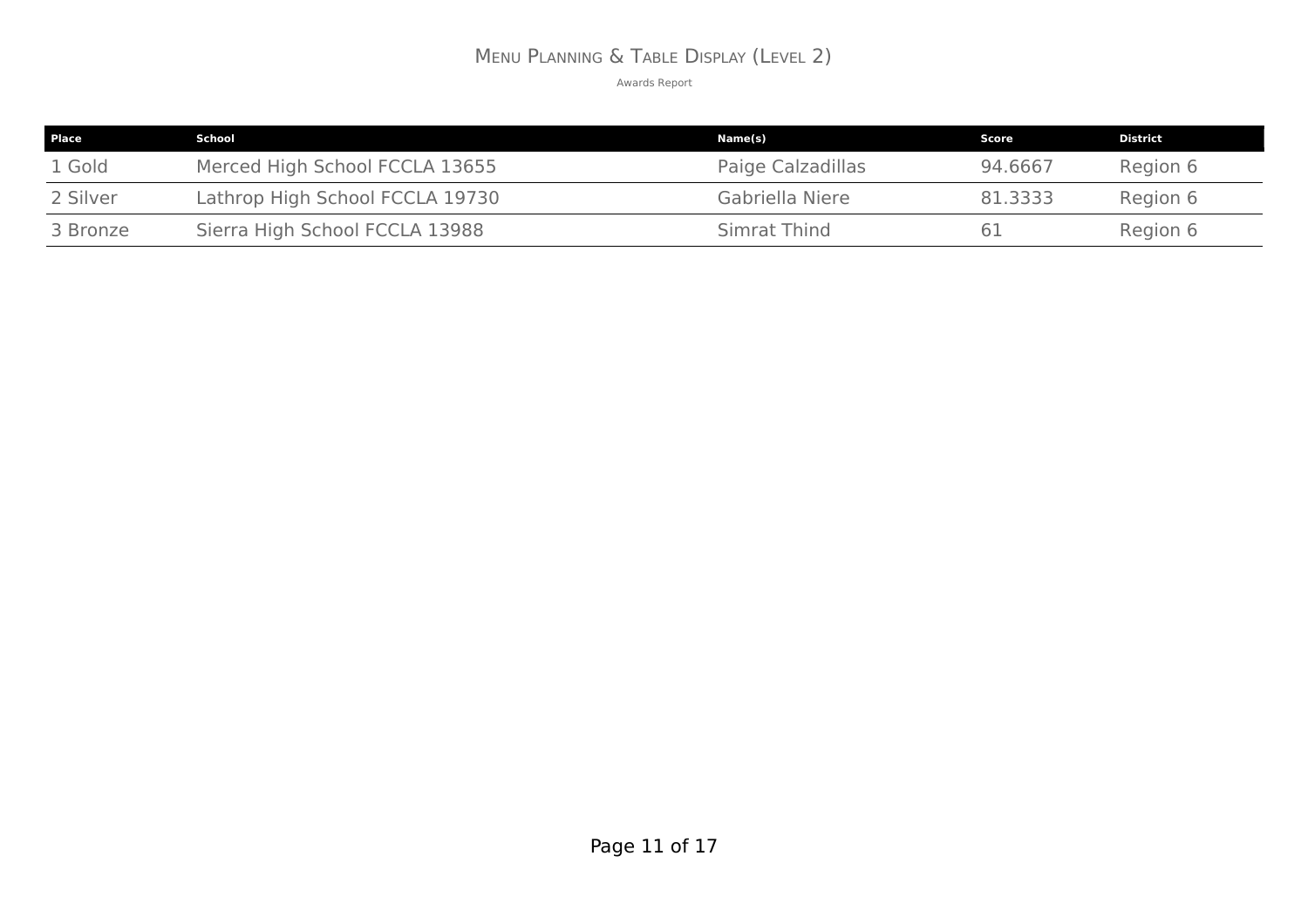# Menu Planning & Table Display (Level 2)

Awards Report

| Place | School | Name(s) | Score | District |
|---|---|---|---|---|
| 1 Gold | Merced High School FCCLA 13655 | Paige Calzadillas | 94.6667 | Region 6 |
| 2 Silver | Lathrop High School FCCLA 19730 | Gabriella Niere | 81.3333 | Region 6 |
| 3 Bronze | Sierra High School FCCLA 13988 | Simrat Thind | 61 | Region 6 |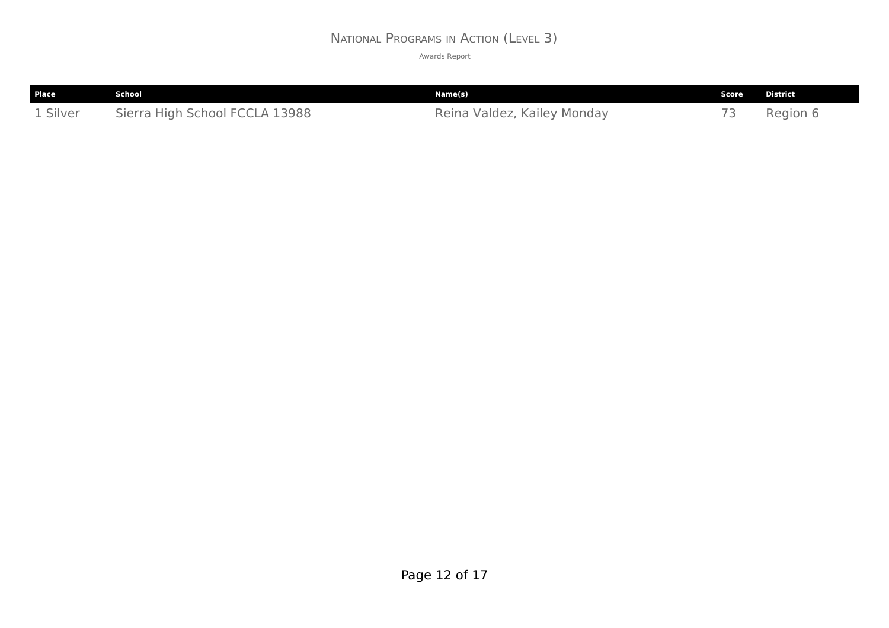# National Programs in Action (Level 3)

Awards Report

| Place | School | Name(s) | Score | District |
|---|---|---|---|---|
| 1 Silver | Sierra High School FCCLA 13988 | Reina Valdez, Kailey Monday | 73 | Region 6 |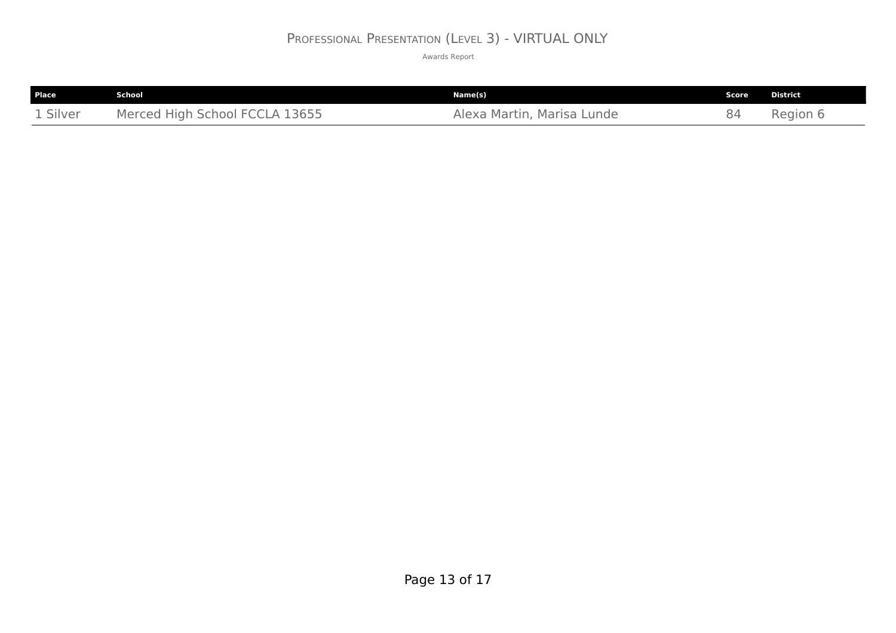# Professional Presentation (Level 3) - VIRTUAL ONLY

Awards Report

| Place | School | Name(s) | Score | District |
|---|---|---|---|---|
| 1 Silver | Merced High School FCCLA 13655 | Alexa Martin, Marisa Lunde | 84 | Region 6 |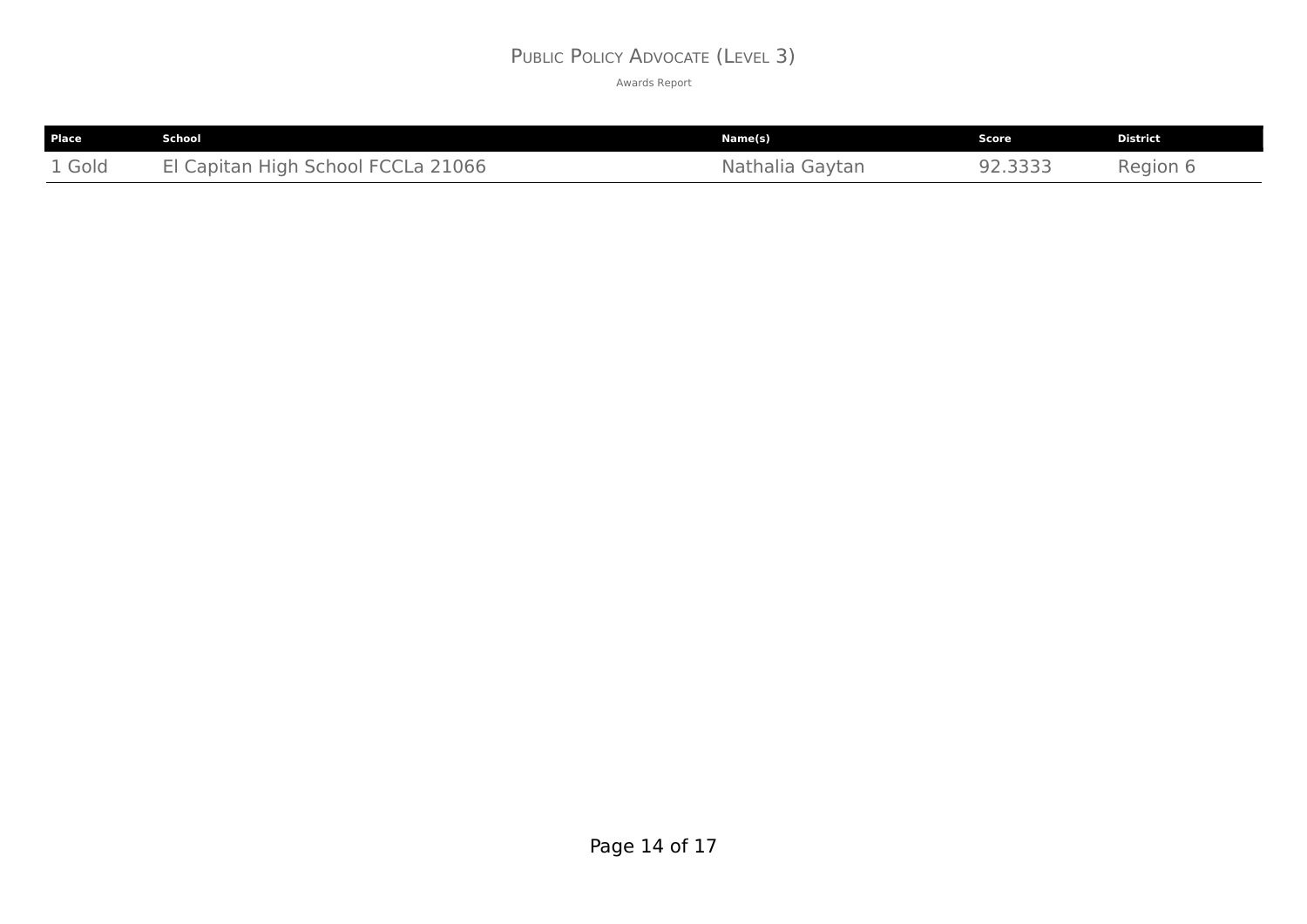# Public Policy Advocate (Level 3)

Awards Report

| Place | School | Name(s) | Score | District |
| --- | --- | --- | --- | --- |
| 1 Gold | El Capitan High School FCCLa 21066 | Nathalia Gaytan | 92.3333 | Region 6 |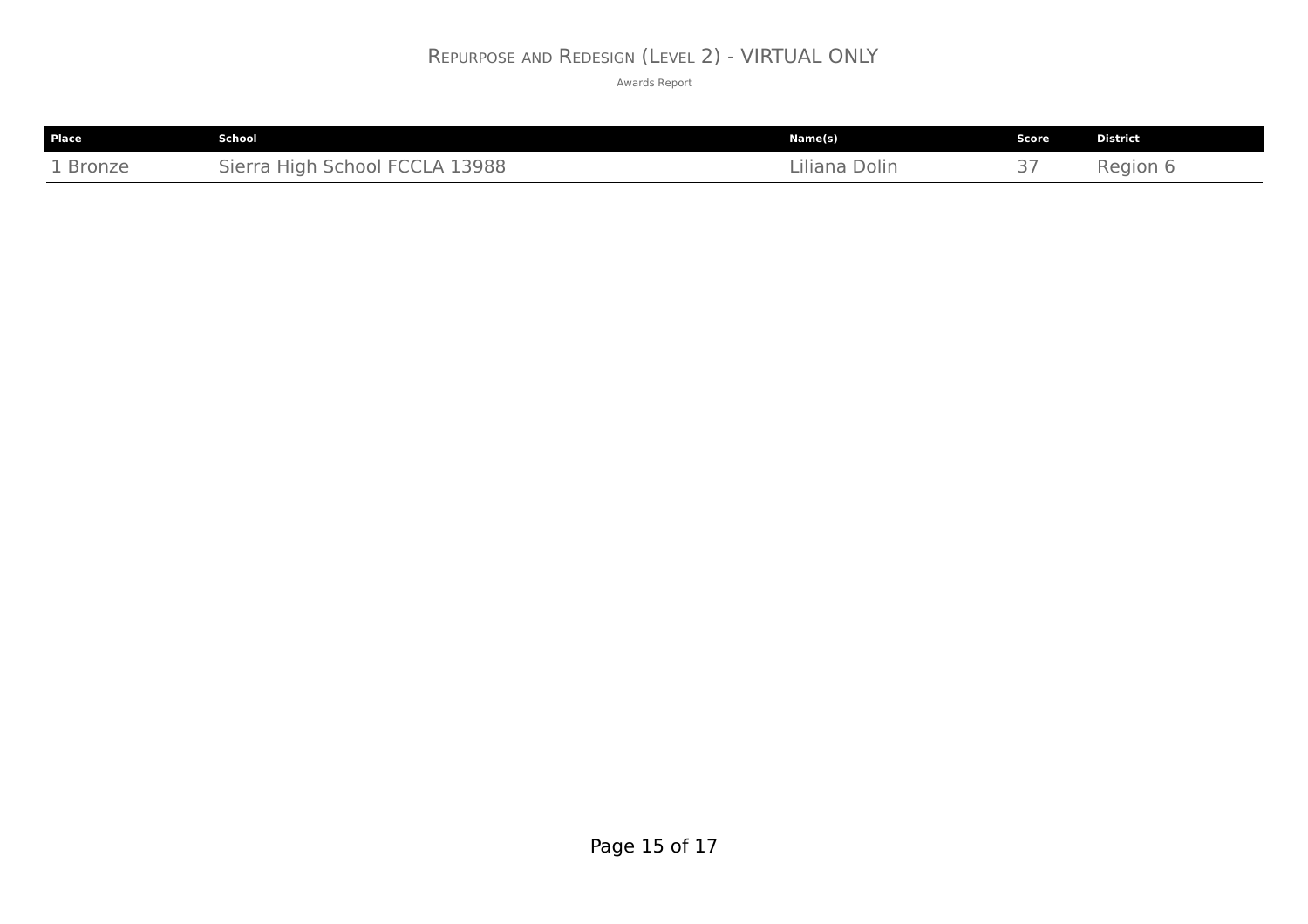# Repurpose and Redesign (Level 2) - VIRTUAL ONLY

Awards Report

| Place | School | Name(s) | Score | District |
|---|---|---|---|---|
| 1 Bronze | Sierra High School FCCLA 13988 | Liliana Dolin | 37 | Region 6 |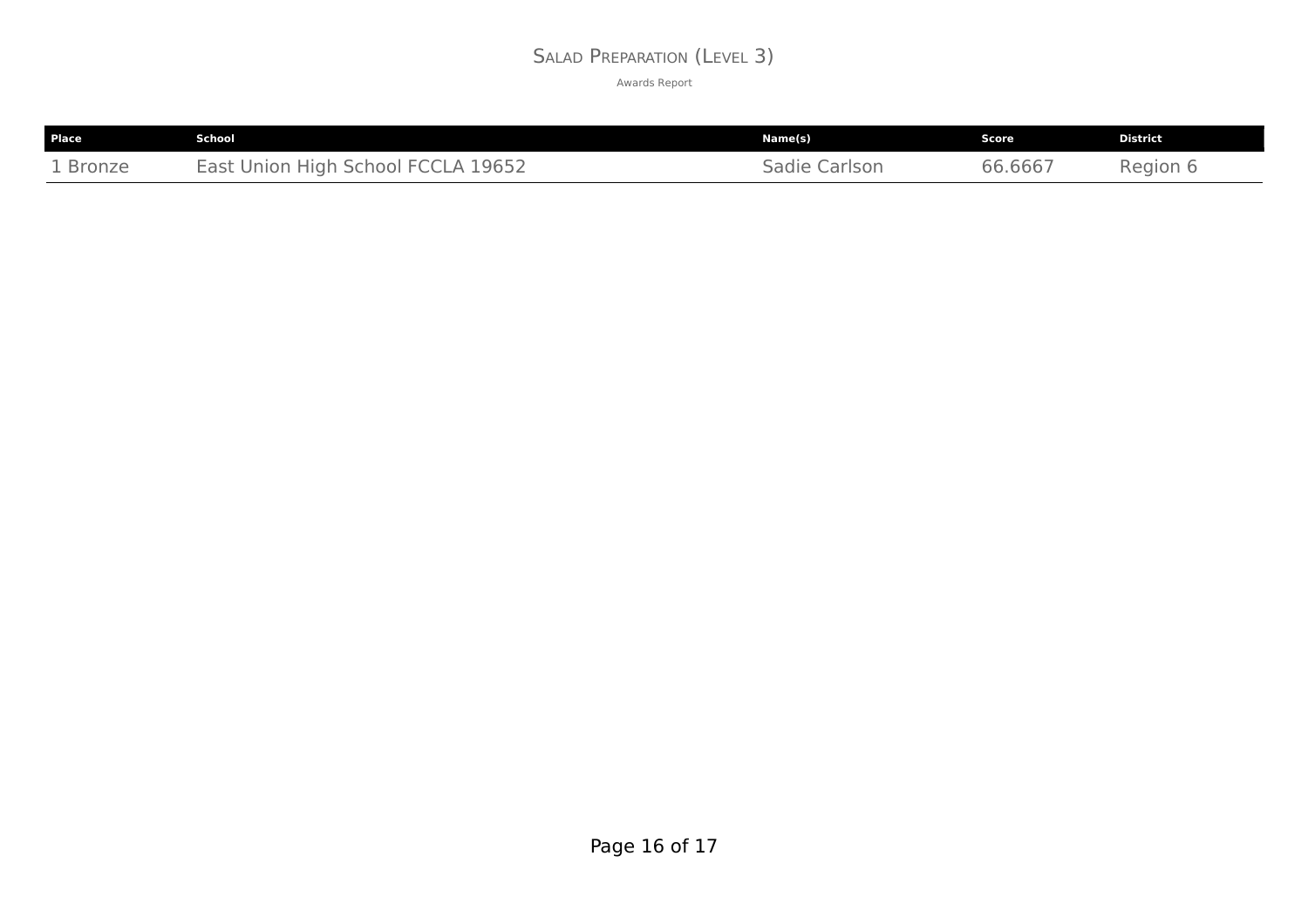# Salad Preparation (Level 3)

Awards Report

| Place | School | Name(s) | Score | District |
|---|---|---|---|---|
| 1 Bronze | East Union High School FCCLA 19652 | Sadie Carlson | 66.6667 | Region 6 |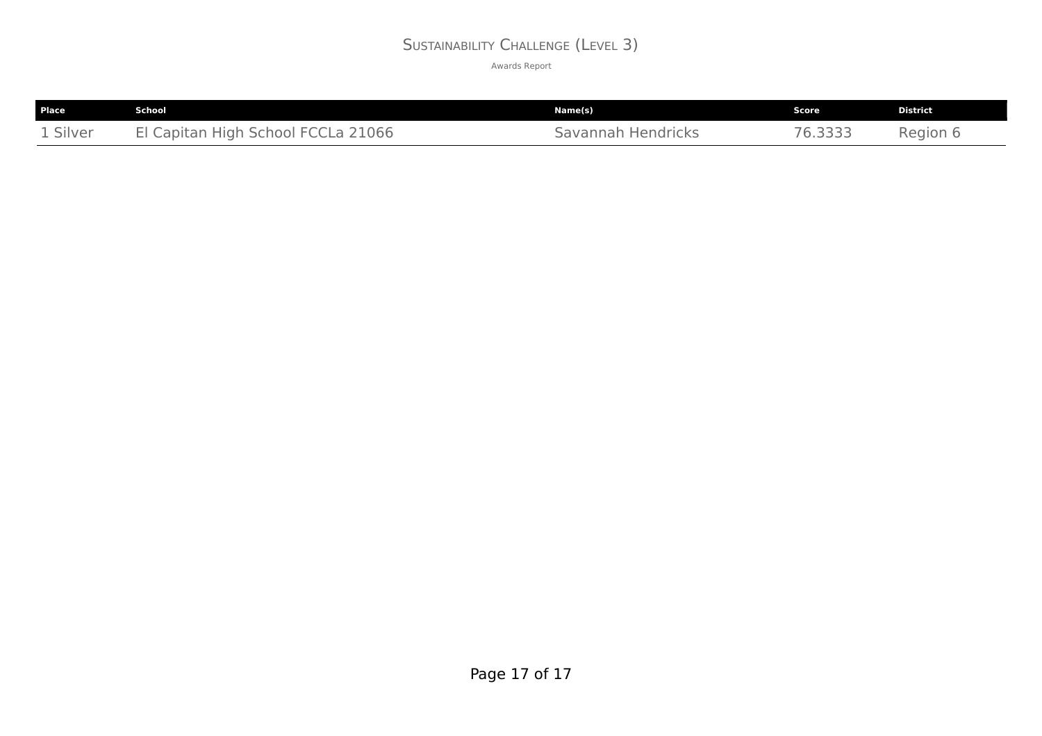# Sustainability Challenge (Level 3)

Awards Report

| Place | School | Name(s) | Score | District |
|---|---|---|---|---|
| 1 Silver | El Capitan High School FCCLa 21066 | Savannah Hendricks | 76.3333 | Region 6 |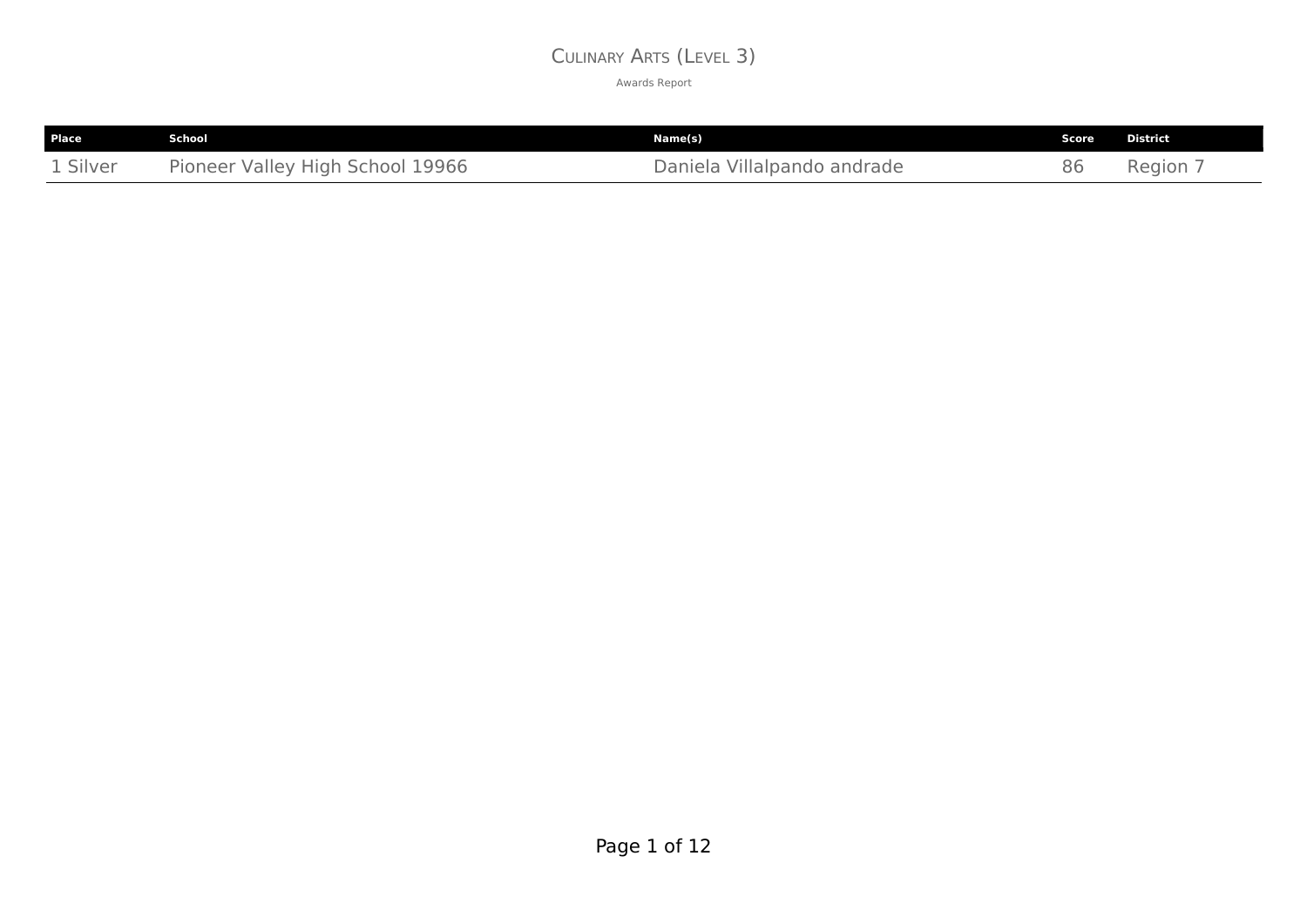# Culinary Arts (Level 3)

Awards Report

| Place | School | Name(s) | Score | District |
|---|---|---|---|---|
| 1 Silver | Pioneer Valley High School 19966 | Daniela Villalpando andrade | 86 | Region 7 |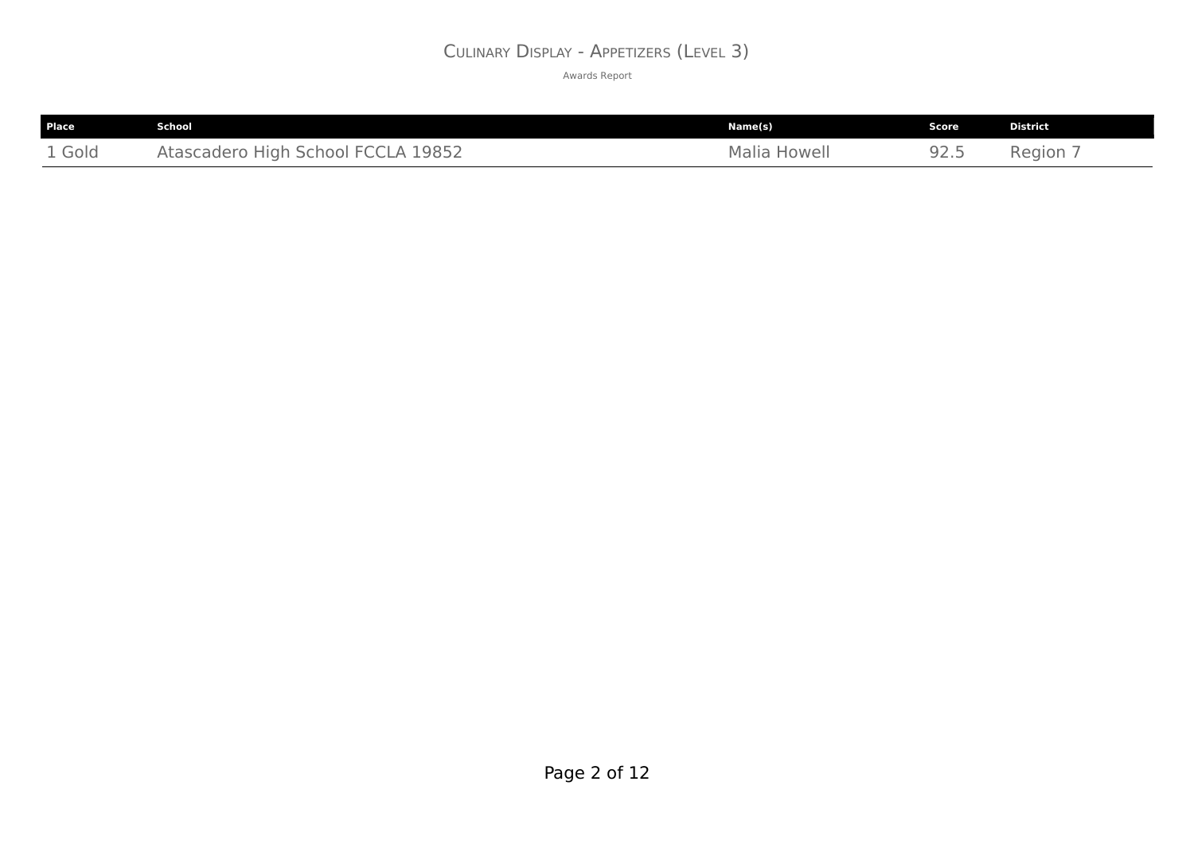# Culinary Display - Appetizers (Level 3)

Awards Report

| Place | School | Name(s) | Score | District |
|---|---|---|---|---|
| 1 Gold | Atascadero High School FCCLA 19852 | Malia Howell | 92.5 | Region 7 |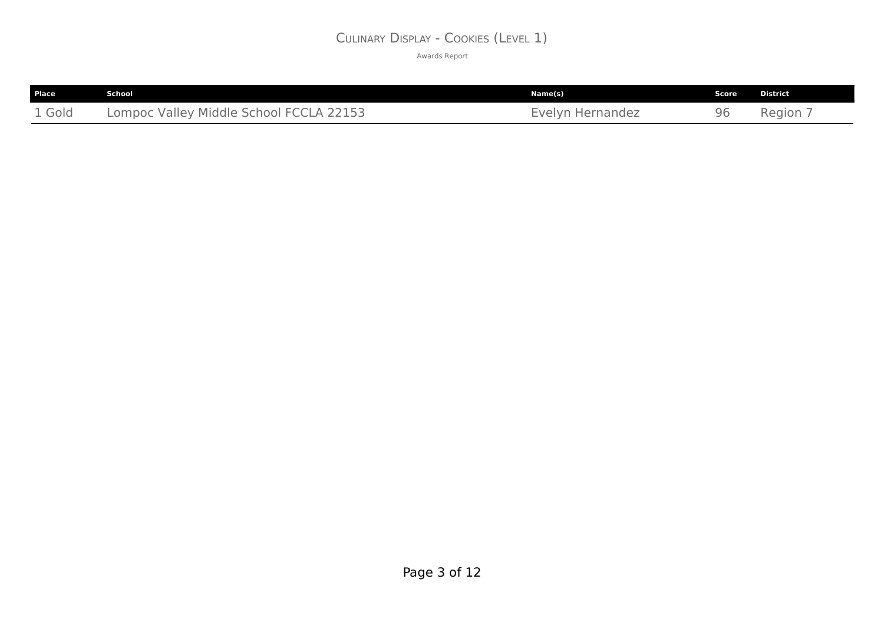# Culinary Display - Cookies (Level 1)

Awards Report

| Place | School | Name(s) | Score | District |
|---|---|---|---|---|
| 1 Gold | Lompoc Valley Middle School FCCLA 22153 | Evelyn Hernandez | 96 | Region 7 |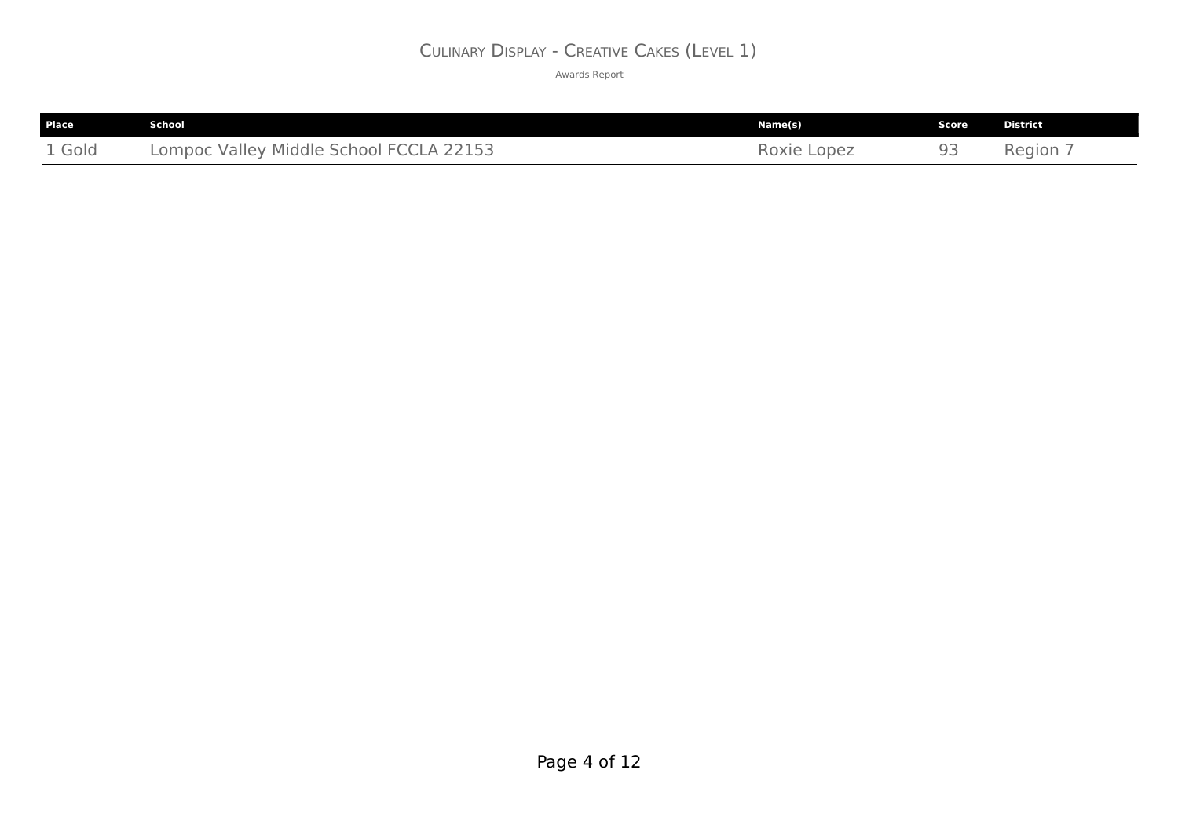# Culinary Display - Creative Cakes (Level 1)

Awards Report

| Place | School | Name(s) | Score | District |
|---|---|---|---|---|
| 1 Gold | Lompoc Valley Middle School FCCLA 22153 | Roxie Lopez | 93 | Region 7 |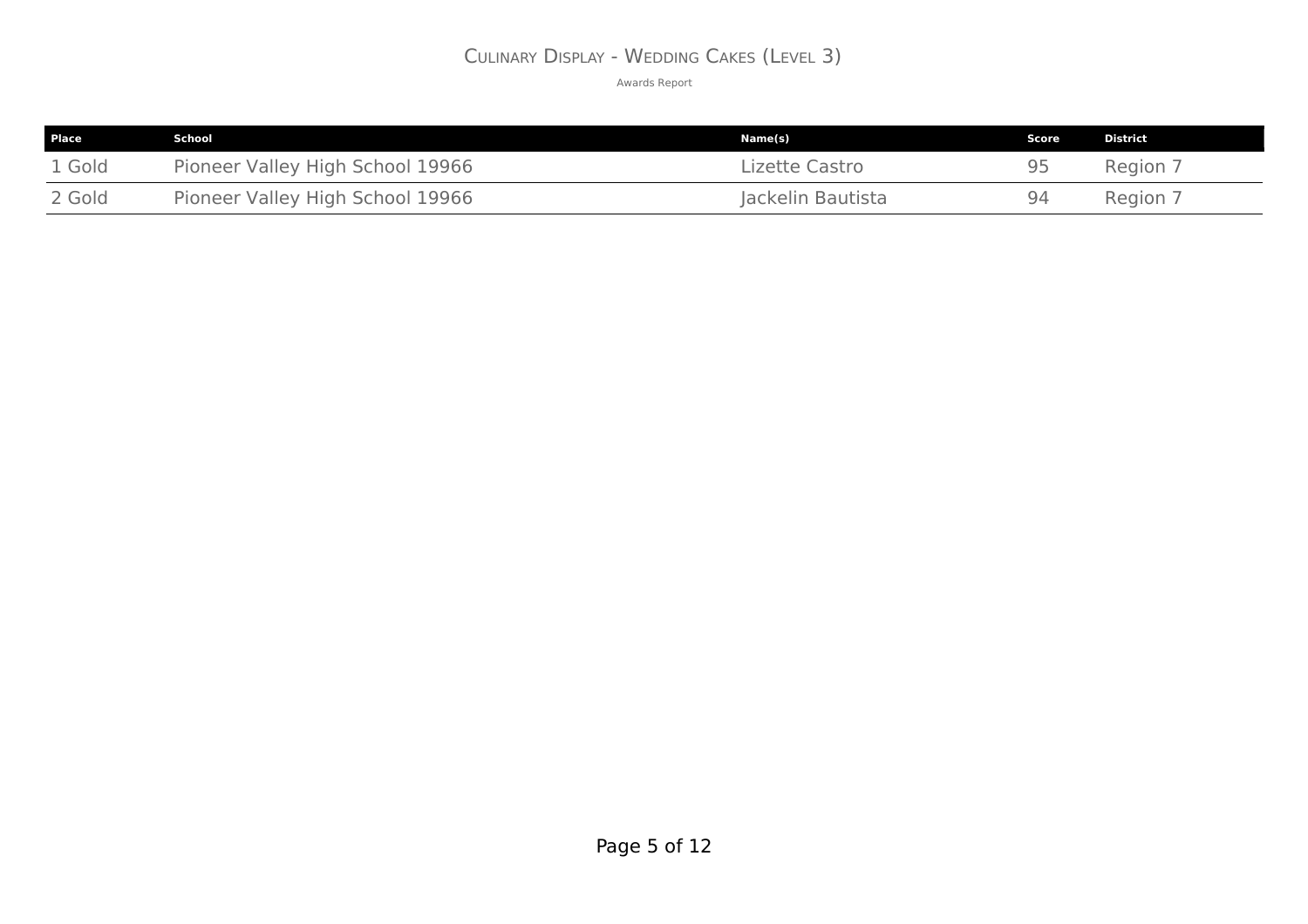# Culinary Display - Wedding Cakes (Level 3)

Awards Report

| Place | School | Name(s) | Score | District |
|---|---|---|---|---|
| 1 Gold | Pioneer Valley High School 19966 | Lizette Castro | 95 | Region 7 |
| 2 Gold | Pioneer Valley High School 19966 | Jackelin Bautista | 94 | Region 7 |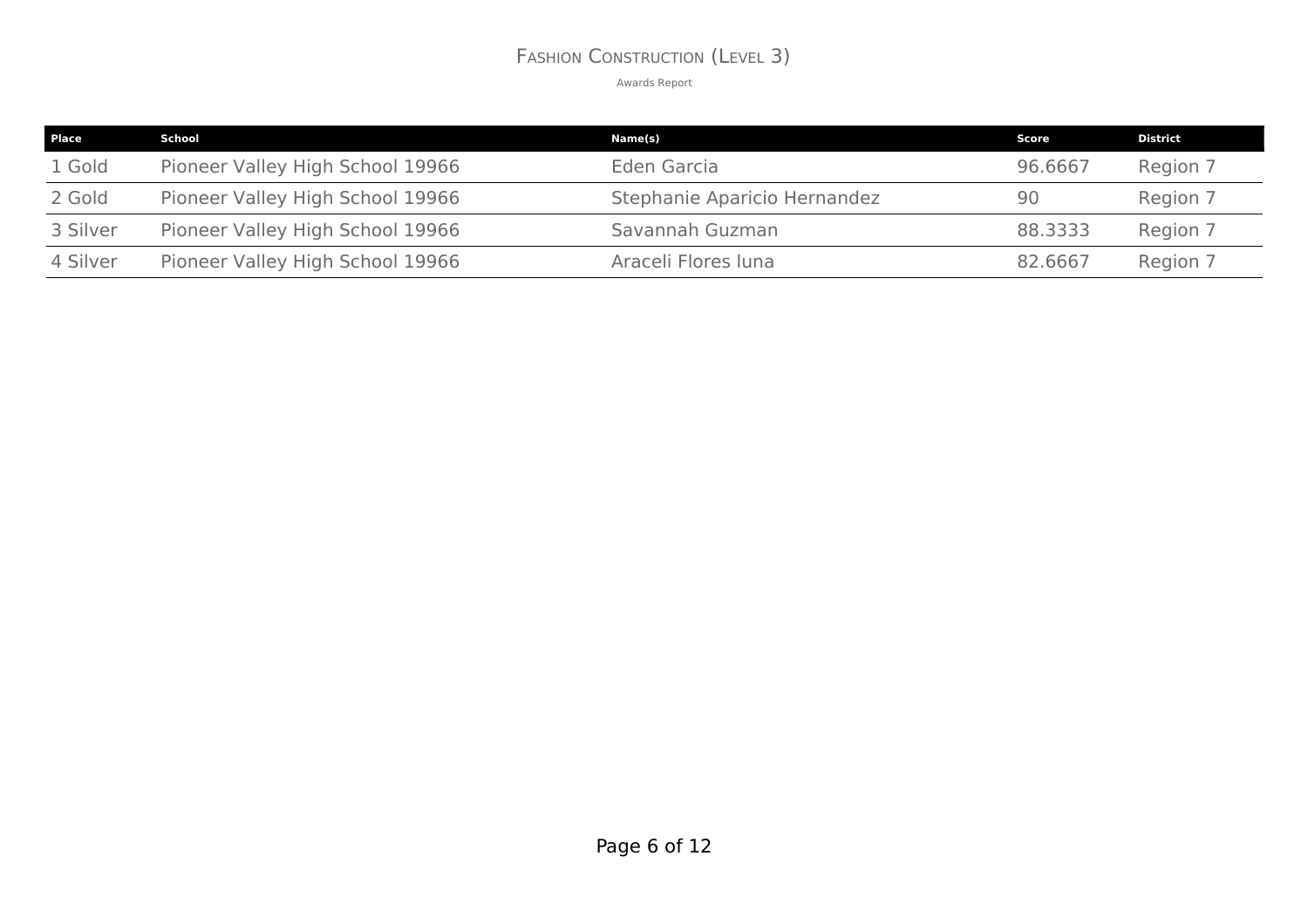# Fashion Construction (Level 3)

Awards Report

| Place | School | Name(s) | Score | District |
|---|---|---|---|---|
| 1 Gold | Pioneer Valley High School 19966 | Eden Garcia | 96.6667 | Region 7 |
| 2 Gold | Pioneer Valley High School 19966 | Stephanie Aparicio Hernandez | 90 | Region 7 |
| 3 Silver | Pioneer Valley High School 19966 | Savannah Guzman | 88.3333 | Region 7 |
| 4 Silver | Pioneer Valley High School 19966 | Araceli Flores luna | 82.6667 | Region 7 |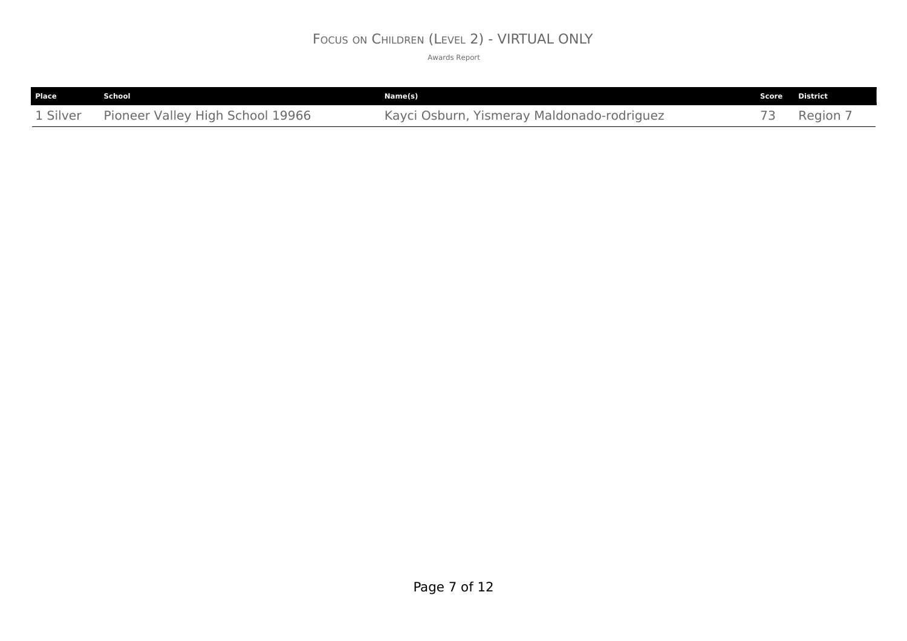# Focus on Children (Level 2) - VIRTUAL ONLY

Awards Report

| Place | School | Name(s) | Score | District |
|---|---|---|---|---|
| 1 Silver | Pioneer Valley High School 19966 | Kayci Osburn, Yismeray Maldonado-rodriguez | 73 | Region 7 |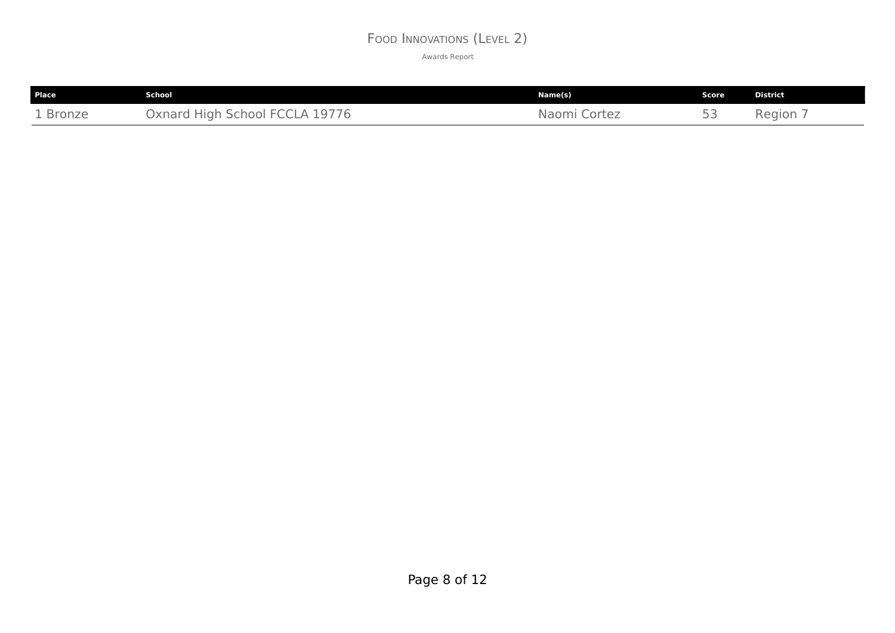# Food Innovations (Level 2)

Awards Report

| Place | School | Name(s) | Score | District |
| --- | --- | --- | --- | --- |
| 1 Bronze | Oxnard High School FCCLA 19776 | Naomi Cortez | 53 | Region 7 |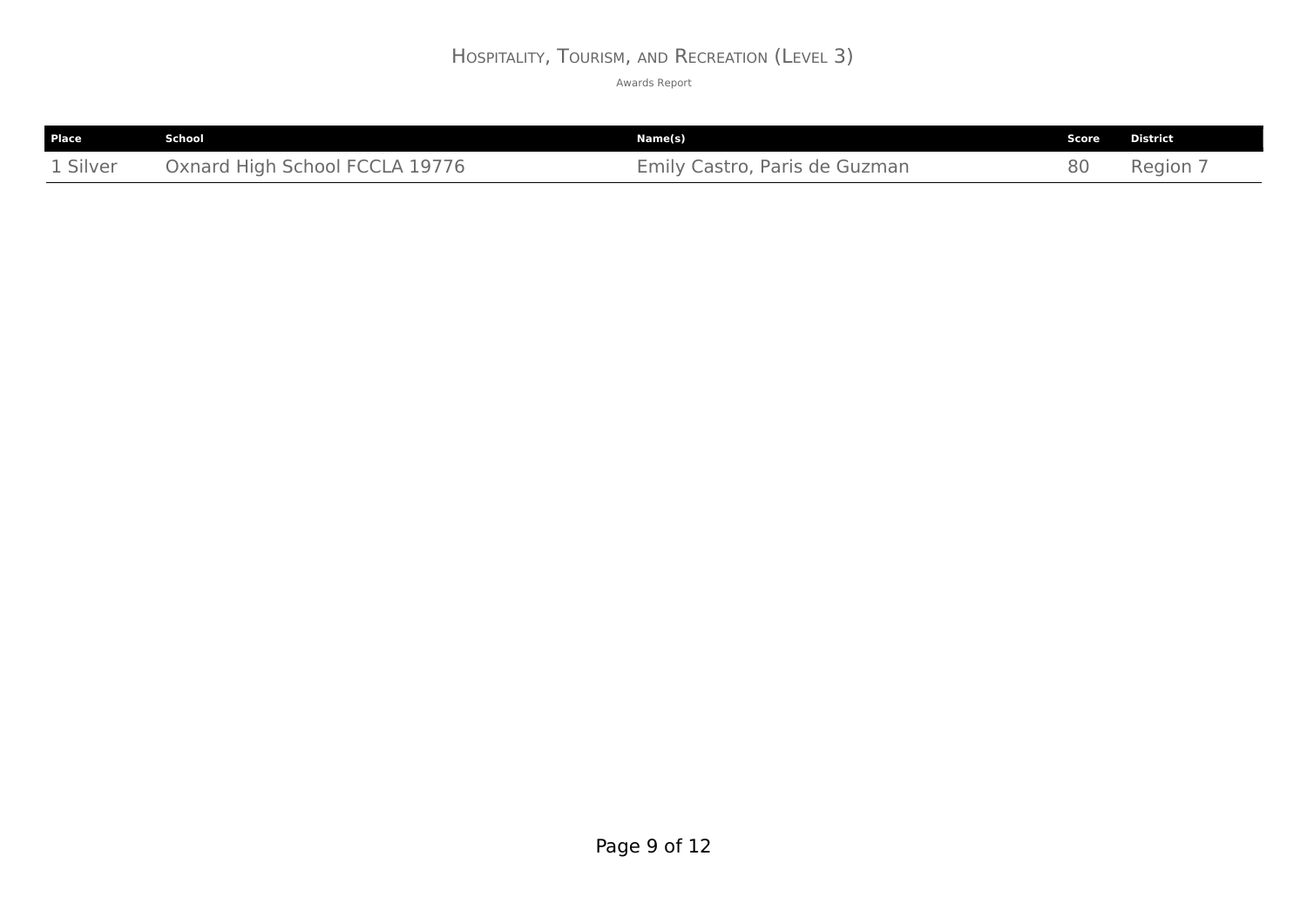# Hospitality, Tourism, and Recreation (Level 3)

Awards Report

| Place | School | Name(s) | Score | District |
|---|---|---|---|---|
| 1 Silver | Oxnard High School FCCLA 19776 | Emily Castro, Paris de Guzman | 80 | Region 7 |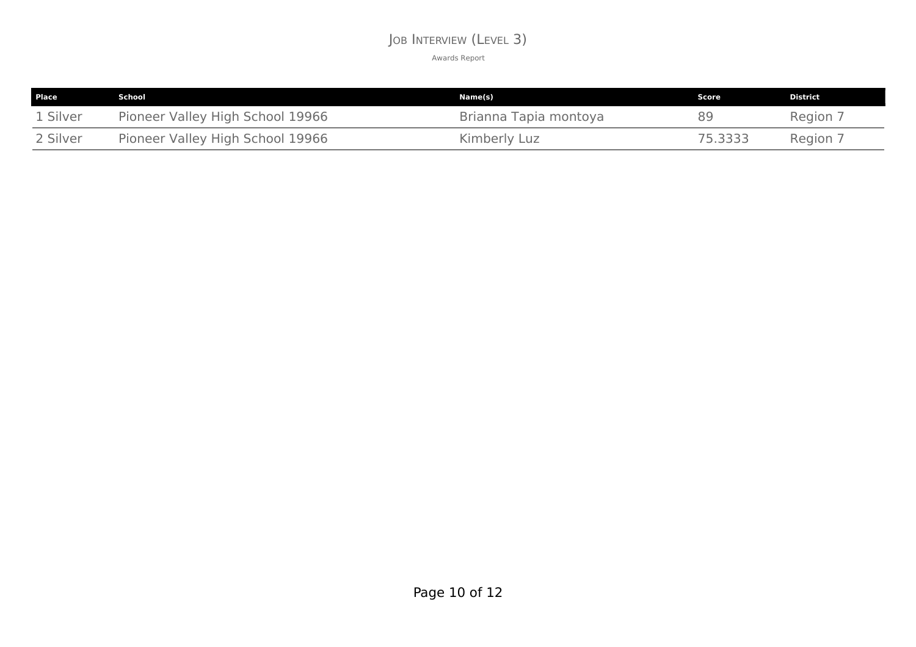# Job Interview (Level 3)

Awards Report

| Place | School | Name(s) | Score | District |
|---|---|---|---|---|
| 1 Silver | Pioneer Valley High School 19966 | Brianna Tapia montoya | 89 | Region 7 |
| 2 Silver | Pioneer Valley High School 19966 | Kimberly Luz | 75.3333 | Region 7 |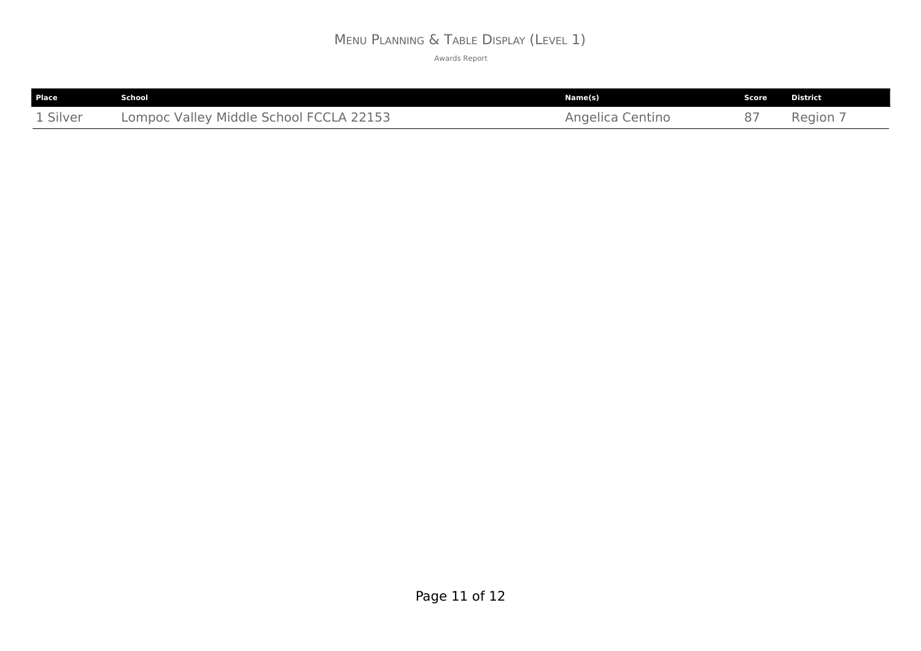# Menu Planning & Table Display (Level 1)

Awards Report

| Place | School | Name(s) | Score | District |
|---|---|---|---|---|
| 1 Silver | Lompoc Valley Middle School FCCLA 22153 | Angelica Centino | 87 | Region 7 |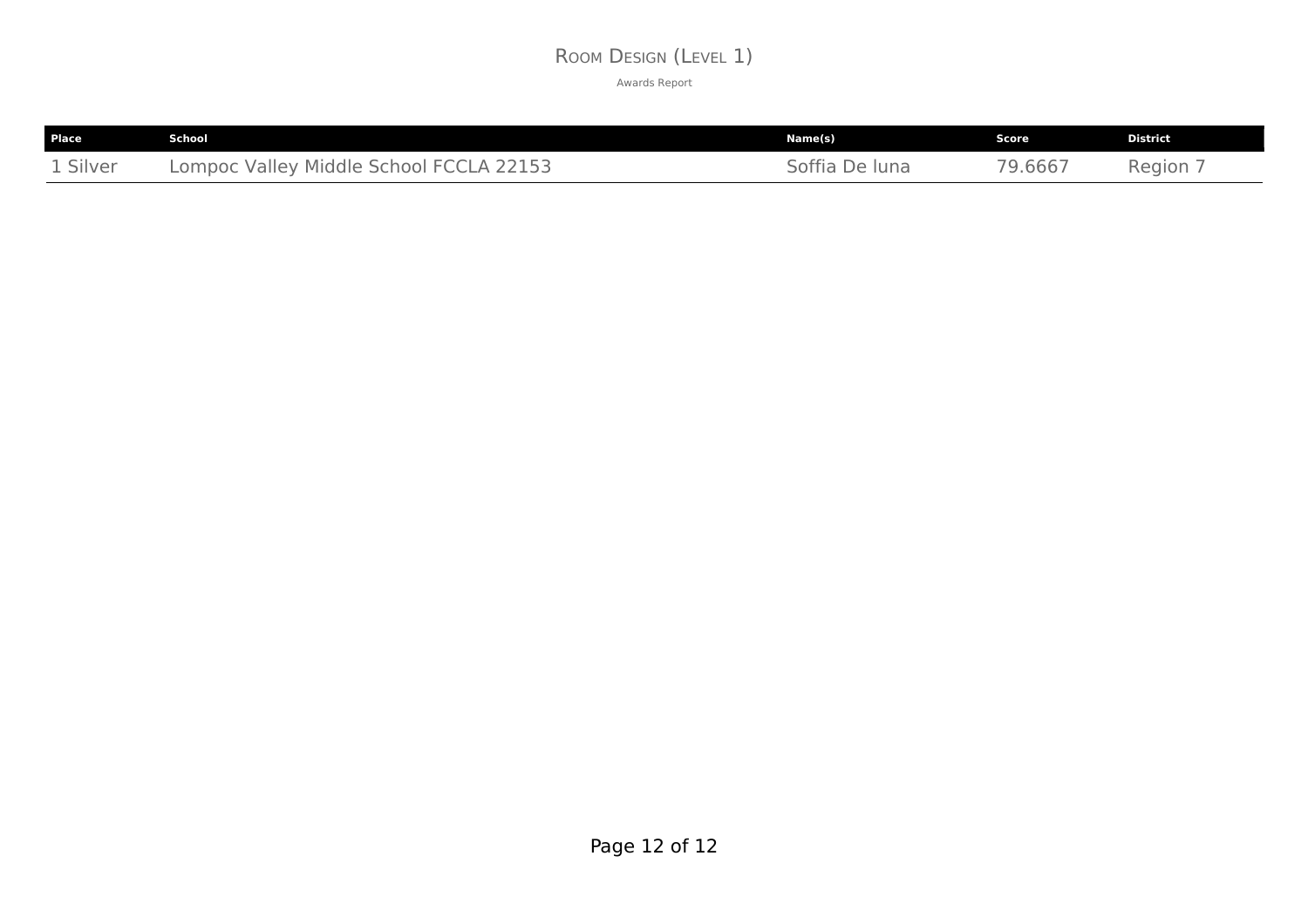# Room Design (Level 1)

Awards Report

| Place | School | Name(s) | Score | District |
| --- | --- | --- | --- | --- |
| 1 Silver | Lompoc Valley Middle School FCCLA 22153 | Soffia De luna | 79.6667 | Region 7 |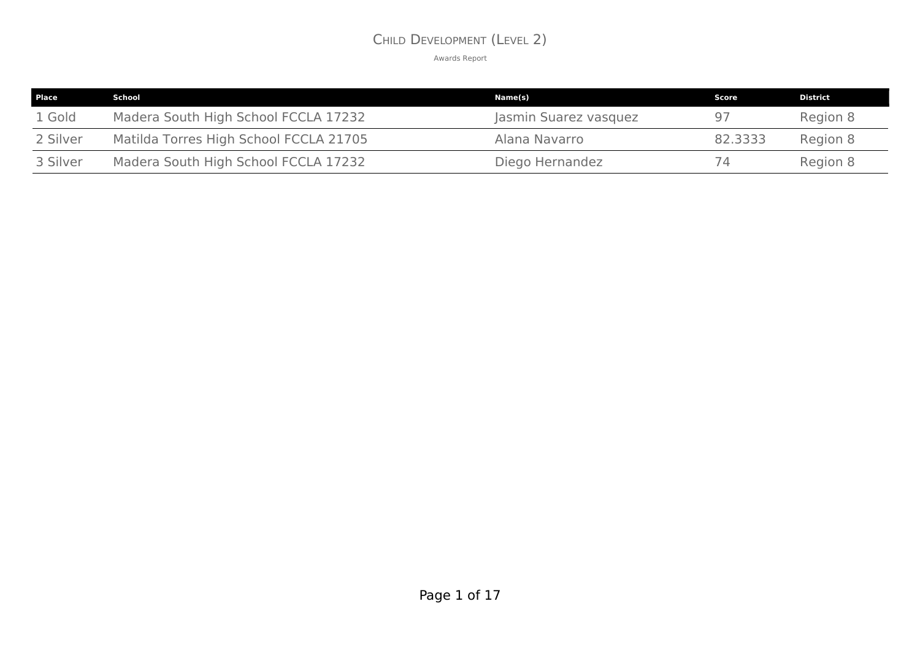# Child Development (Level 2)

Awards Report

| Place | School | Name(s) | Score | District |
|---|---|---|---|---|
| 1 Gold | Madera South High School FCCLA 17232 | Jasmin Suarez vasquez | 97 | Region 8 |
| 2 Silver | Matilda Torres High School FCCLA 21705 | Alana Navarro | 82.3333 | Region 8 |
| 3 Silver | Madera South High School FCCLA 17232 | Diego Hernandez | 74 | Region 8 |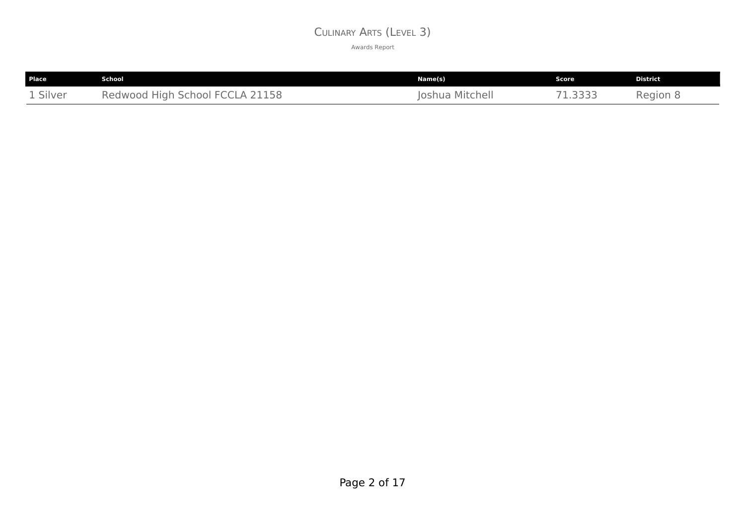# Culinary Arts (Level 3)

Awards Report

| Place | School | Name(s) | Score | District |
|---|---|---|---|---|
| 1 Silver | Redwood High School FCCLA 21158 | Joshua Mitchell | 71.3333 | Region 8 |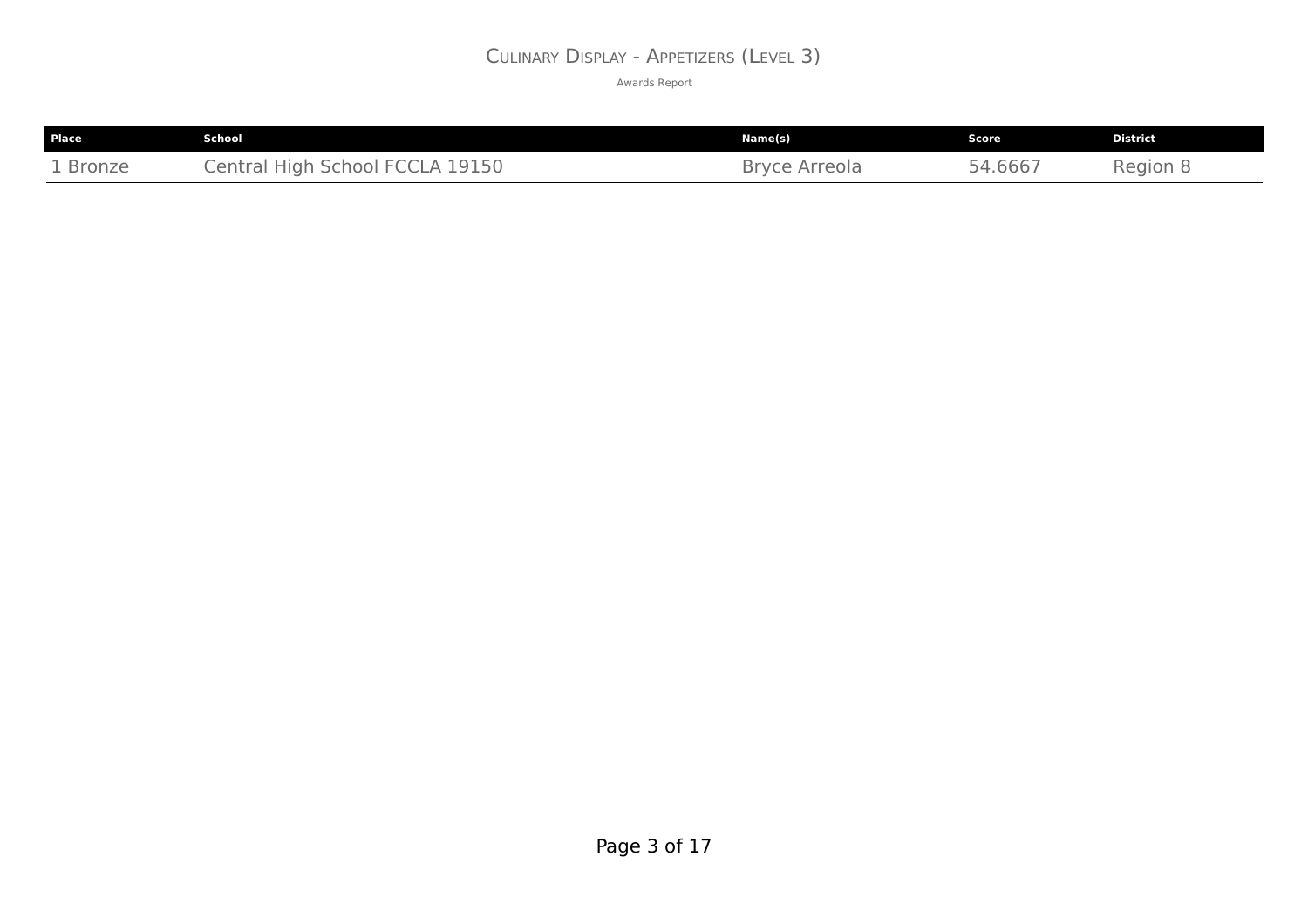# Culinary Display - Appetizers (Level 3)

Awards Report

| Place | School | Name(s) | Score | District |
|---|---|---|---|---|
| 1 Bronze | Central High School FCCLA 19150 | Bryce Arreola | 54.6667 | Region 8 |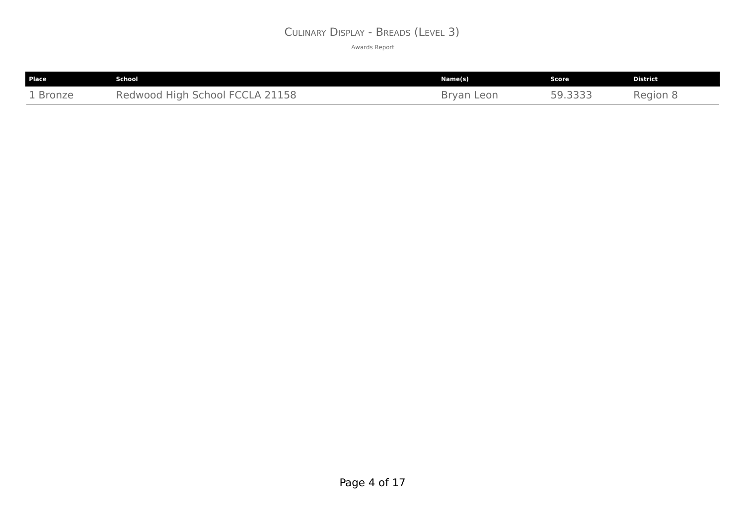# Culinary Display - Breads (Level 3)

Awards Report

| Place | School | Name(s) | Score | District |
|---|---|---|---|---|
| 1 Bronze | Redwood High School FCCLA 21158 | Bryan Leon | 59.3333 | Region 8 |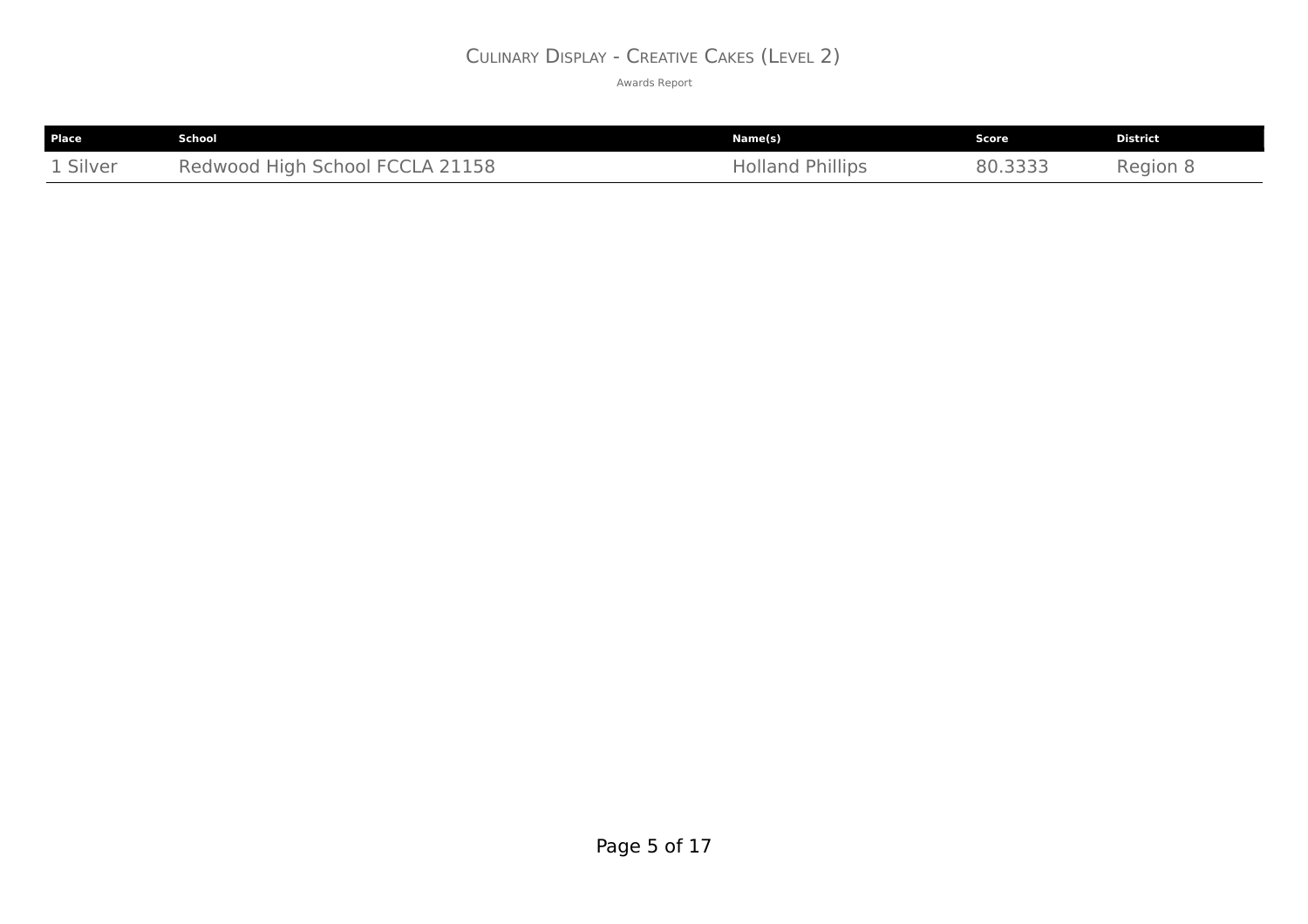# Culinary Display - Creative Cakes (Level 2)

Awards Report

| Place | School | Name(s) | Score | District |
|---|---|---|---|---|
| 1 Silver | Redwood High School FCCLA 21158 | Holland Phillips | 80.3333 | Region 8 |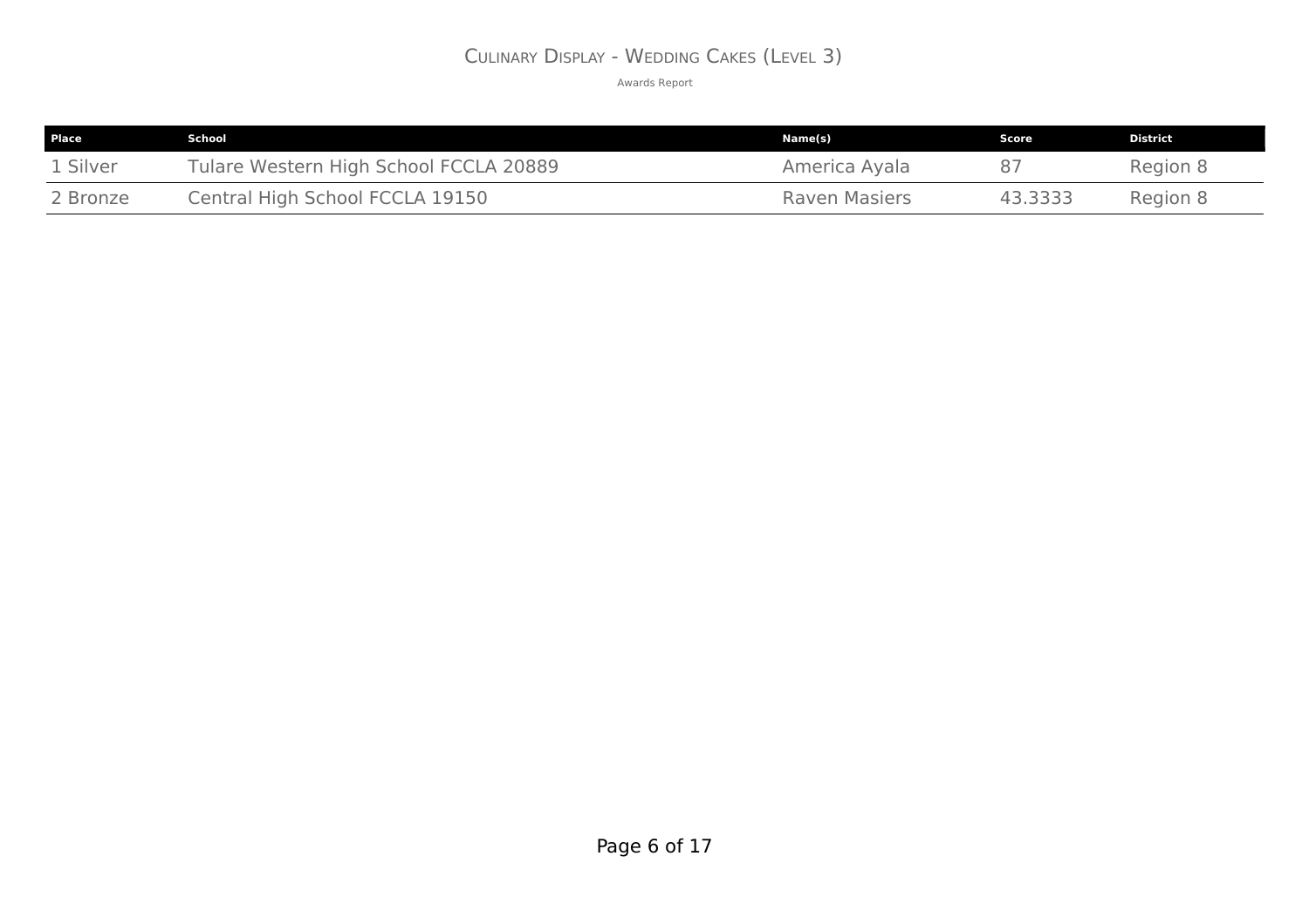# Culinary Display - Wedding Cakes (Level 3)

Awards Report

| Place | School | Name(s) | Score | District |
|---|---|---|---|---|
| 1 Silver | Tulare Western High School FCCLA 20889 | America Ayala | 87 | Region 8 |
| 2 Bronze | Central High School FCCLA 19150 | Raven Masiers | 43.3333 | Region 8 |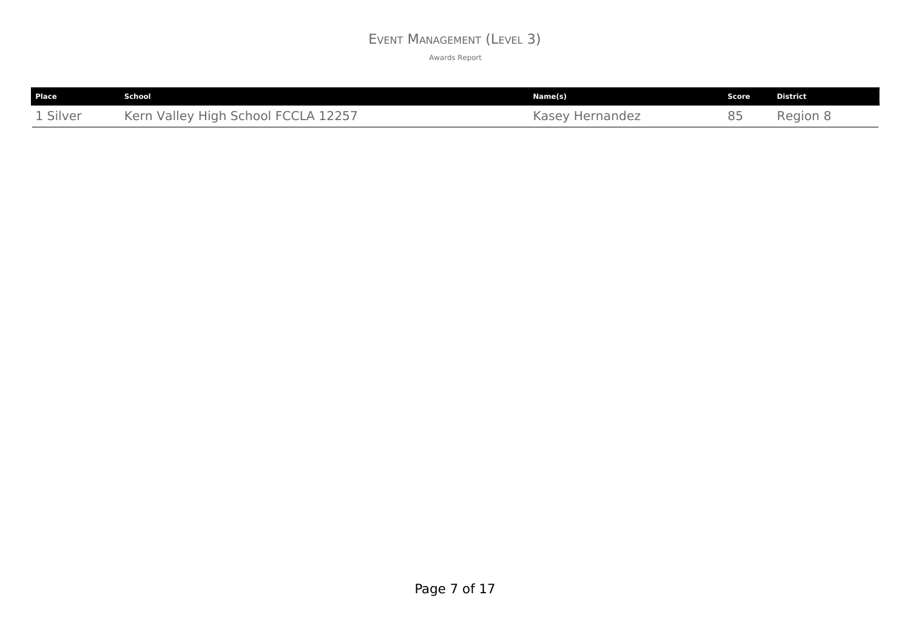# Event Management (Level 3)

Awards Report

| Place | School | Name(s) | Score | District |
|---|---|---|---|---|
| 1 Silver | Kern Valley High School FCCLA 12257 | Kasey Hernandez | 85 | Region 8 |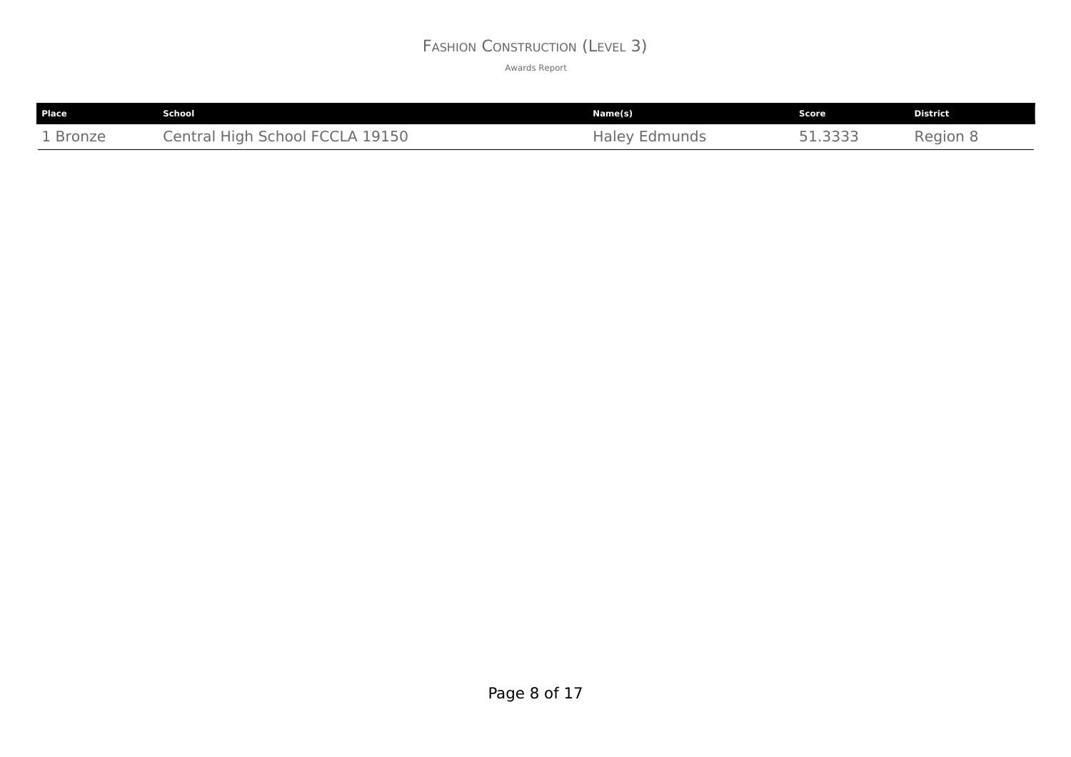# Fashion Construction (Level 3)

Awards Report

| Place | School | Name(s) | Score | District |
|---|---|---|---|---|
| 1 Bronze | Central High School FCCLA 19150 | Haley Edmunds | 51.3333 | Region 8 |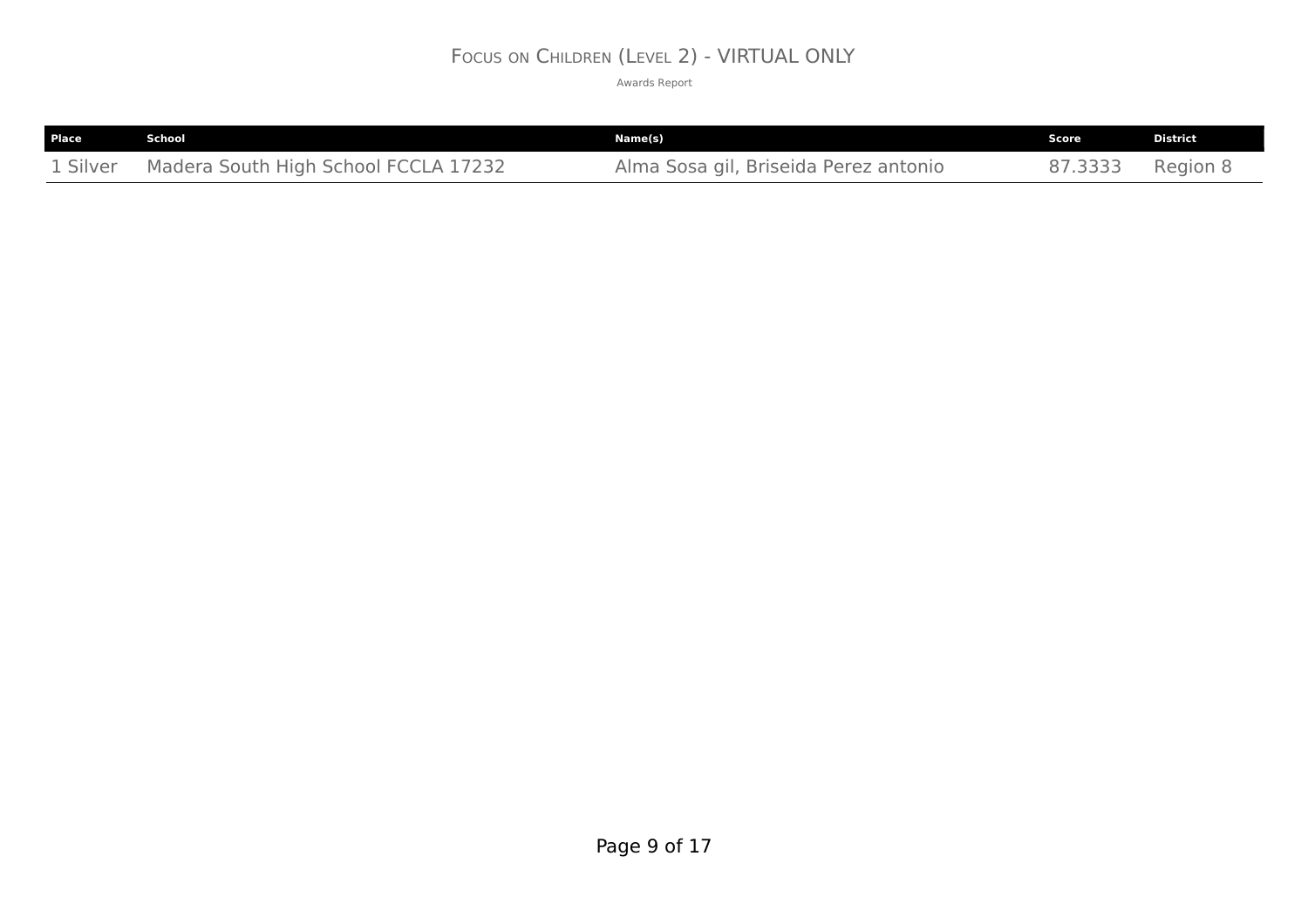# Focus on Children (Level 2) - VIRTUAL ONLY

Awards Report

| Place | School | Name(s) | Score | District |
|---|---|---|---|---|
| 1 Silver | Madera South High School FCCLA 17232 | Alma Sosa gil, Briseida Perez antonio | 87.3333 | Region 8 |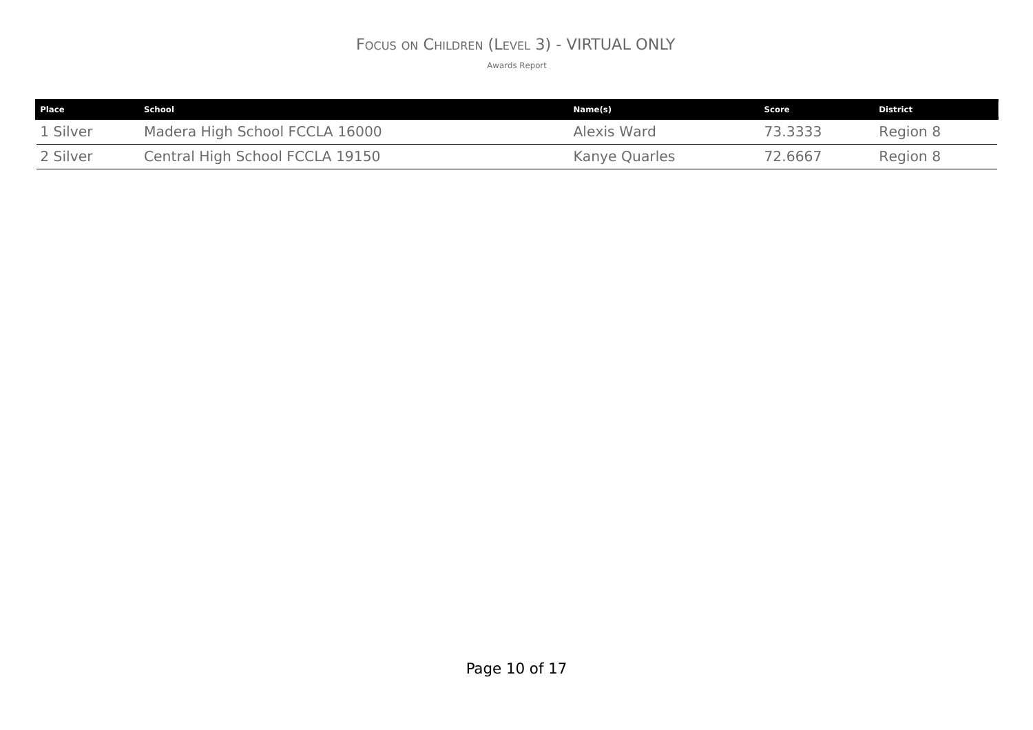# Focus on Children (Level 3) - VIRTUAL ONLY

Awards Report

| Place | School | Name(s) | Score | District |
| --- | --- | --- | --- | --- |
| 1 Silver | Madera High School FCCLA 16000 | Alexis Ward | 73.3333 | Region 8 |
| 2 Silver | Central High School FCCLA 19150 | Kanye Quarles | 72.6667 | Region 8 |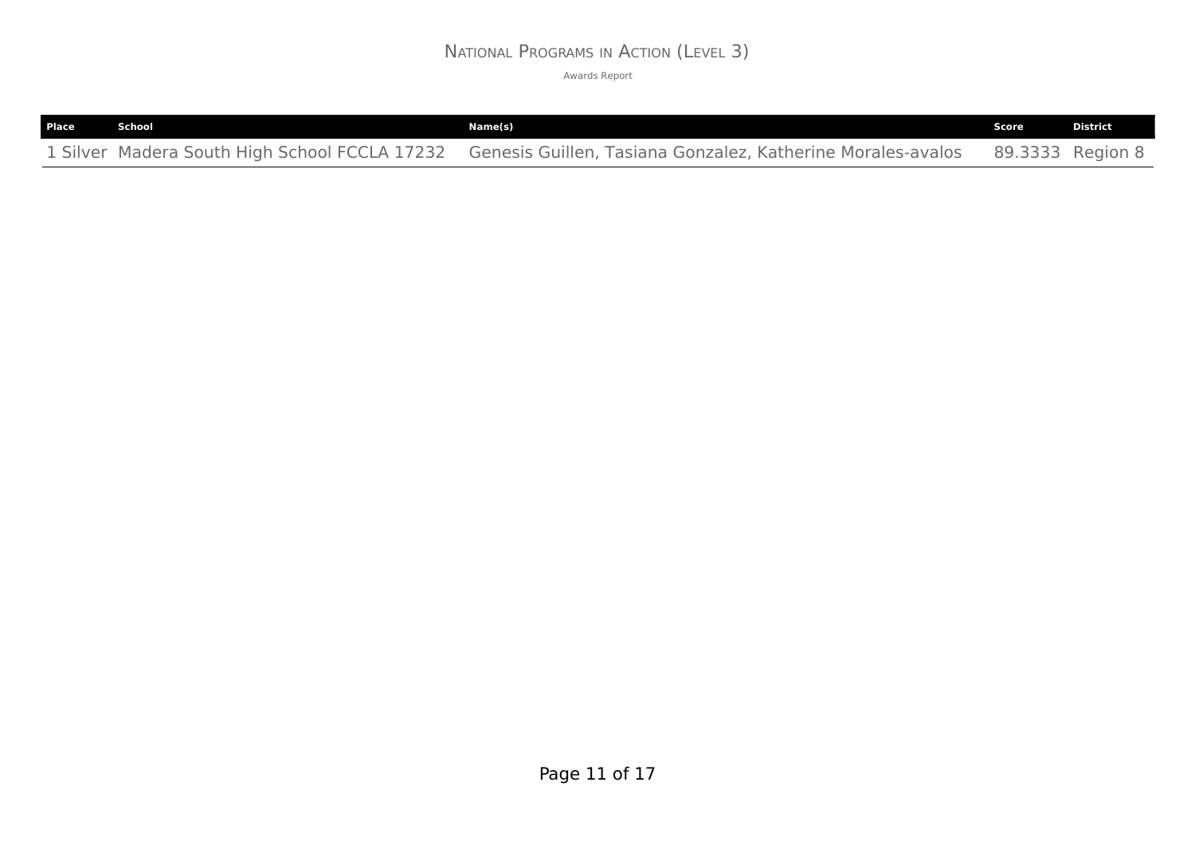# National Programs in Action (Level 3)

Awards Report

| Place | School | Name(s) | Score | District |
|---|---|---|---|---|
| 1 Silver | Madera South High School FCCLA 17232 | Genesis Guillen, Tasiana Gonzalez, Katherine Morales-avalos | 89.3333 | Region 8 |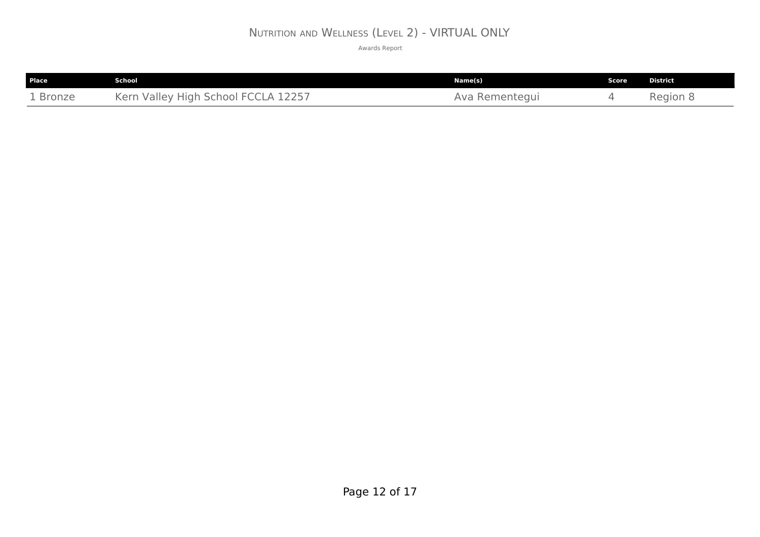# Nutrition and Wellness (Level 2) - VIRTUAL ONLY

Awards Report

| Place | School | Name(s) | Score | District |
| --- | --- | --- | --- | --- |
| 1 Bronze | Kern Valley High School FCCLA 12257 | Ava Rementegui | 4 | Region 8 |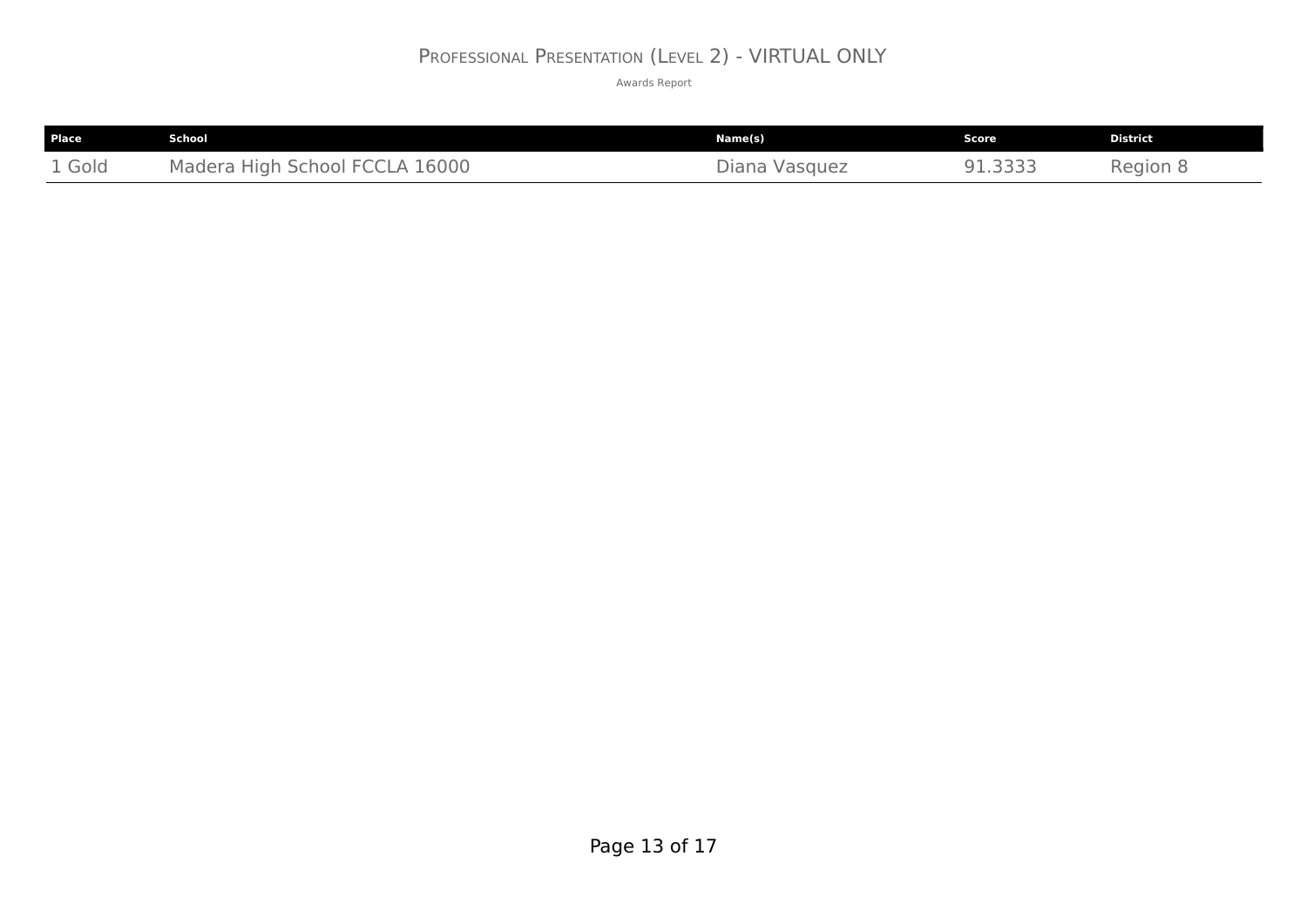# Professional Presentation (Level 2) - VIRTUAL ONLY

Awards Report

| Place | School | Name(s) | Score | District |
|---|---|---|---|---|
| 1 Gold | Madera High School FCCLA 16000 | Diana Vasquez | 91.3333 | Region 8 |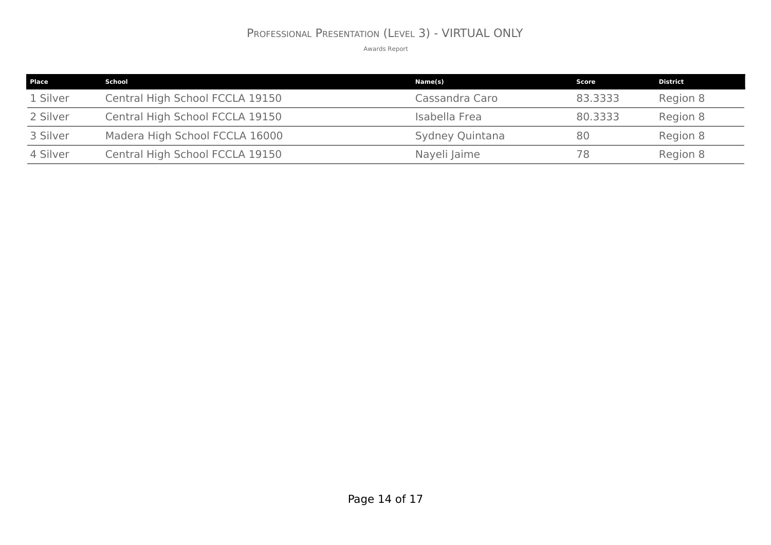# Professional Presentation (Level 3) - VIRTUAL ONLY

Awards Report

| Place | School | Name(s) | Score | District |
|---|---|---|---|---|
| 1 Silver | Central High School FCCLA 19150 | Cassandra Caro | 83.3333 | Region 8 |
| 2 Silver | Central High School FCCLA 19150 | Isabella Frea | 80.3333 | Region 8 |
| 3 Silver | Madera High School FCCLA 16000 | Sydney Quintana | 80 | Region 8 |
| 4 Silver | Central High School FCCLA 19150 | Nayeli Jaime | 78 | Region 8 |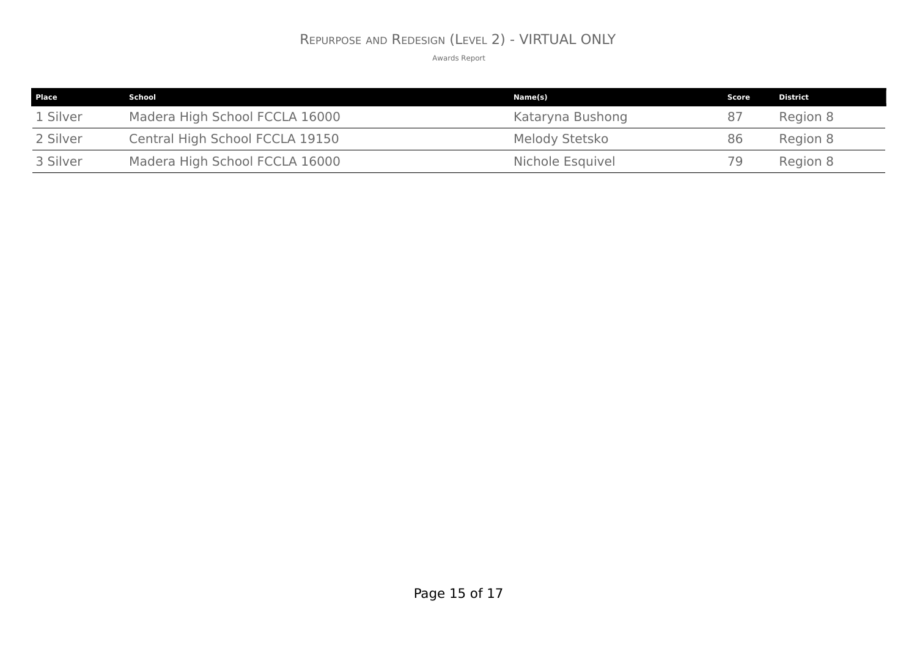# Repurpose and Redesign (Level 2) - VIRTUAL ONLY

Awards Report

| Place | School | Name(s) | Score | District |
|---|---|---|---|---|
| 1 Silver | Madera High School FCCLA 16000 | Kataryna Bushong | 87 | Region 8 |
| 2 Silver | Central High School FCCLA 19150 | Melody Stetsko | 86 | Region 8 |
| 3 Silver | Madera High School FCCLA 16000 | Nichole Esquivel | 79 | Region 8 |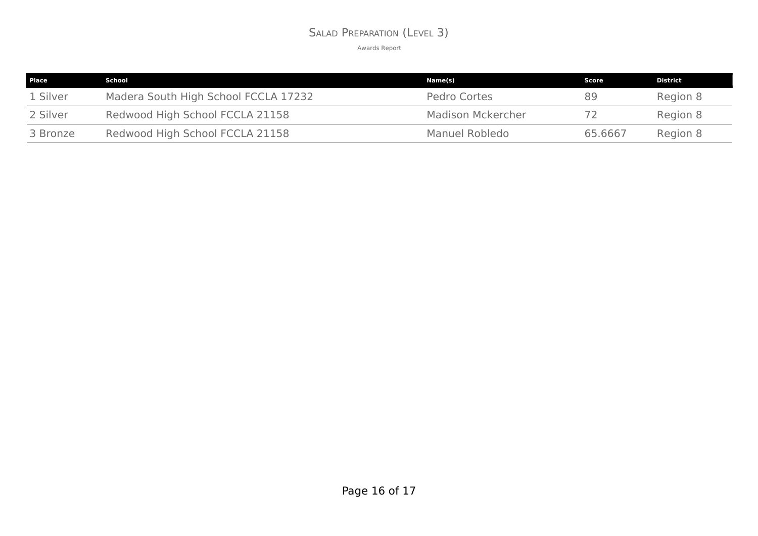# Salad Preparation (Level 3)

Awards Report

| Place | School | Name(s) | Score | District |
|---|---|---|---|---|
| 1 Silver | Madera South High School FCCLA 17232 | Pedro Cortes | 89 | Region 8 |
| 2 Silver | Redwood High School FCCLA 21158 | Madison Mckercher | 72 | Region 8 |
| 3 Bronze | Redwood High School FCCLA 21158 | Manuel Robledo | 65.6667 | Region 8 |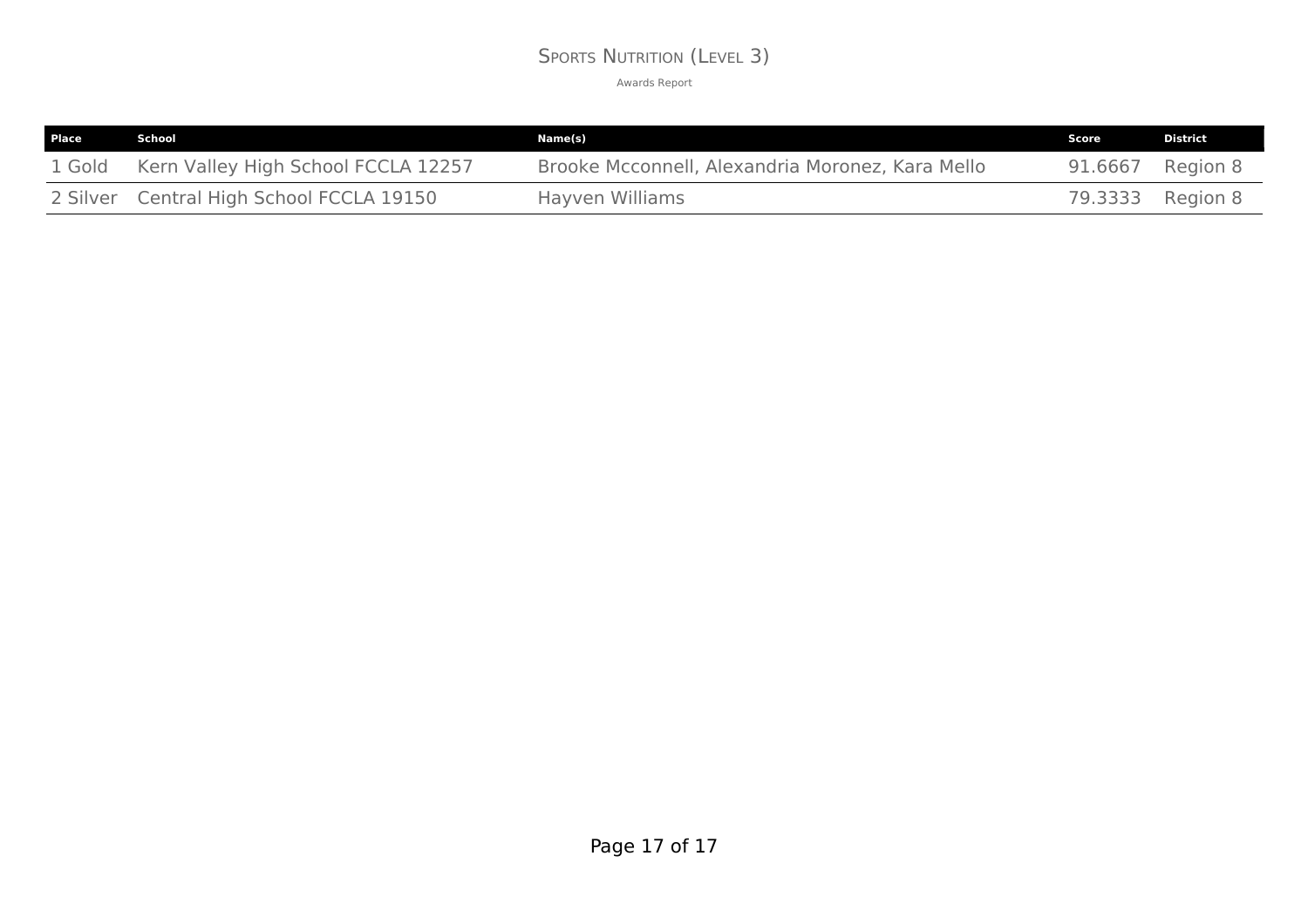# Sports Nutrition (Level 3)

Awards Report

| Place | School | Name(s) | Score | District |
|---|---|---|---|---|
| 1 Gold | Kern Valley High School FCCLA 12257 | Brooke Mcconnell, Alexandria Moronez, Kara Mello | 91.6667 | Region 8 |
| 2 Silver | Central High School FCCLA 19150 | Hayven Williams | 79.3333 | Region 8 |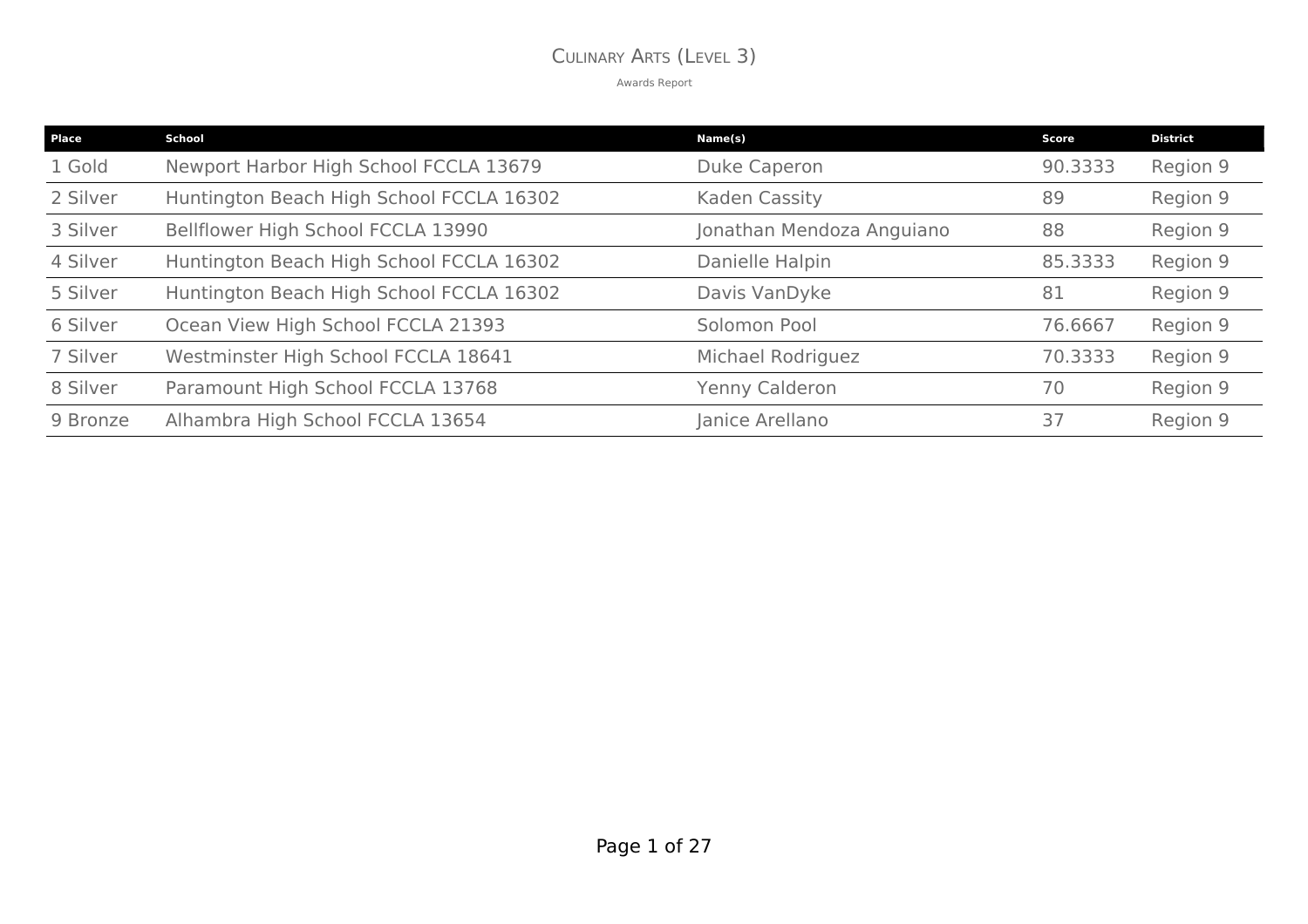# Culinary Arts (Level 3)

Awards Report

| Place | School | Name(s) | Score | District |
|---|---|---|---|---|
| 1 Gold | Newport Harbor High School FCCLA 13679 | Duke Caperon | 90.3333 | Region 9 |
| 2 Silver | Huntington Beach High School FCCLA 16302 | Kaden Cassity | 89 | Region 9 |
| 3 Silver | Bellflower High School FCCLA 13990 | Jonathan Mendoza Anguiano | 88 | Region 9 |
| 4 Silver | Huntington Beach High School FCCLA 16302 | Danielle Halpin | 85.3333 | Region 9 |
| 5 Silver | Huntington Beach High School FCCLA 16302 | Davis VanDyke | 81 | Region 9 |
| 6 Silver | Ocean View High School FCCLA 21393 | Solomon Pool | 76.6667 | Region 9 |
| 7 Silver | Westminster High School FCCLA 18641 | Michael Rodriguez | 70.3333 | Region 9 |
| 8 Silver | Paramount High School FCCLA 13768 | Yenny Calderon | 70 | Region 9 |
| 9 Bronze | Alhambra High School FCCLA 13654 | Janice Arellano | 37 | Region 9 |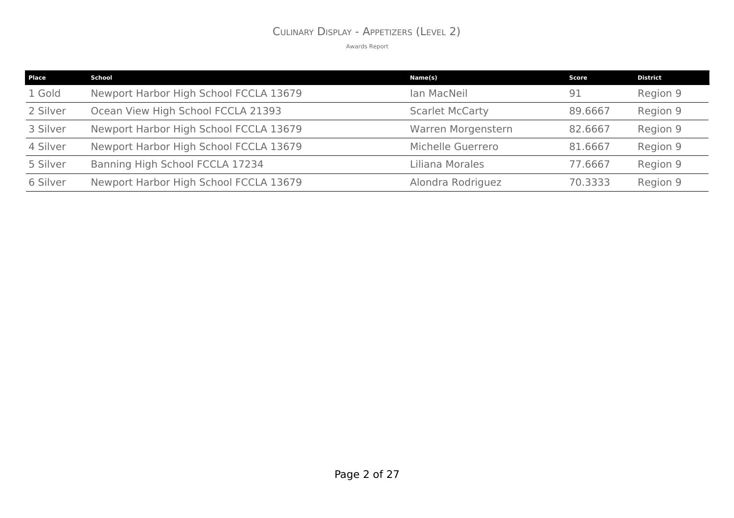# Culinary Display - Appetizers (Level 2)

Awards Report

| Place | School | Name(s) | Score | District |
|---|---|---|---|---|
| 1 Gold | Newport Harbor High School FCCLA 13679 | Ian MacNeil | 91 | Region 9 |
| 2 Silver | Ocean View High School FCCLA 21393 | Scarlet McCarty | 89.6667 | Region 9 |
| 3 Silver | Newport Harbor High School FCCLA 13679 | Warren Morgenstern | 82.6667 | Region 9 |
| 4 Silver | Newport Harbor High School FCCLA 13679 | Michelle Guerrero | 81.6667 | Region 9 |
| 5 Silver | Banning High School FCCLA 17234 | Liliana Morales | 77.6667 | Region 9 |
| 6 Silver | Newport Harbor High School FCCLA 13679 | Alondra Rodriguez | 70.3333 | Region 9 |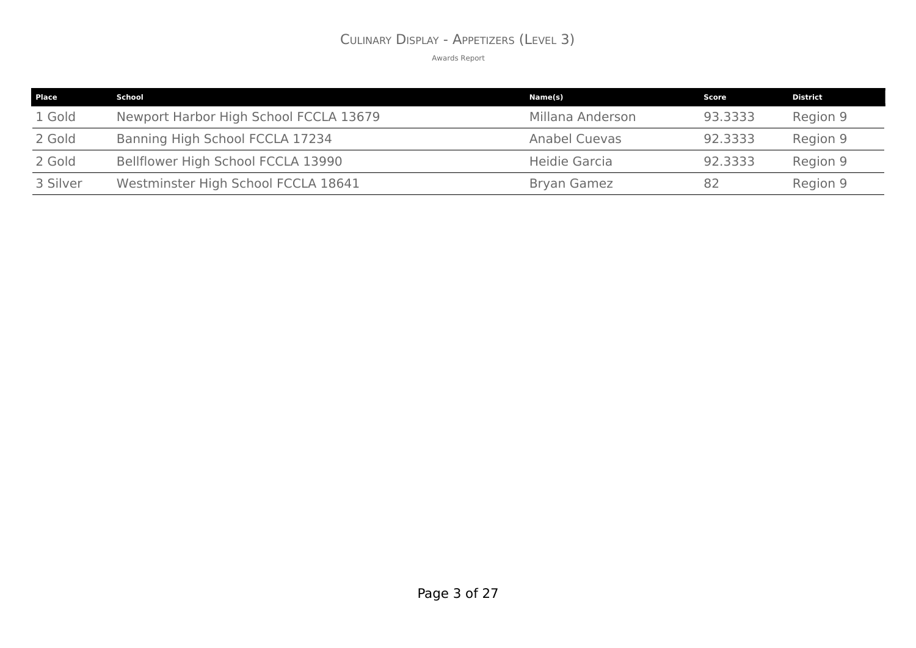# Culinary Display - Appetizers (Level 3)

Awards Report

| Place | School | Name(s) | Score | District |
|---|---|---|---|---|
| 1 Gold | Newport Harbor High School FCCLA 13679 | Millana Anderson | 93.3333 | Region 9 |
| 2 Gold | Banning High School FCCLA 17234 | Anabel Cuevas | 92.3333 | Region 9 |
| 2 Gold | Bellflower High School FCCLA 13990 | Heidie Garcia | 92.3333 | Region 9 |
| 3 Silver | Westminster High School FCCLA 18641 | Bryan Gamez | 82 | Region 9 |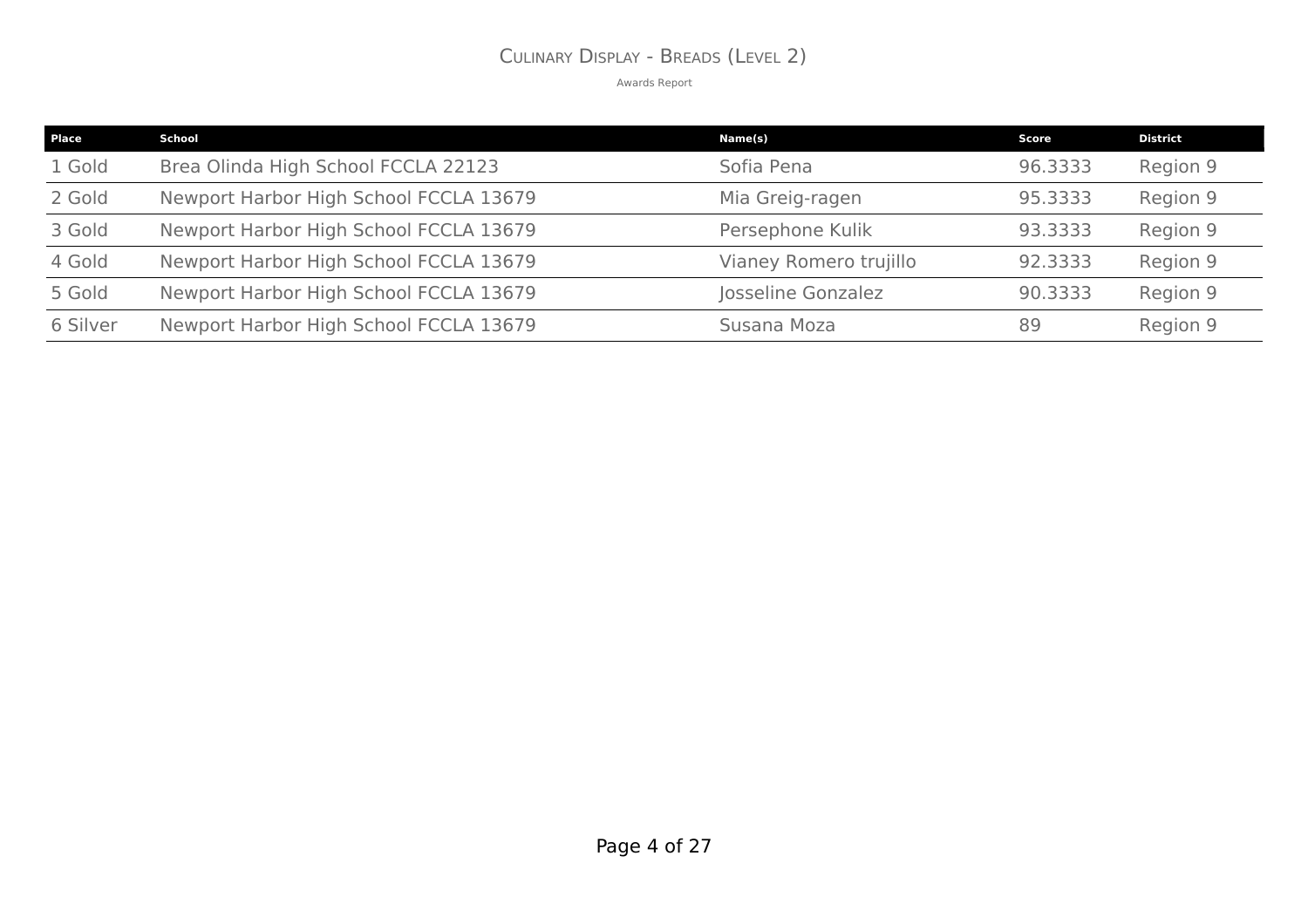# Culinary Display - Breads (Level 2)

Awards Report

| Place | School | Name(s) | Score | District |
|---|---|---|---|---|
| 1 Gold | Brea Olinda High School FCCLA 22123 | Sofia Pena | 96.3333 | Region 9 |
| 2 Gold | Newport Harbor High School FCCLA 13679 | Mia Greig-ragen | 95.3333 | Region 9 |
| 3 Gold | Newport Harbor High School FCCLA 13679 | Persephone Kulik | 93.3333 | Region 9 |
| 4 Gold | Newport Harbor High School FCCLA 13679 | Vianey Romero trujillo | 92.3333 | Region 9 |
| 5 Gold | Newport Harbor High School FCCLA 13679 | Josseline Gonzalez | 90.3333 | Region 9 |
| 6 Silver | Newport Harbor High School FCCLA 13679 | Susana Moza | 89 | Region 9 |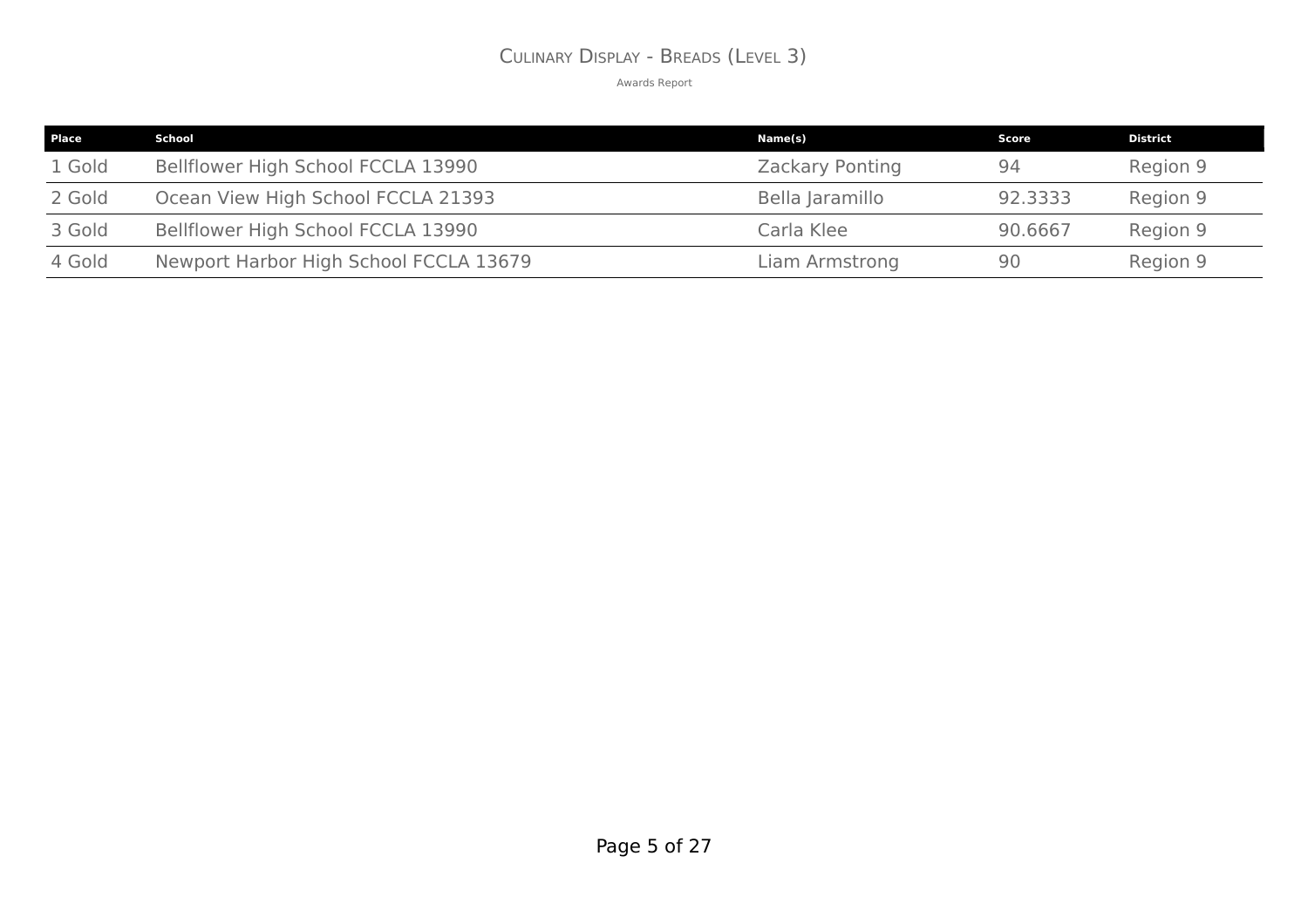# Culinary Display - Breads (Level 3)

Awards Report

| Place | School | Name(s) | Score | District |
|---|---|---|---|---|
| 1 Gold | Bellflower High School FCCLA 13990 | Zackary Ponting | 94 | Region 9 |
| 2 Gold | Ocean View High School FCCLA 21393 | Bella Jaramillo | 92.3333 | Region 9 |
| 3 Gold | Bellflower High School FCCLA 13990 | Carla Klee | 90.6667 | Region 9 |
| 4 Gold | Newport Harbor High School FCCLA 13679 | Liam Armstrong | 90 | Region 9 |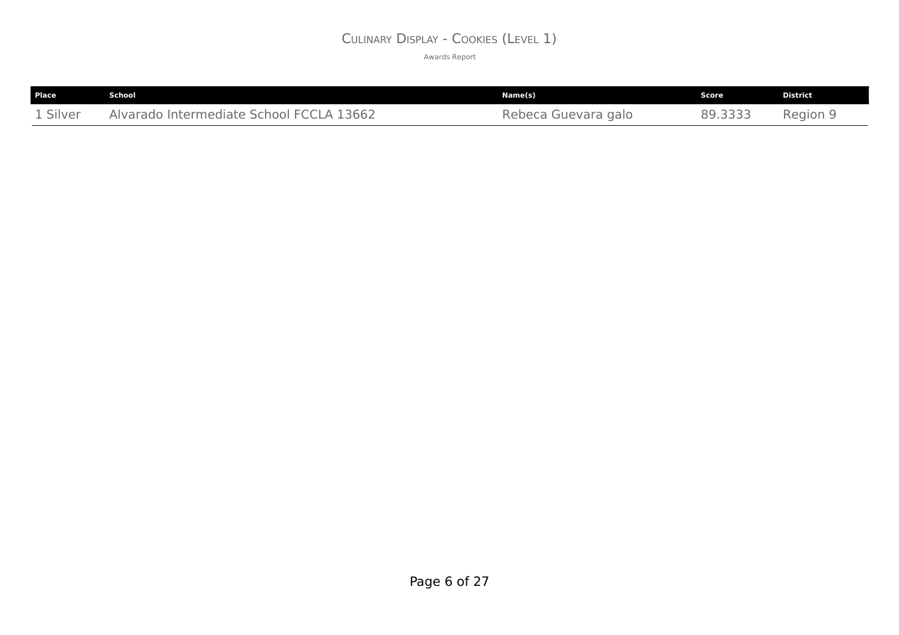# Culinary Display - Cookies (Level 1)

Awards Report

| Place | School | Name(s) | Score | District |
|---|---|---|---|---|
| 1 Silver | Alvarado Intermediate School FCCLA 13662 | Rebeca Guevara galo | 89.3333 | Region 9 |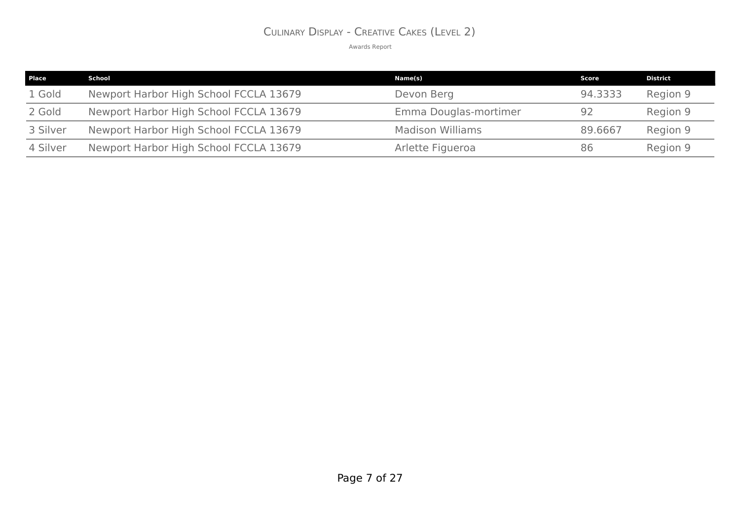# Culinary Display - Creative Cakes (Level 2)

Awards Report

| Place | School | Name(s) | Score | District |
| --- | --- | --- | --- | --- |
| 1 Gold | Newport Harbor High School FCCLA 13679 | Devon Berg | 94.3333 | Region 9 |
| 2 Gold | Newport Harbor High School FCCLA 13679 | Emma Douglas-mortimer | 92 | Region 9 |
| 3 Silver | Newport Harbor High School FCCLA 13679 | Madison Williams | 89.6667 | Region 9 |
| 4 Silver | Newport Harbor High School FCCLA 13679 | Arlette Figueroa | 86 | Region 9 |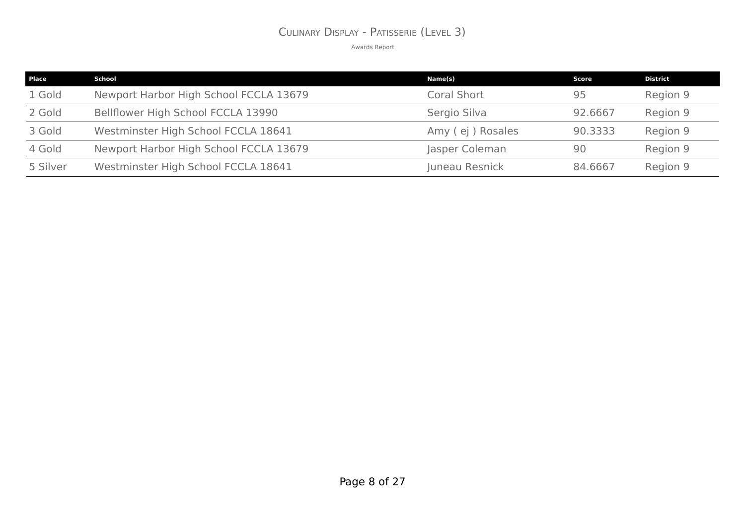# Culinary Display - Patisserie (Level 3)

Awards Report

| Place | School | Name(s) | Score | District |
| --- | --- | --- | --- | --- |
| 1 Gold | Newport Harbor High School FCCLA 13679 | Coral Short | 95 | Region 9 |
| 2 Gold | Bellflower High School FCCLA 13990 | Sergio Silva | 92.6667 | Region 9 |
| 3 Gold | Westminster High School FCCLA 18641 | Amy ( ej ) Rosales | 90.3333 | Region 9 |
| 4 Gold | Newport Harbor High School FCCLA 13679 | Jasper Coleman | 90 | Region 9 |
| 5 Silver | Westminster High School FCCLA 18641 | Juneau Resnick | 84.6667 | Region 9 |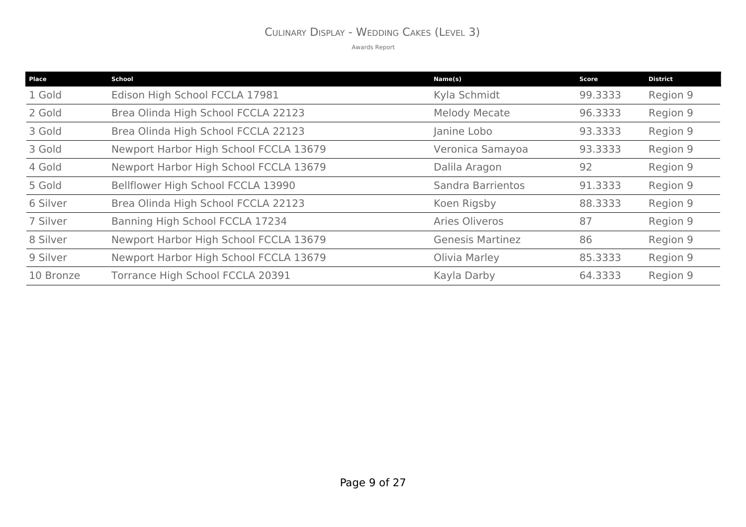# Culinary Display - Wedding Cakes (Level 3)

Awards Report

| Place | School | Name(s) | Score | District |
|---|---|---|---|---|
| 1 Gold | Edison High School FCCLA 17981 | Kyla Schmidt | 99.3333 | Region 9 |
| 2 Gold | Brea Olinda High School FCCLA 22123 | Melody Mecate | 96.3333 | Region 9 |
| 3 Gold | Brea Olinda High School FCCLA 22123 | Janine Lobo | 93.3333 | Region 9 |
| 3 Gold | Newport Harbor High School FCCLA 13679 | Veronica Samayoa | 93.3333 | Region 9 |
| 4 Gold | Newport Harbor High School FCCLA 13679 | Dalila Aragon | 92 | Region 9 |
| 5 Gold | Bellflower High School FCCLA 13990 | Sandra Barrientos | 91.3333 | Region 9 |
| 6 Silver | Brea Olinda High School FCCLA 22123 | Koen Rigsby | 88.3333 | Region 9 |
| 7 Silver | Banning High School FCCLA 17234 | Aries Oliveros | 87 | Region 9 |
| 8 Silver | Newport Harbor High School FCCLA 13679 | Genesis Martinez | 86 | Region 9 |
| 9 Silver | Newport Harbor High School FCCLA 13679 | Olivia Marley | 85.3333 | Region 9 |
| 10 Bronze | Torrance High School FCCLA 20391 | Kayla Darby | 64.3333 | Region 9 |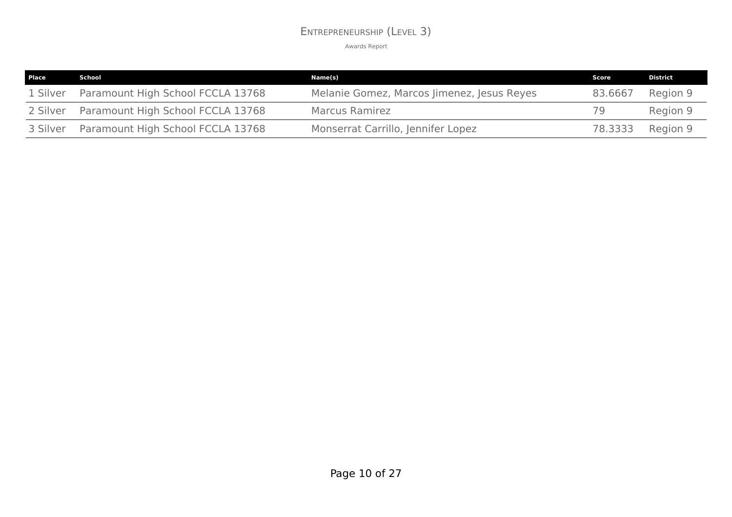# Entrepreneurship (Level 3)

Awards Report

| Place | School | Name(s) | Score | District |
|---|---|---|---|---|
| 1 Silver | Paramount High School FCCLA 13768 | Melanie Gomez, Marcos Jimenez, Jesus Reyes | 83.6667 | Region 9 |
| 2 Silver | Paramount High School FCCLA 13768 | Marcus Ramirez | 79 | Region 9 |
| 3 Silver | Paramount High School FCCLA 13768 | Monserrat Carrillo, Jennifer Lopez | 78.3333 | Region 9 |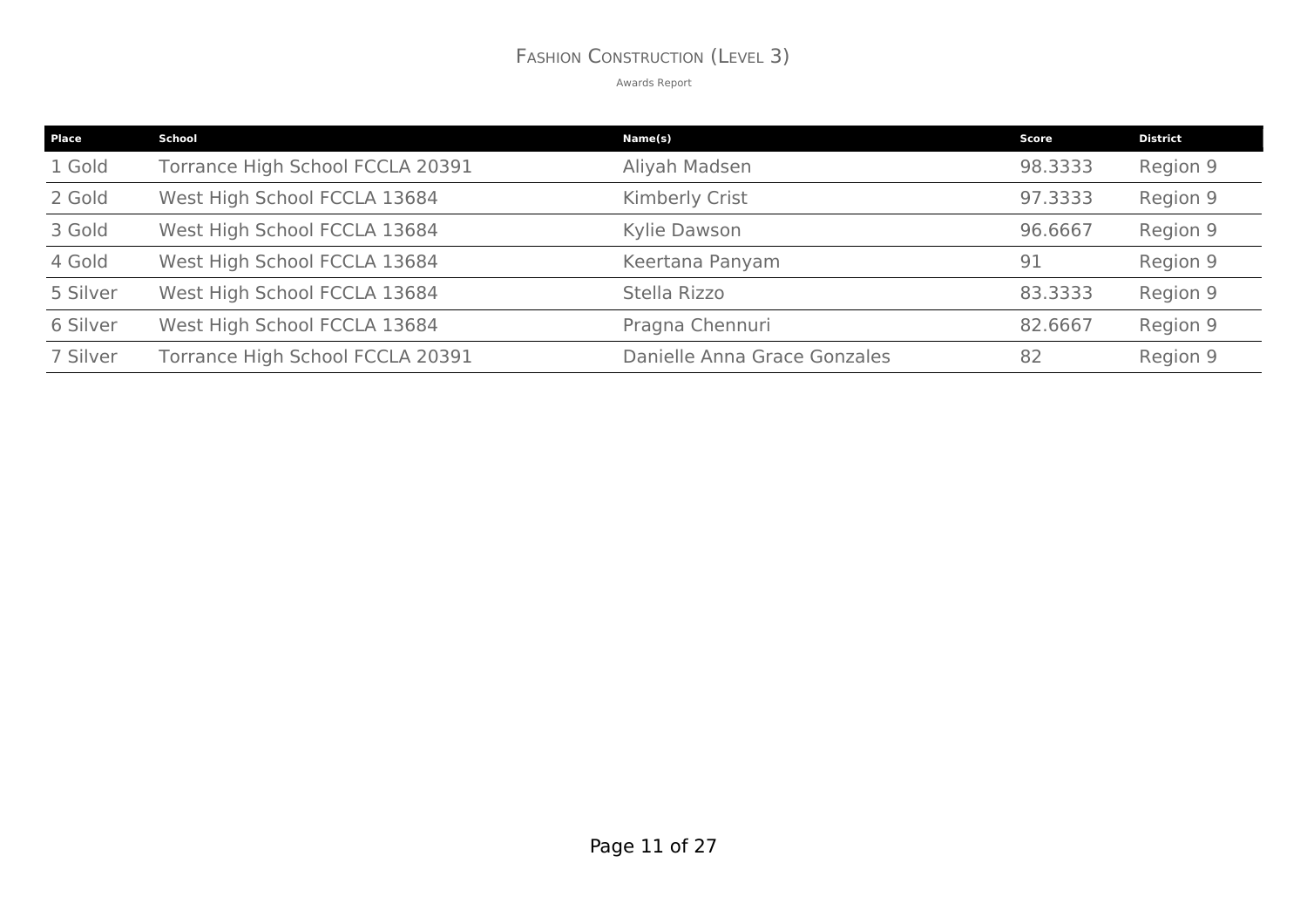# Fashion Construction (Level 3)

Awards Report

| Place | School | Name(s) | Score | District |
|---|---|---|---|---|
| 1 Gold | Torrance High School FCCLA 20391 | Aliyah Madsen | 98.3333 | Region 9 |
| 2 Gold | West High School FCCLA 13684 | Kimberly Crist | 97.3333 | Region 9 |
| 3 Gold | West High School FCCLA 13684 | Kylie Dawson | 96.6667 | Region 9 |
| 4 Gold | West High School FCCLA 13684 | Keertana Panyam | 91 | Region 9 |
| 5 Silver | West High School FCCLA 13684 | Stella Rizzo | 83.3333 | Region 9 |
| 6 Silver | West High School FCCLA 13684 | Pragna Chennuri | 82.6667 | Region 9 |
| 7 Silver | Torrance High School FCCLA 20391 | Danielle Anna Grace Gonzales | 82 | Region 9 |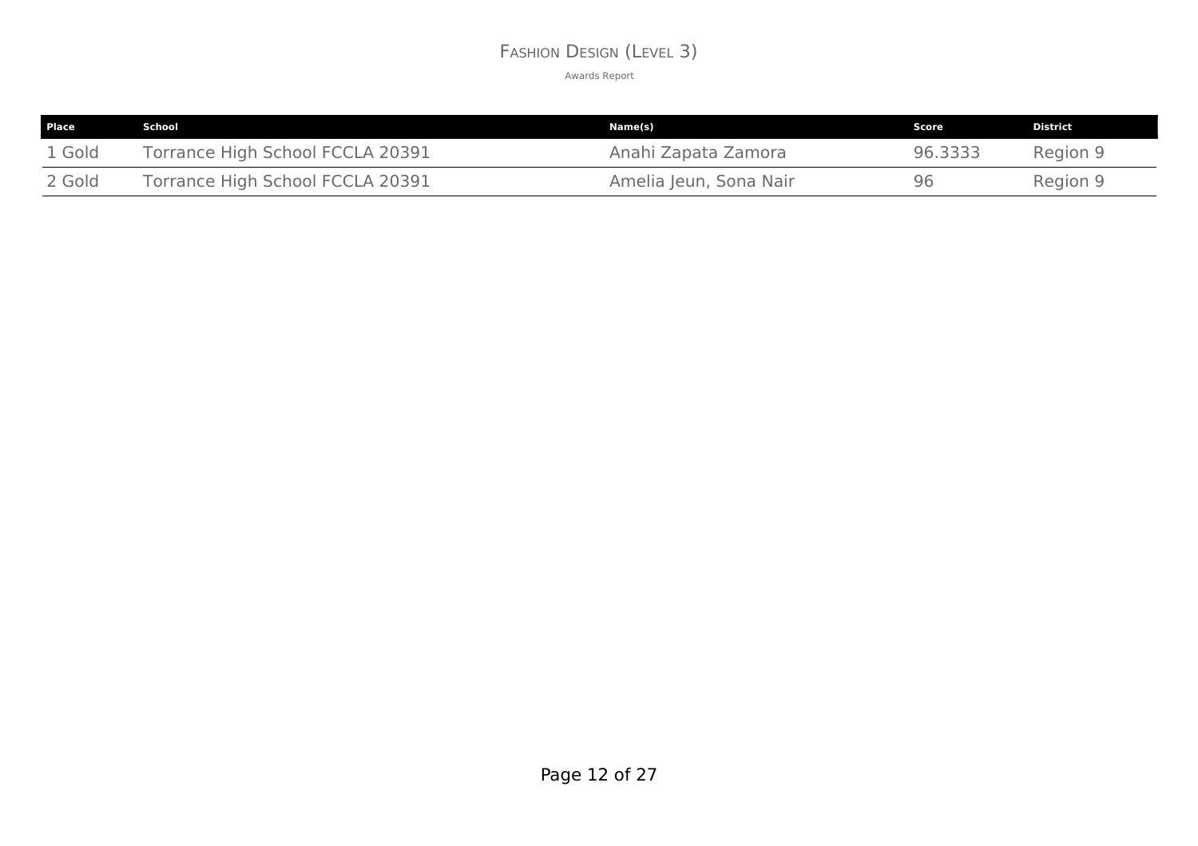# Fashion Design (Level 3)

Awards Report

| Place | School | Name(s) | Score | District |
| --- | --- | --- | --- | --- |
| 1 Gold | Torrance High School FCCLA 20391 | Anahi Zapata Zamora | 96.3333 | Region 9 |
| 2 Gold | Torrance High School FCCLA 20391 | Amelia Jeun, Sona Nair | 96 | Region 9 |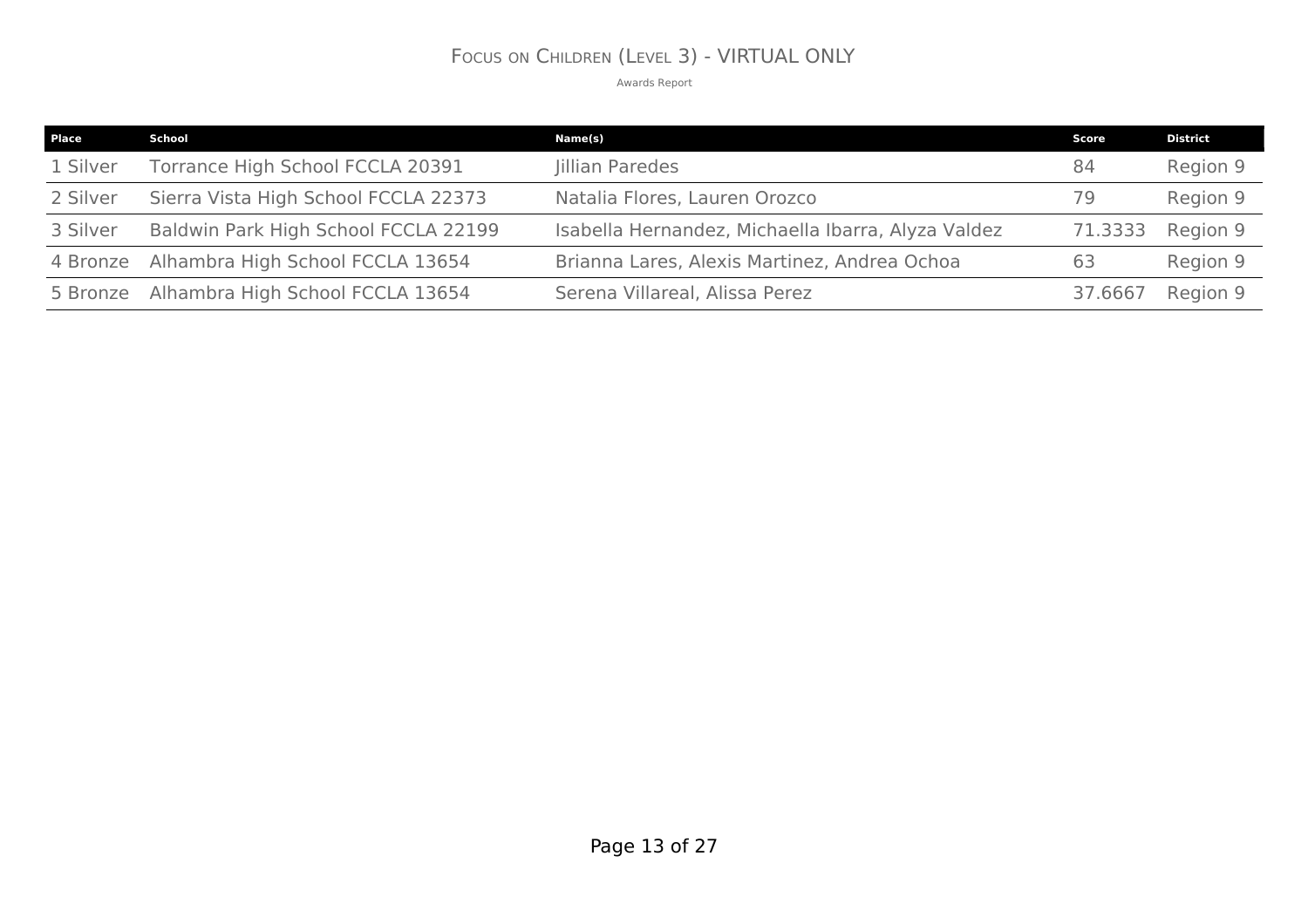# Focus on Children (Level 3) - VIRTUAL ONLY

Awards Report

| Place | School | Name(s) | Score | District |
|---|---|---|---|---|
| 1 Silver | Torrance High School FCCLA 20391 | Jillian Paredes | 84 | Region 9 |
| 2 Silver | Sierra Vista High School FCCLA 22373 | Natalia Flores, Lauren Orozco | 79 | Region 9 |
| 3 Silver | Baldwin Park High School FCCLA 22199 | Isabella Hernandez, Michaella Ibarra, Alyza Valdez | 71.3333 | Region 9 |
| 4 Bronze | Alhambra High School FCCLA 13654 | Brianna Lares, Alexis Martinez, Andrea Ochoa | 63 | Region 9 |
| 5 Bronze | Alhambra High School FCCLA 13654 | Serena Villareal, Alissa Perez | 37.6667 | Region 9 |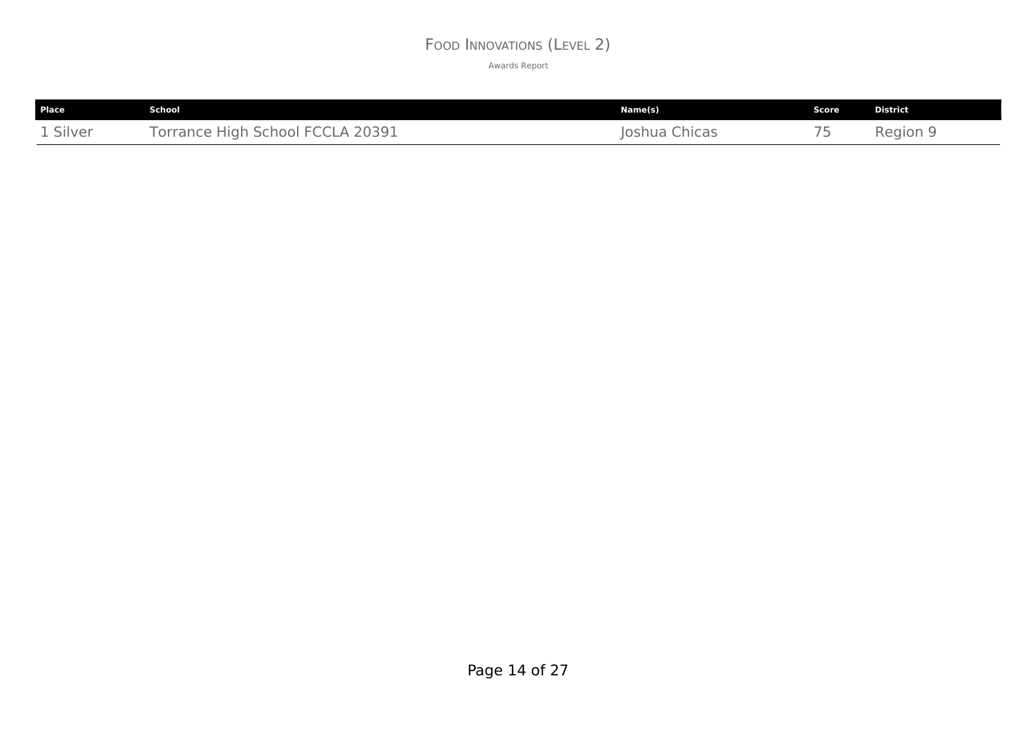# Food Innovations (Level 2)

Awards Report

| Place | School | Name(s) | Score | District |
|---|---|---|---|---|
| 1 Silver | Torrance High School FCCLA 20391 | Joshua Chicas | 75 | Region 9 |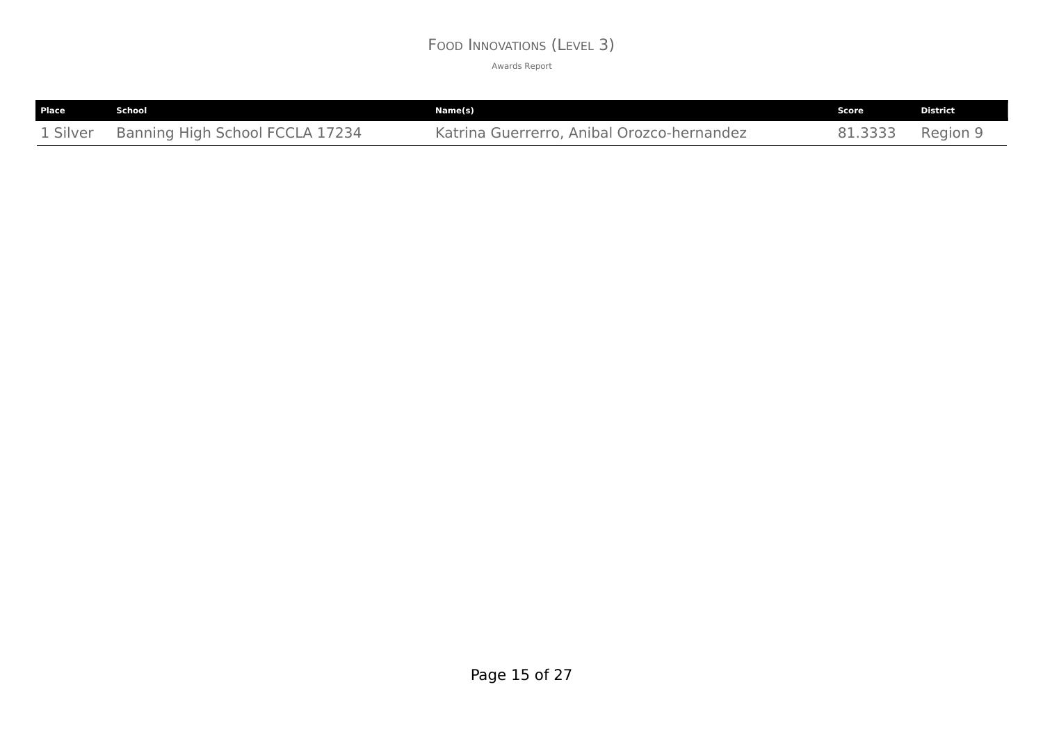# Food Innovations (Level 3)

Awards Report

| Place | School | Name(s) | Score | District |
|---|---|---|---|---|
| 1 Silver | Banning High School FCCLA 17234 | Katrina Guerrerro, Anibal Orozco-hernandez | 81.3333 | Region 9 |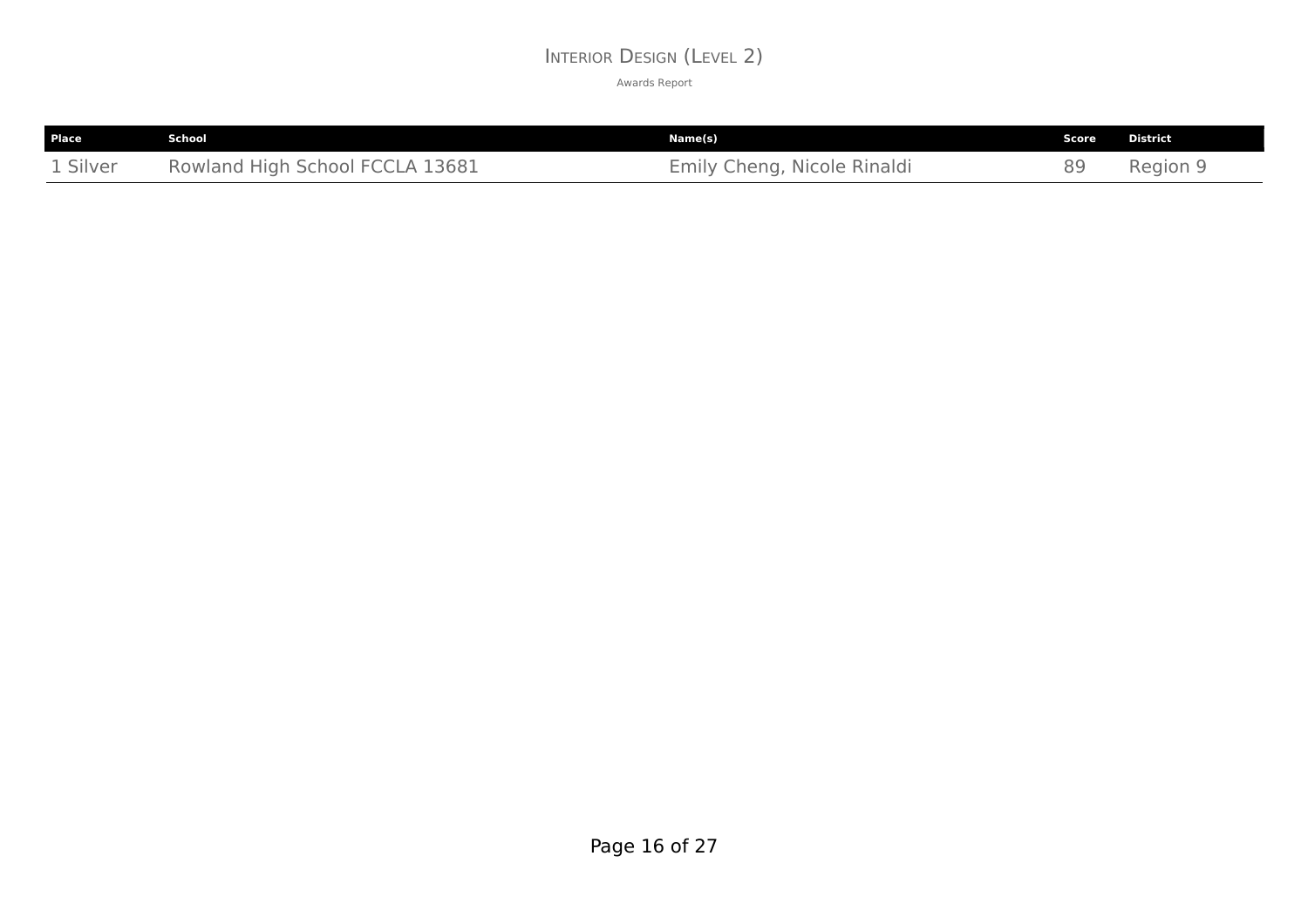# Interior Design (Level 2)

Awards Report

| Place | School | Name(s) | Score | District |
| --- | --- | --- | --- | --- |
| 1 Silver | Rowland High School FCCLA 13681 | Emily Cheng, Nicole Rinaldi | 89 | Region 9 |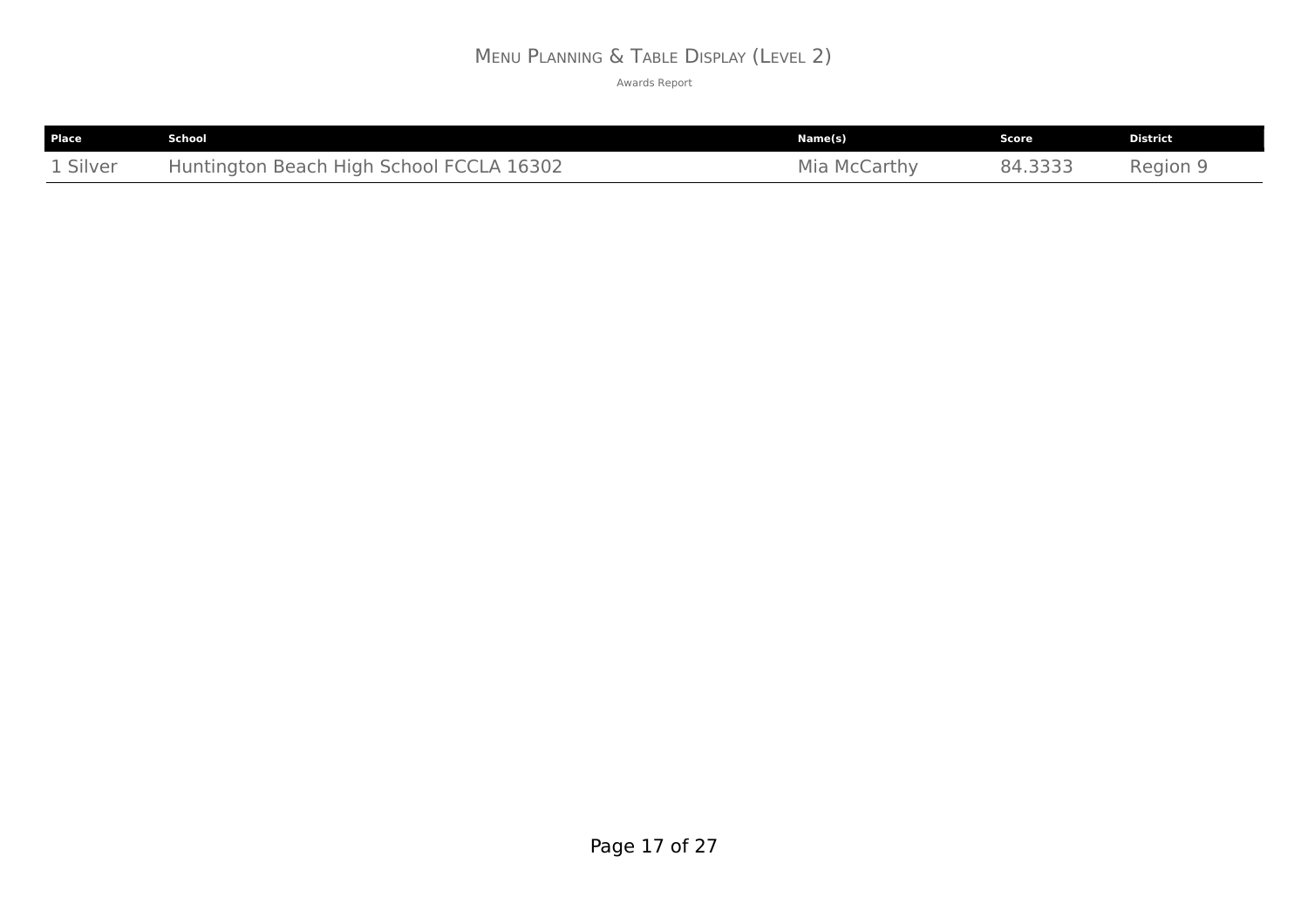# Menu Planning & Table Display (Level 2)

Awards Report

| Place | School | Name(s) | Score | District |
|---|---|---|---|---|
| 1 Silver | Huntington Beach High School FCCLA 16302 | Mia McCarthy | 84.3333 | Region 9 |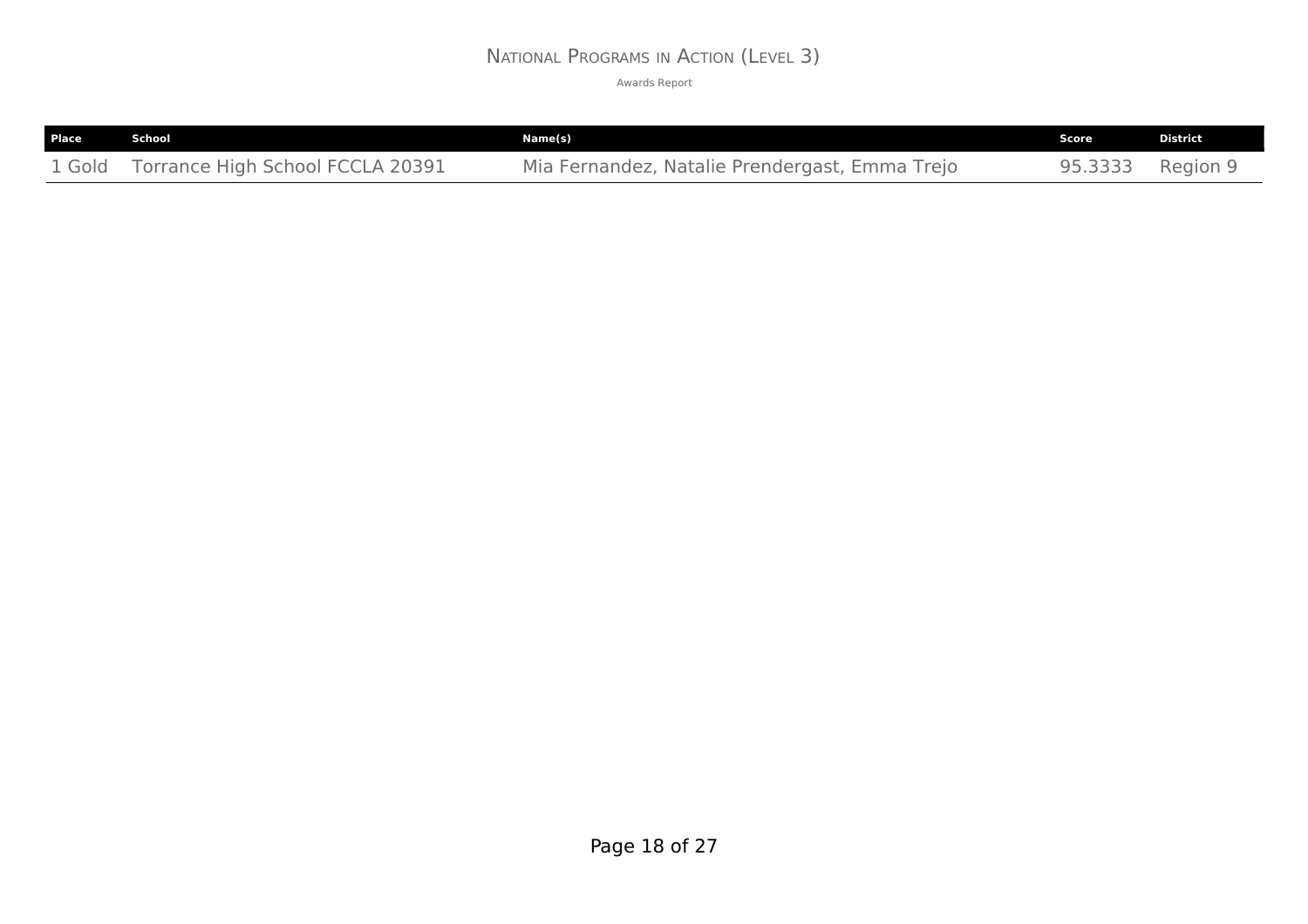# National Programs in Action (Level 3)

Awards Report

| Place | School | Name(s) | Score | District |
|---|---|---|---|---|
| 1 Gold | Torrance High School FCCLA 20391 | Mia Fernandez, Natalie Prendergast, Emma Trejo | 95.3333 | Region 9 |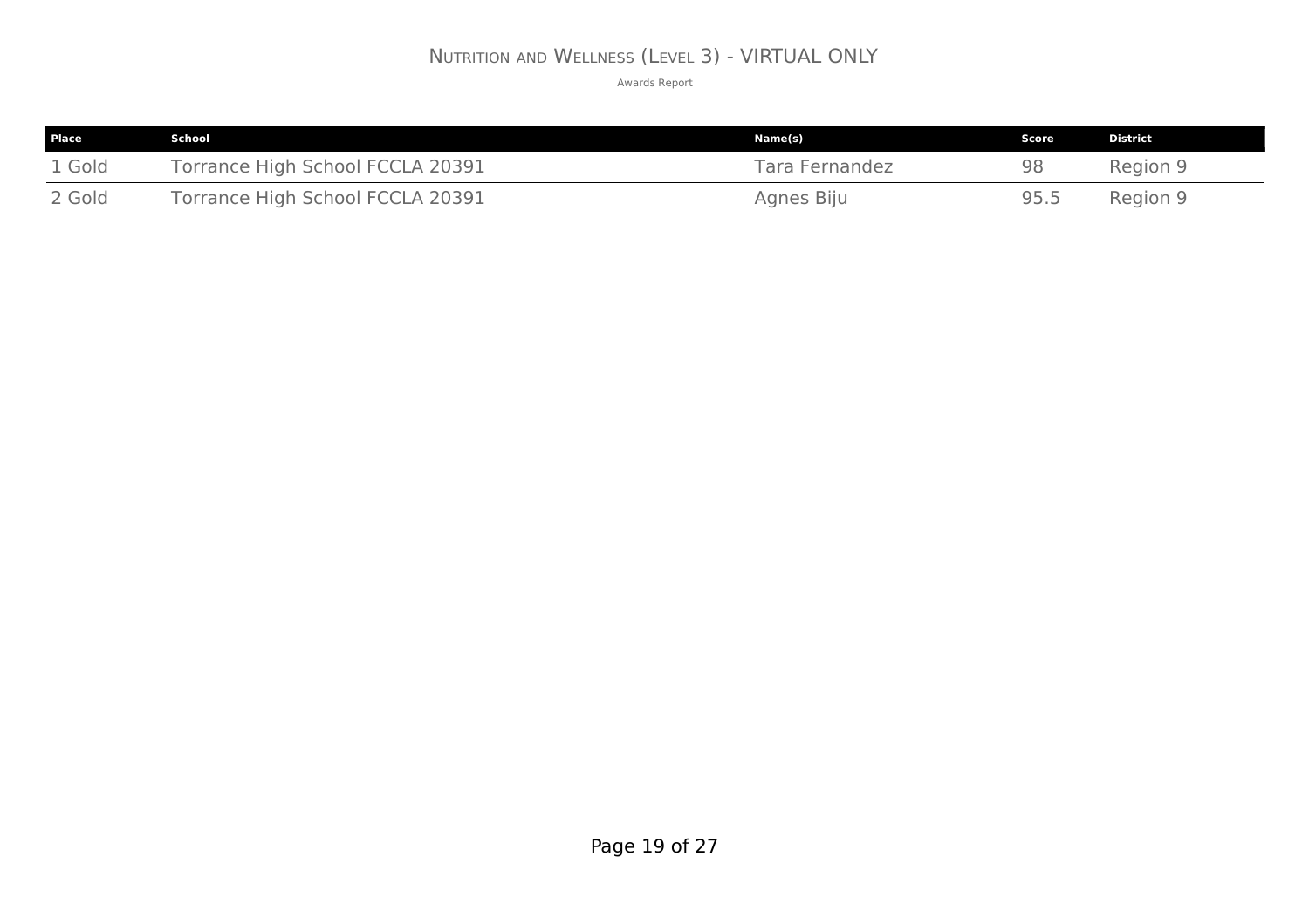# Nutrition and Wellness (Level 3) - VIRTUAL ONLY

Awards Report

| Place | School | Name(s) | Score | District |
| --- | --- | --- | --- | --- |
| 1 Gold | Torrance High School FCCLA 20391 | Tara Fernandez | 98 | Region 9 |
| 2 Gold | Torrance High School FCCLA 20391 | Agnes Biju | 95.5 | Region 9 |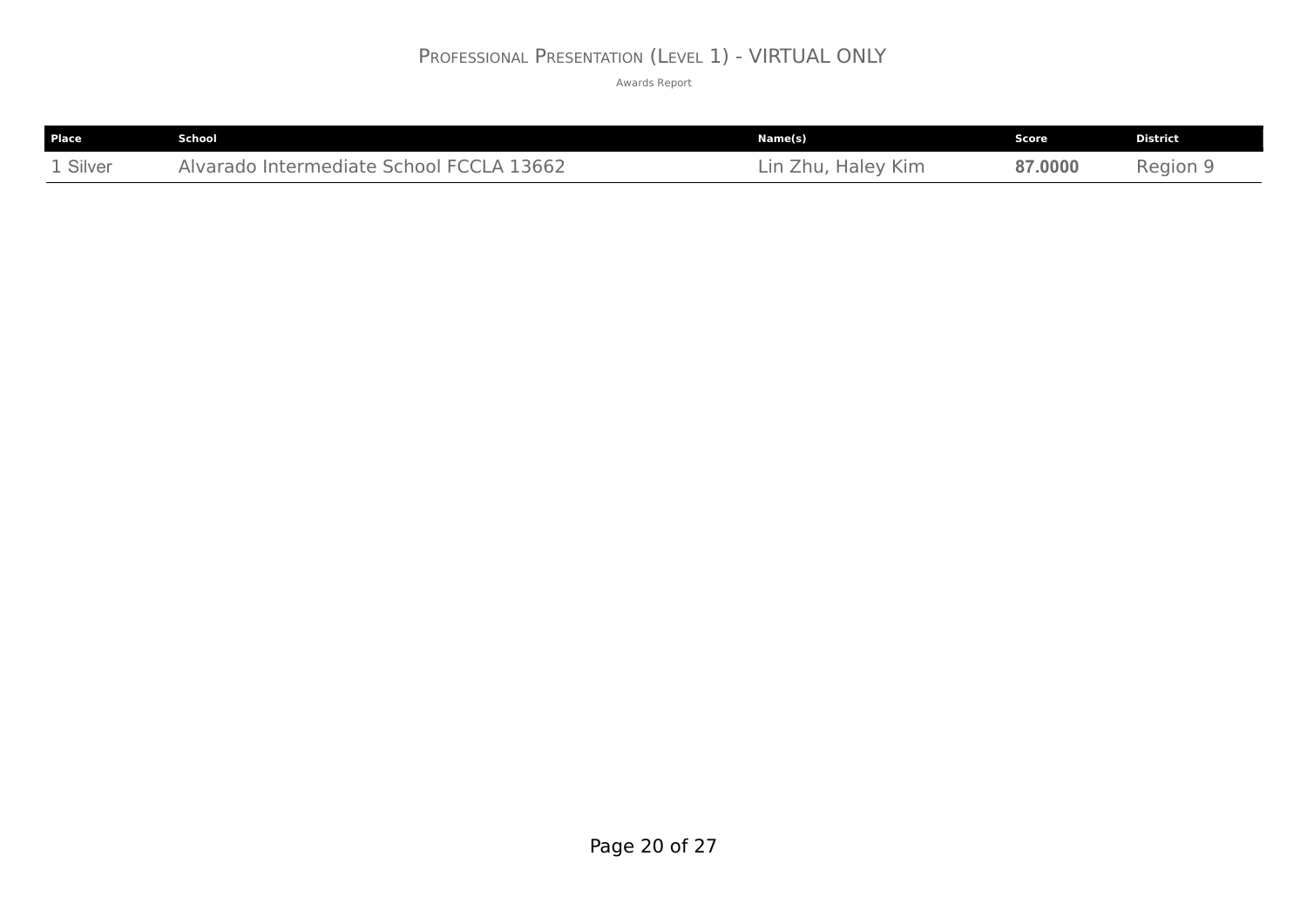# Professional Presentation (Level 1) - VIRTUAL ONLY

Awards Report

| Place | School | Name(s) | Score | District |
| --- | --- | --- | --- | --- |
| 1 Silver | Alvarado Intermediate School FCCLA 13662 | Lin Zhu, Haley Kim | **87.0000** | Region 9 |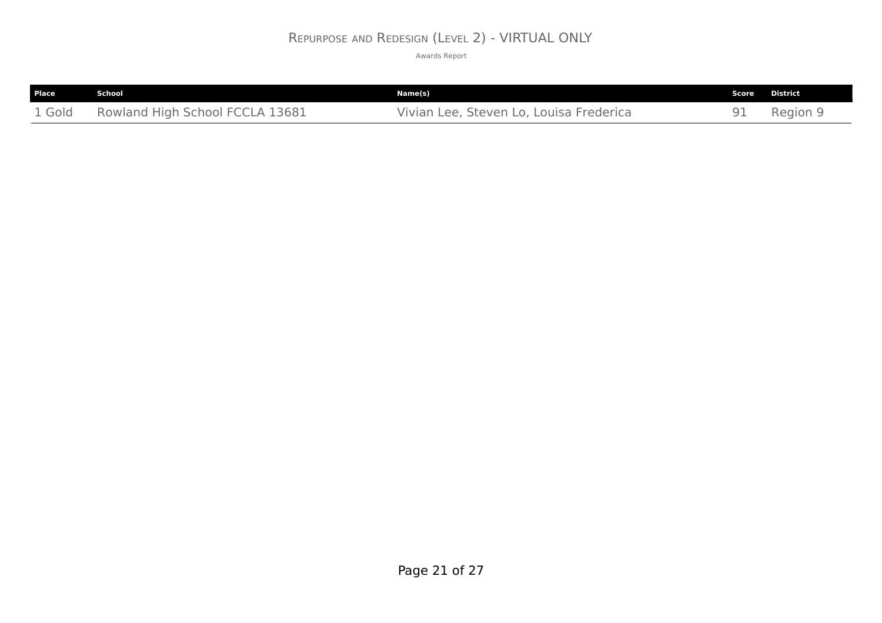# Repurpose and Redesign (Level 2) - VIRTUAL ONLY

Awards Report

| Place | School | Name(s) | Score | District |
| --- | --- | --- | --- | --- |
| 1 Gold | Rowland High School FCCLA 13681 | Vivian Lee, Steven Lo, Louisa Frederica | 91 | Region 9 |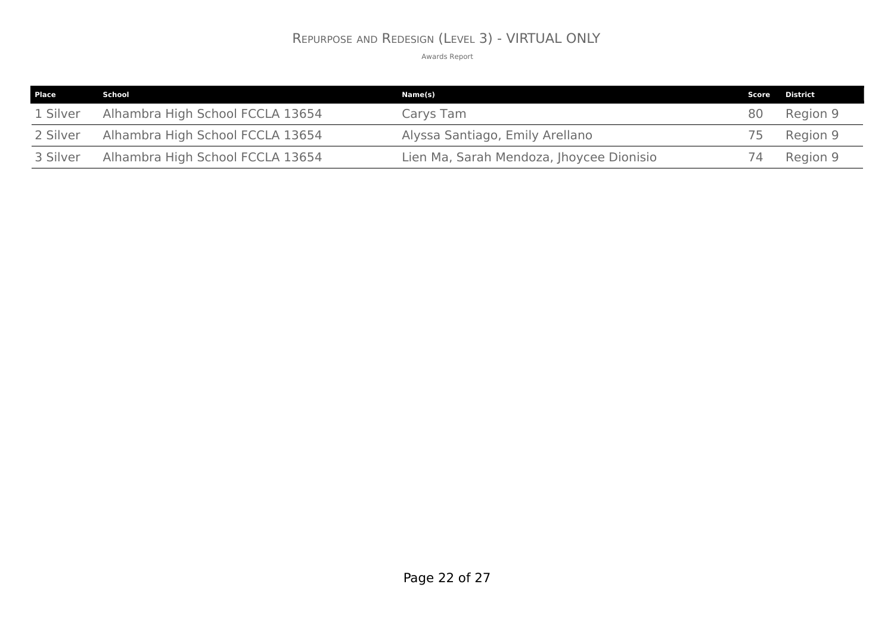# Repurpose and Redesign (Level 3) - VIRTUAL ONLY

Awards Report

| Place | School | Name(s) | Score | District |
|---|---|---|---|---|
| 1 Silver | Alhambra High School FCCLA 13654 | Carys Tam | 80 | Region 9 |
| 2 Silver | Alhambra High School FCCLA 13654 | Alyssa Santiago, Emily Arellano | 75 | Region 9 |
| 3 Silver | Alhambra High School FCCLA 13654 | Lien Ma, Sarah Mendoza, Jhoycee Dionisio | 74 | Region 9 |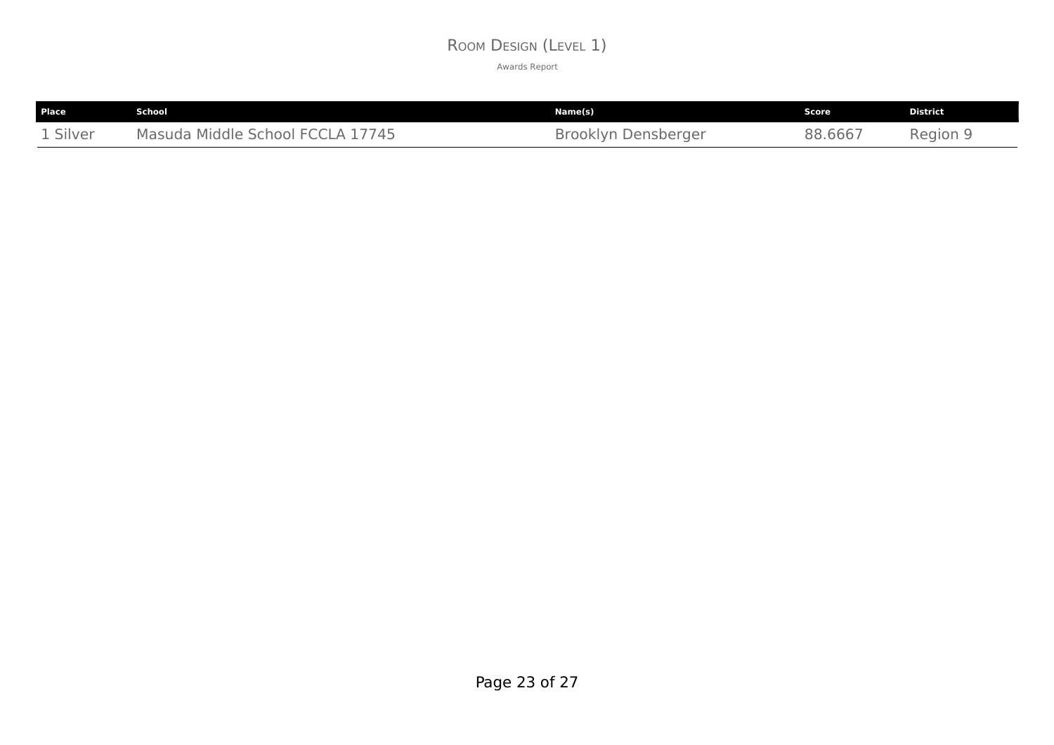# Room Design (Level 1)

Awards Report

| Place | School | Name(s) | Score | District |
|---|---|---|---|---|
| 1 Silver | Masuda Middle School FCCLA 17745 | Brooklyn Densberger | 88.6667 | Region 9 |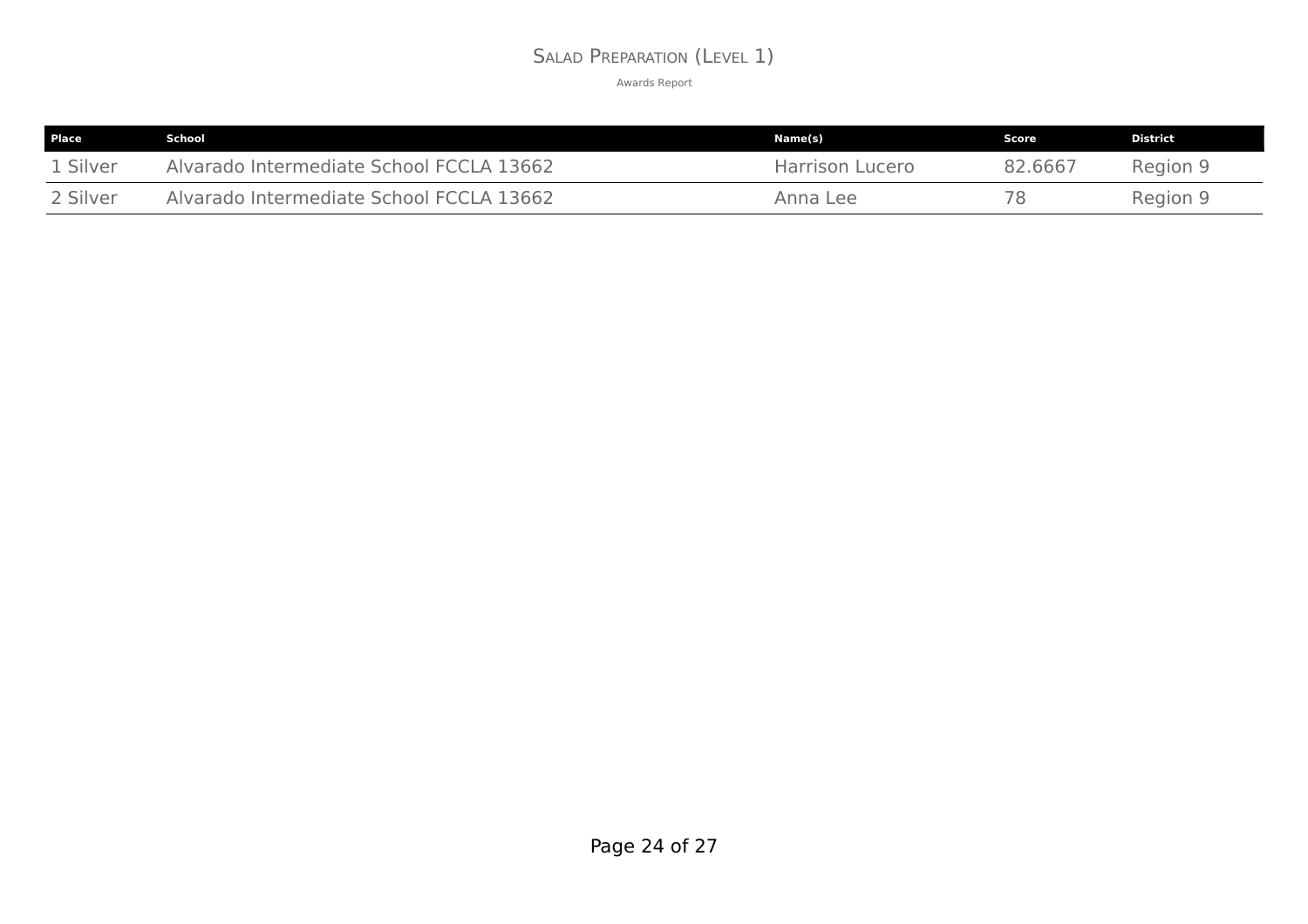# Salad Preparation (Level 1)

Awards Report

| Place | School | Name(s) | Score | District |
|---|---|---|---|---|
| 1 Silver | Alvarado Intermediate School FCCLA 13662 | Harrison Lucero | 82.6667 | Region 9 |
| 2 Silver | Alvarado Intermediate School FCCLA 13662 | Anna Lee | 78 | Region 9 |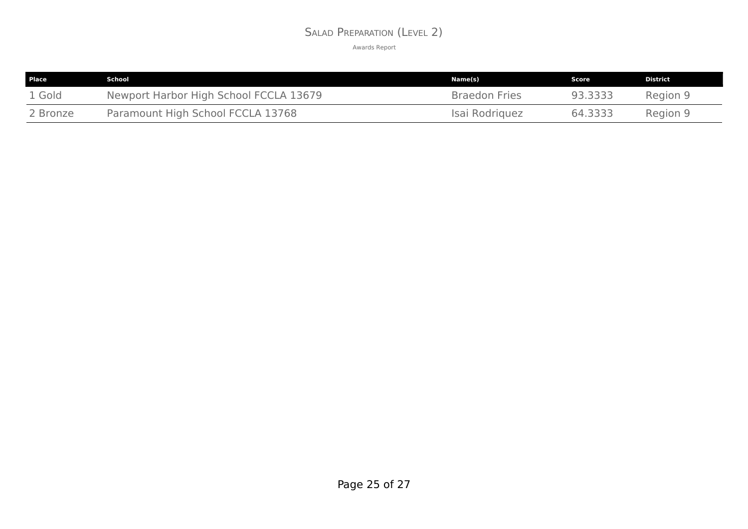# Salad Preparation (Level 2)

Awards Report

| Place | School | Name(s) | Score | District |
|---|---|---|---|---|
| 1 Gold | Newport Harbor High School FCCLA 13679 | Braedon Fries | 93.3333 | Region 9 |
| 2 Bronze | Paramount High School FCCLA 13768 | Isai Rodriquez | 64.3333 | Region 9 |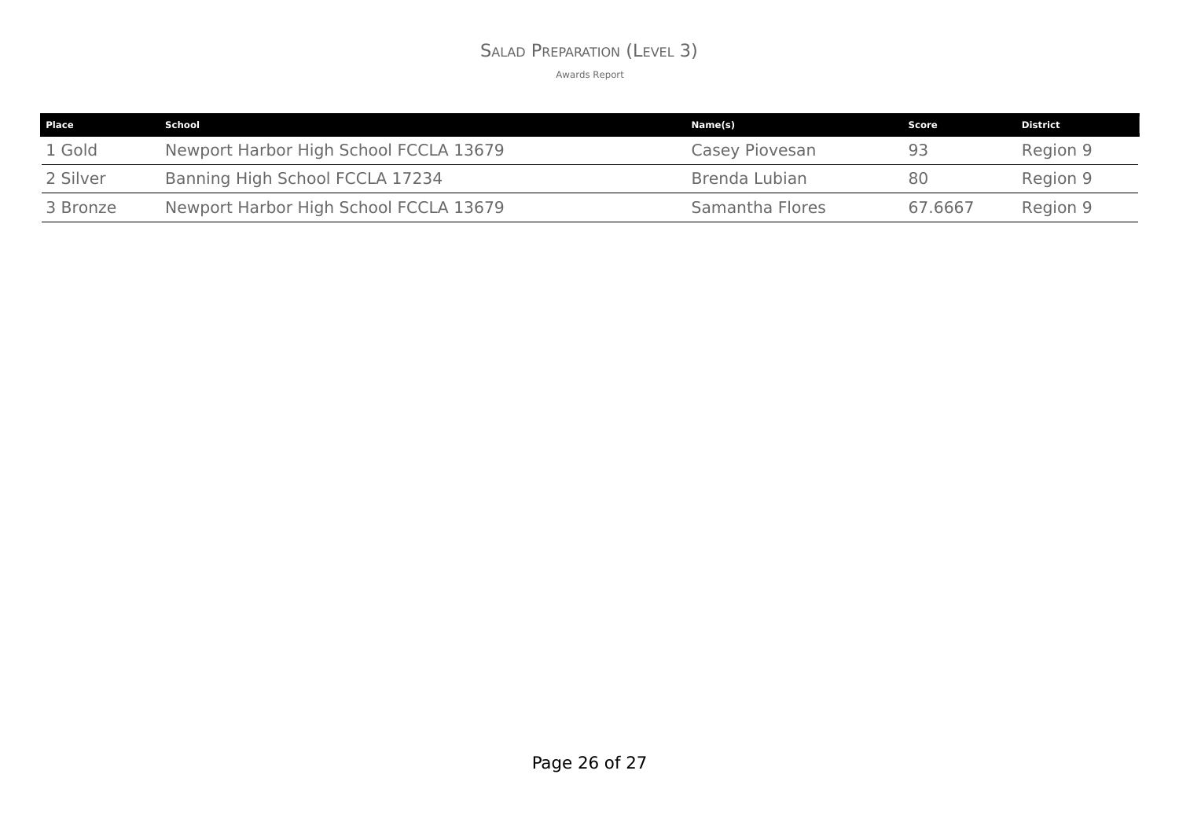# Salad Preparation (Level 3)

Awards Report

| Place | School | Name(s) | Score | District |
|---|---|---|---|---|
| 1 Gold | Newport Harbor High School FCCLA 13679 | Casey Piovesan | 93 | Region 9 |
| 2 Silver | Banning High School FCCLA 17234 | Brenda Lubian | 80 | Region 9 |
| 3 Bronze | Newport Harbor High School FCCLA 13679 | Samantha Flores | 67.6667 | Region 9 |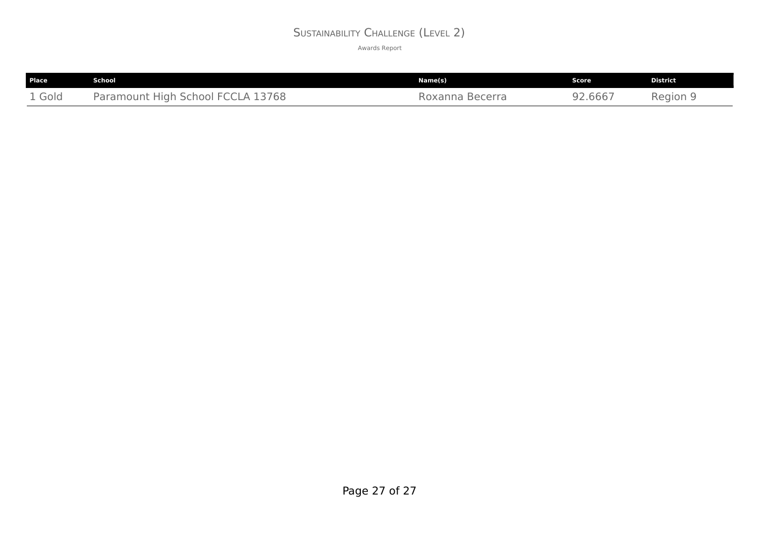# Sustainability Challenge (Level 2)

Awards Report

| Place | School | Name(s) | Score | District |
| --- | --- | --- | --- | --- |
| 1 Gold | Paramount High School FCCLA 13768 | Roxanna Becerra | 92.6667 | Region 9 |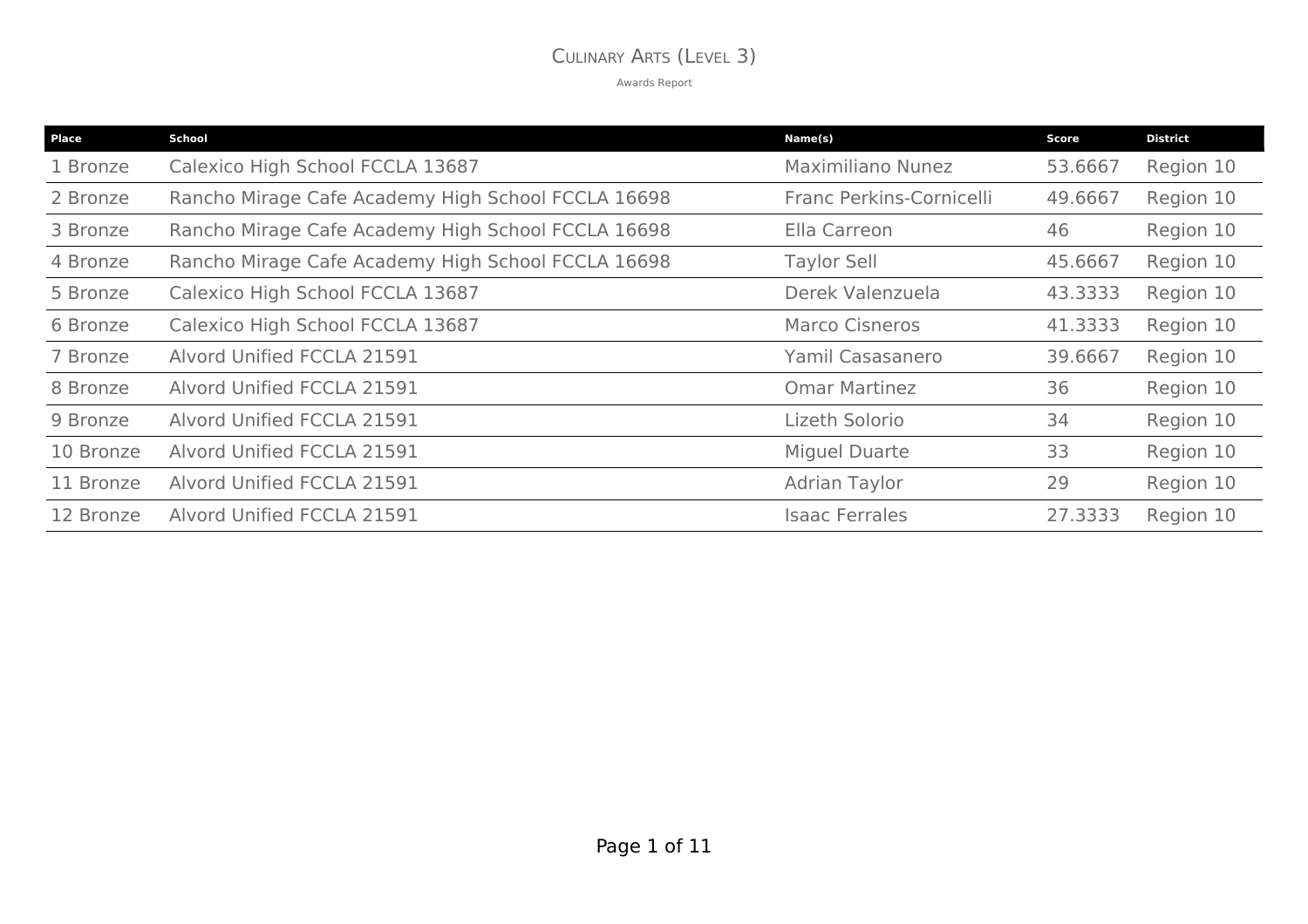# Culinary Arts (Level 3)

Awards Report

| Place | School | Name(s) | Score | District |
|---|---|---|---|---|
| 1 Bronze | Calexico High School FCCLA 13687 | Maximiliano Nunez | 53.6667 | Region 10 |
| 2 Bronze | Rancho Mirage Cafe Academy High School FCCLA 16698 | Franc Perkins-Cornicelli | 49.6667 | Region 10 |
| 3 Bronze | Rancho Mirage Cafe Academy High School FCCLA 16698 | Ella Carreon | 46 | Region 10 |
| 4 Bronze | Rancho Mirage Cafe Academy High School FCCLA 16698 | Taylor Sell | 45.6667 | Region 10 |
| 5 Bronze | Calexico High School FCCLA 13687 | Derek Valenzuela | 43.3333 | Region 10 |
| 6 Bronze | Calexico High School FCCLA 13687 | Marco Cisneros | 41.3333 | Region 10 |
| 7 Bronze | Alvord Unified FCCLA 21591 | Yamil Casasanero | 39.6667 | Region 10 |
| 8 Bronze | Alvord Unified FCCLA 21591 | Omar Martinez | 36 | Region 10 |
| 9 Bronze | Alvord Unified FCCLA 21591 | Lizeth Solorio | 34 | Region 10 |
| 10 Bronze | Alvord Unified FCCLA 21591 | Miguel Duarte | 33 | Region 10 |
| 11 Bronze | Alvord Unified FCCLA 21591 | Adrian Taylor | 29 | Region 10 |
| 12 Bronze | Alvord Unified FCCLA 21591 | Isaac Ferrales | 27.3333 | Region 10 |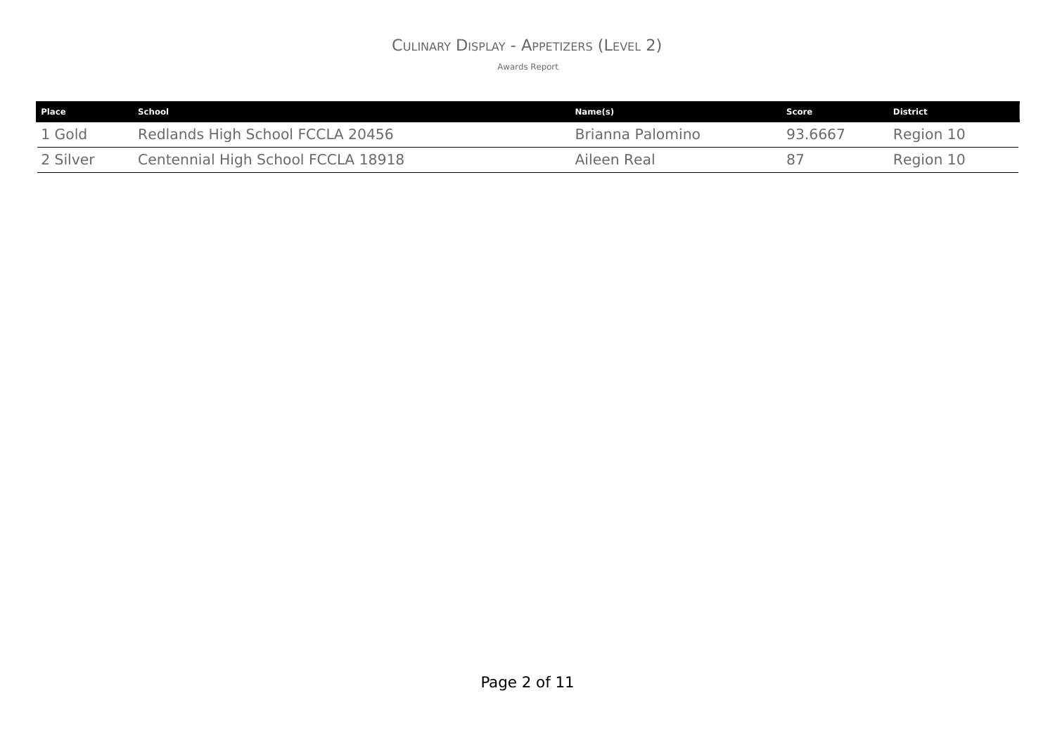# Culinary Display - Appetizers (Level 2)

Awards Report

| Place | School | Name(s) | Score | District |
|---|---|---|---|---|
| 1 Gold | Redlands High School FCCLA 20456 | Brianna Palomino | 93.6667 | Region 10 |
| 2 Silver | Centennial High School FCCLA 18918 | Aileen Real | 87 | Region 10 |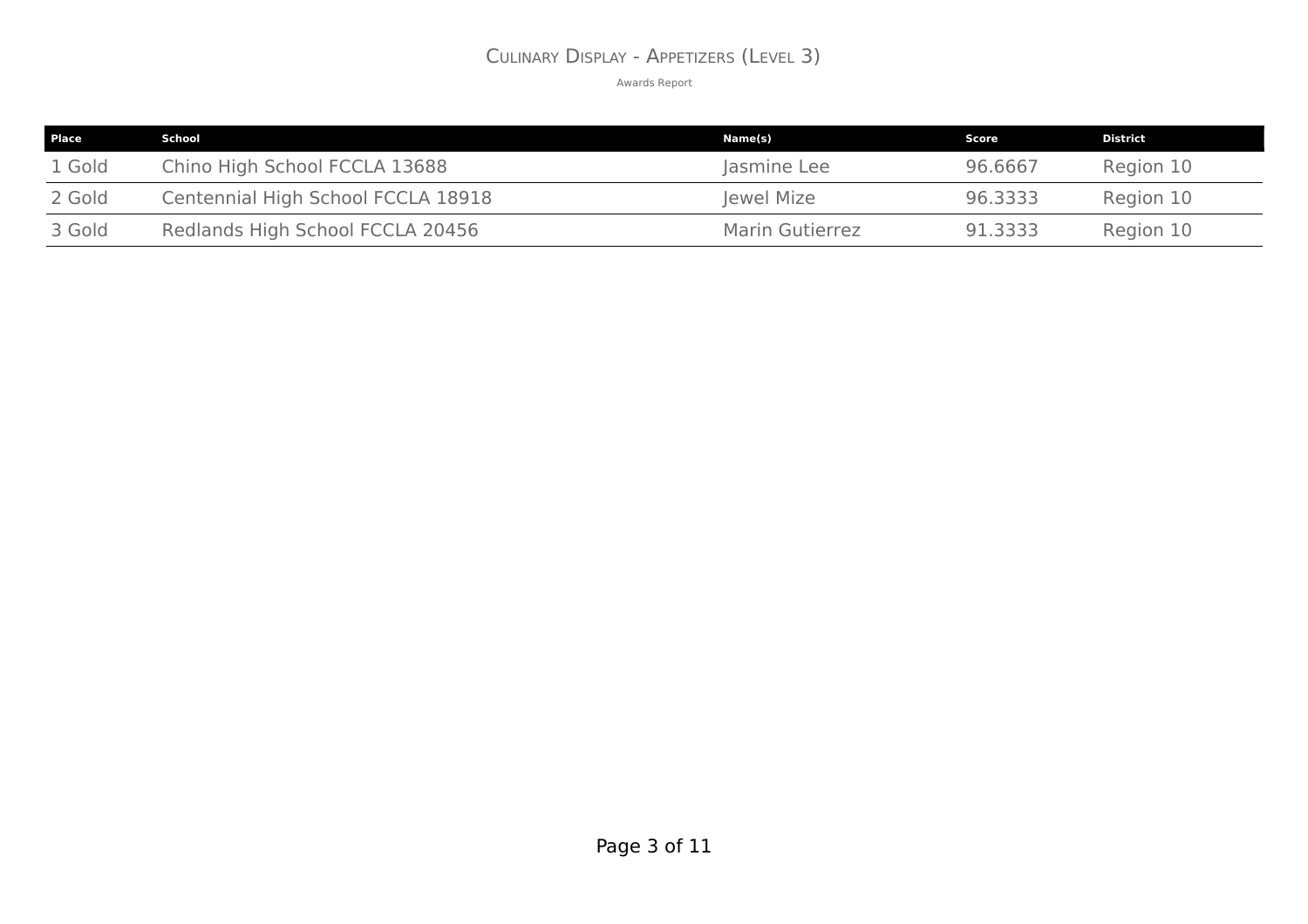# Culinary Display - Appetizers (Level 3)

Awards Report

| Place | School | Name(s) | Score | District |
| --- | --- | --- | --- | --- |
| 1 Gold | Chino High School FCCLA 13688 | Jasmine Lee | 96.6667 | Region 10 |
| 2 Gold | Centennial High School FCCLA 18918 | Jewel Mize | 96.3333 | Region 10 |
| 3 Gold | Redlands High School FCCLA 20456 | Marin Gutierrez | 91.3333 | Region 10 |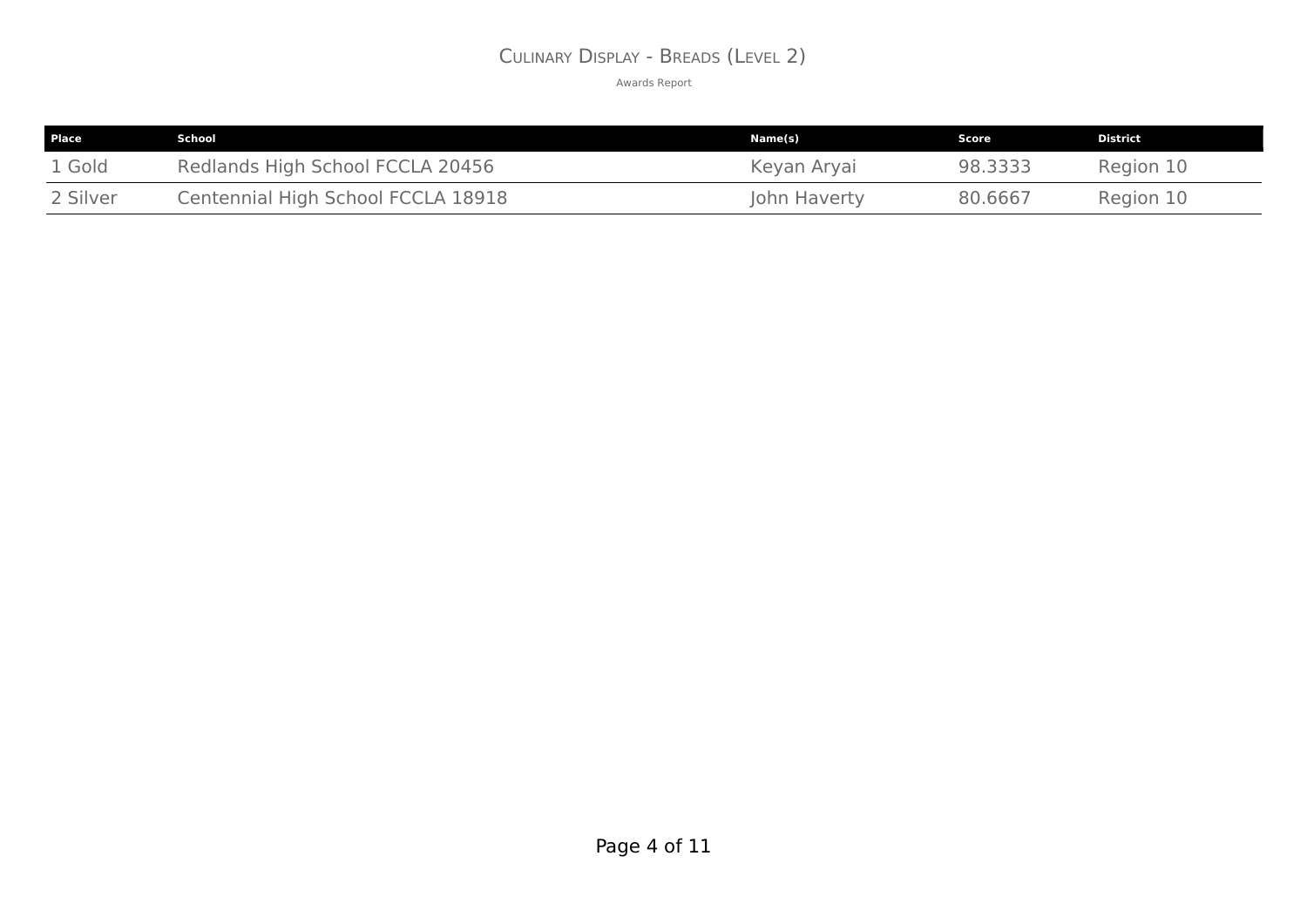# Culinary Display - Breads (Level 2)

Awards Report

| Place | School | Name(s) | Score | District |
|---|---|---|---|---|
| 1 Gold | Redlands High School FCCLA 20456 | Keyan Aryai | 98.3333 | Region 10 |
| 2 Silver | Centennial High School FCCLA 18918 | John Haverty | 80.6667 | Region 10 |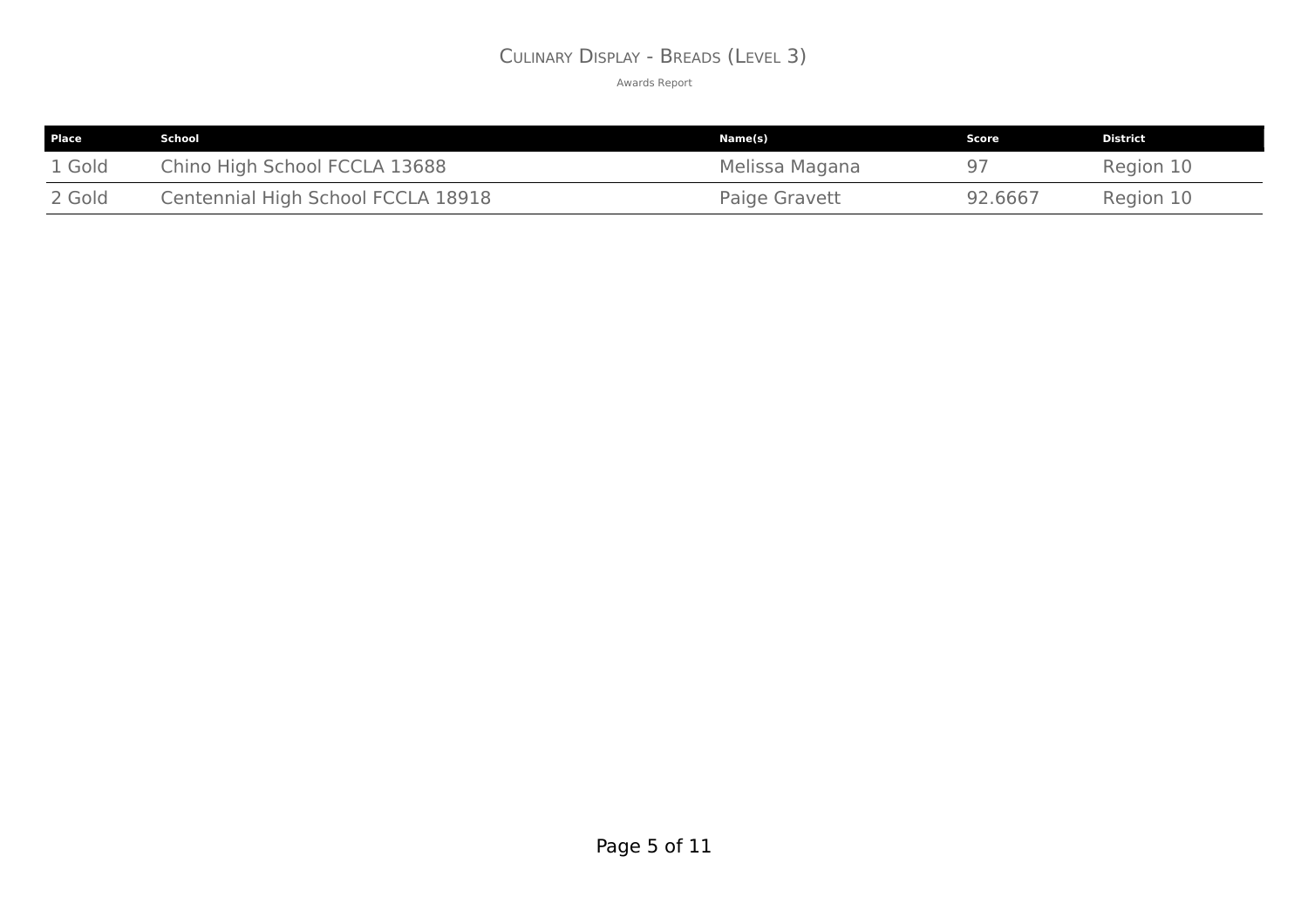# Culinary Display - Breads (Level 3)

Awards Report

| Place | School | Name(s) | Score | District |
|---|---|---|---|---|
| 1 Gold | Chino High School FCCLA 13688 | Melissa Magana | 97 | Region 10 |
| 2 Gold | Centennial High School FCCLA 18918 | Paige Gravett | 92.6667 | Region 10 |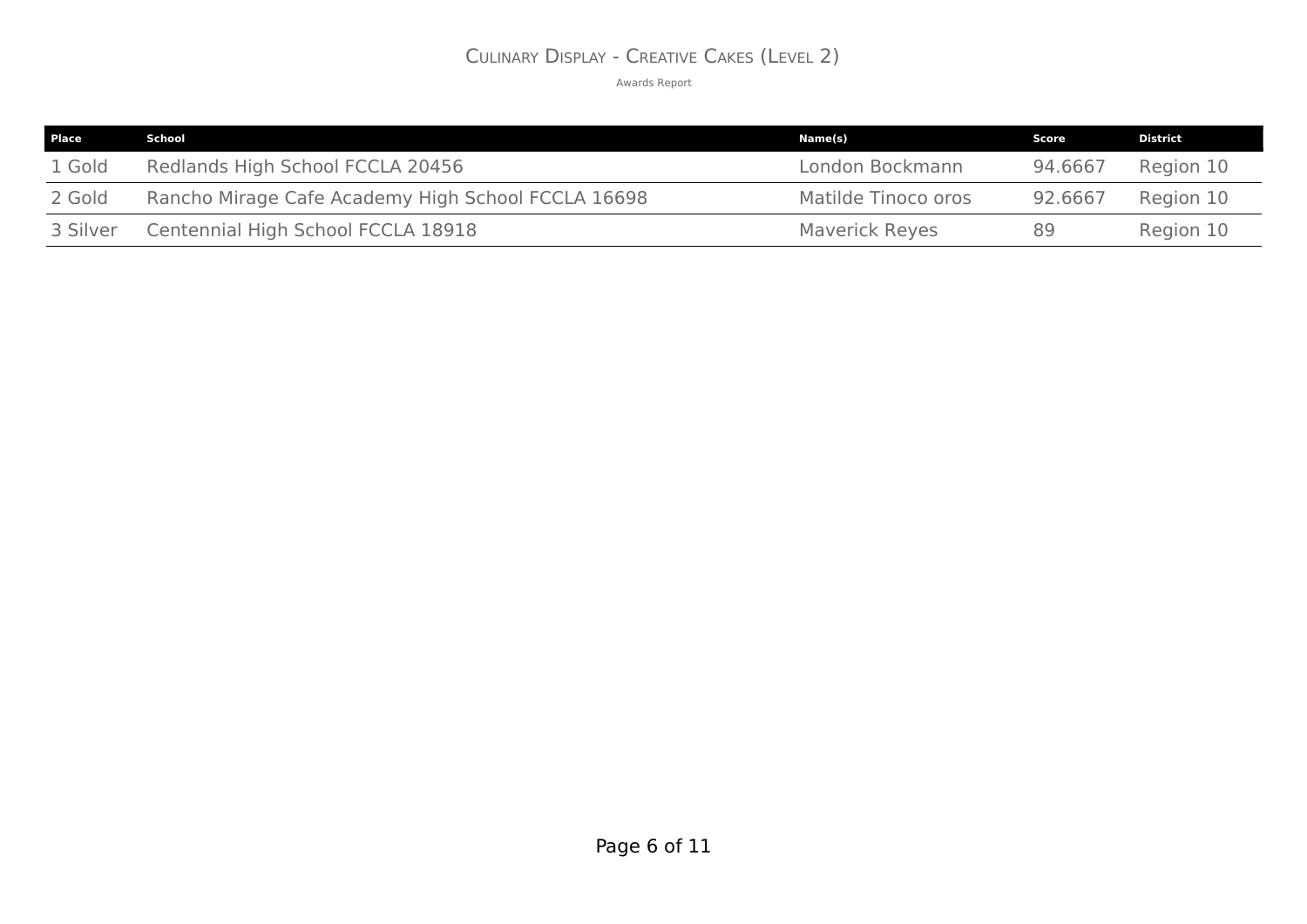# Culinary Display - Creative Cakes (Level 2)

Awards Report

| Place | School | Name(s) | Score | District |
|---|---|---|---|---|
| 1 Gold | Redlands High School FCCLA 20456 | London Bockmann | 94.6667 | Region 10 |
| 2 Gold | Rancho Mirage Cafe Academy High School FCCLA 16698 | Matilde Tinoco oros | 92.6667 | Region 10 |
| 3 Silver | Centennial High School FCCLA 18918 | Maverick Reyes | 89 | Region 10 |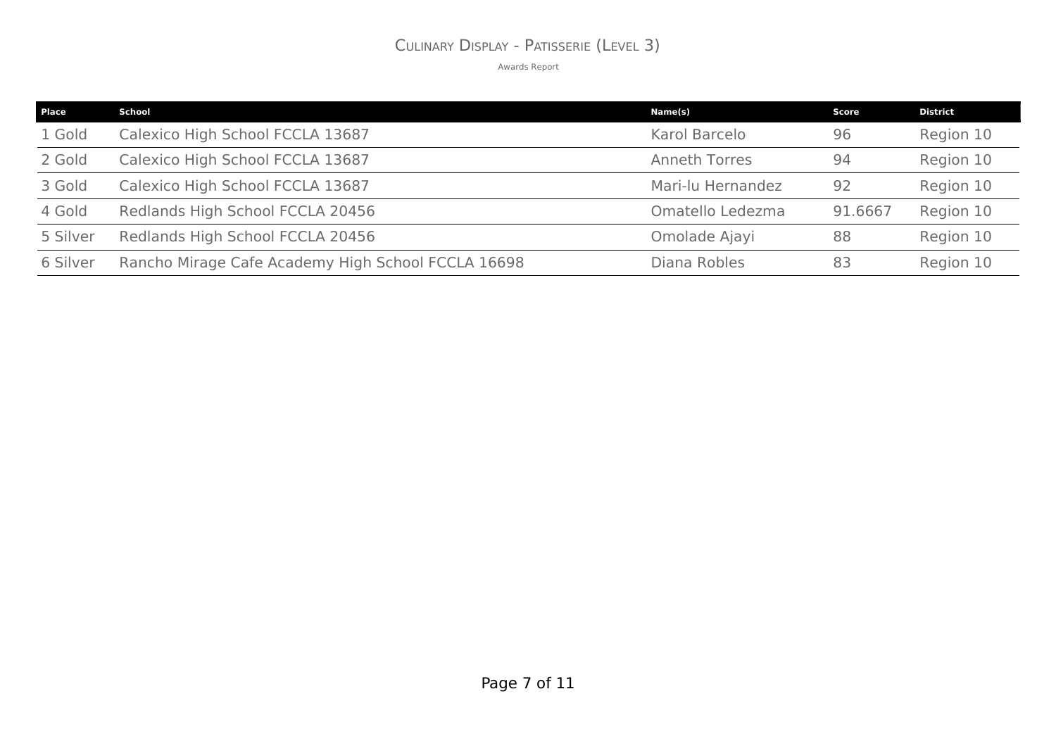# Culinary Display - Patisserie (Level 3)

Awards Report

| Place | School | Name(s) | Score | District |
|---|---|---|---|---|
| 1 Gold | Calexico High School FCCLA 13687 | Karol Barcelo | 96 | Region 10 |
| 2 Gold | Calexico High School FCCLA 13687 | Anneth Torres | 94 | Region 10 |
| 3 Gold | Calexico High School FCCLA 13687 | Mari-lu Hernandez | 92 | Region 10 |
| 4 Gold | Redlands High School FCCLA 20456 | Omatello Ledezma | 91.6667 | Region 10 |
| 5 Silver | Redlands High School FCCLA 20456 | Omolade Ajayi | 88 | Region 10 |
| 6 Silver | Rancho Mirage Cafe Academy High School FCCLA 16698 | Diana Robles | 83 | Region 10 |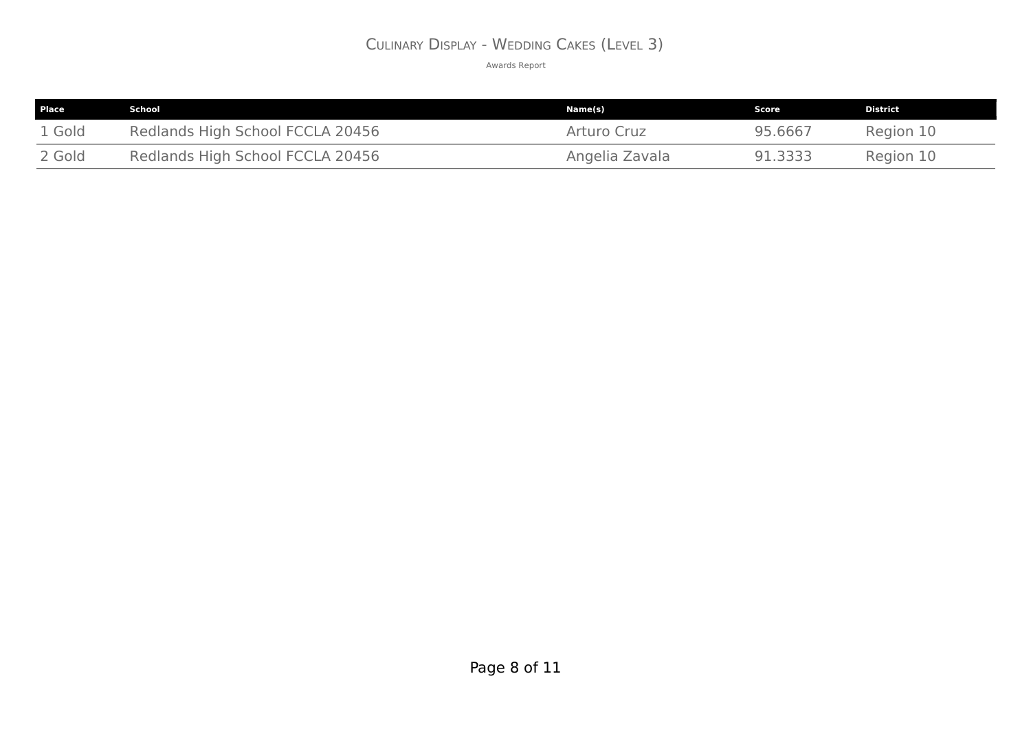# Culinary Display - Wedding Cakes (Level 3)

Awards Report

| Place | School | Name(s) | Score | District |
| --- | --- | --- | --- | --- |
| 1 Gold | Redlands High School FCCLA 20456 | Arturo Cruz | 95.6667 | Region 10 |
| 2 Gold | Redlands High School FCCLA 20456 | Angelia Zavala | 91.3333 | Region 10 |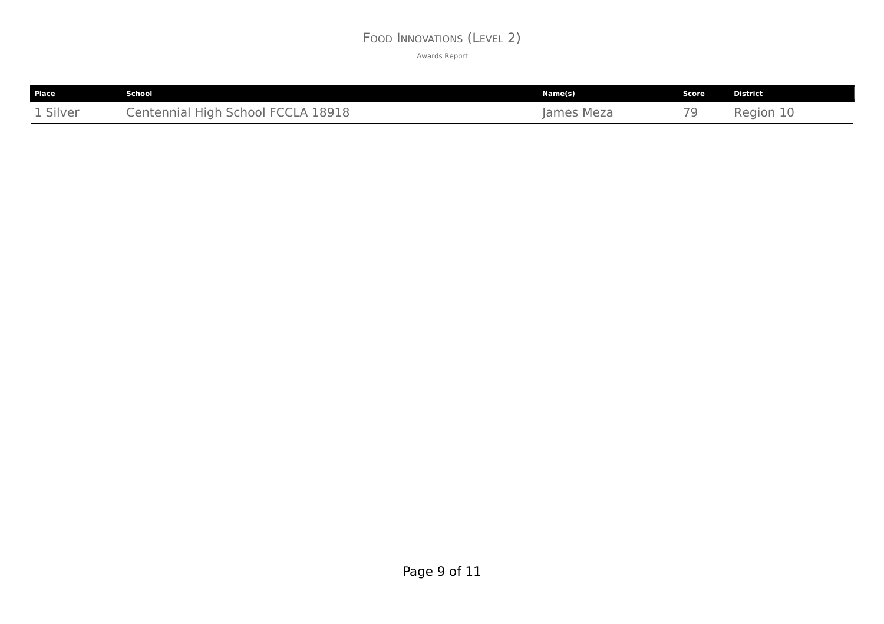# Food Innovations (Level 2)

Awards Report

| Place | School | Name(s) | Score | District |
|---|---|---|---|---|
| 1 Silver | Centennial High School FCCLA 18918 | James Meza | 79 | Region 10 |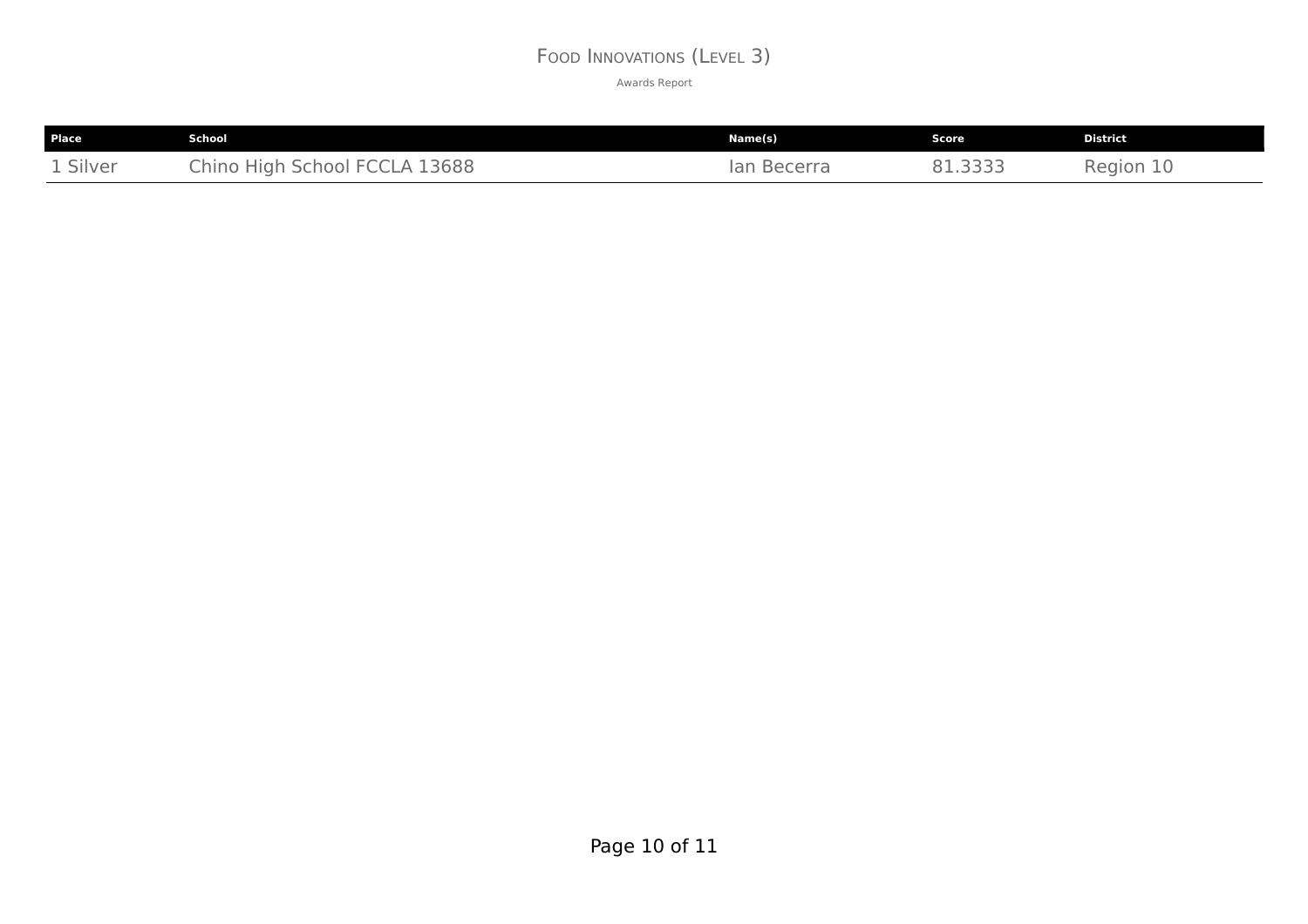# Food Innovations (Level 3)

Awards Report

| Place | School | Name(s) | Score | District |
|---|---|---|---|---|
| 1 Silver | Chino High School FCCLA 13688 | Ian Becerra | 81.3333 | Region 10 |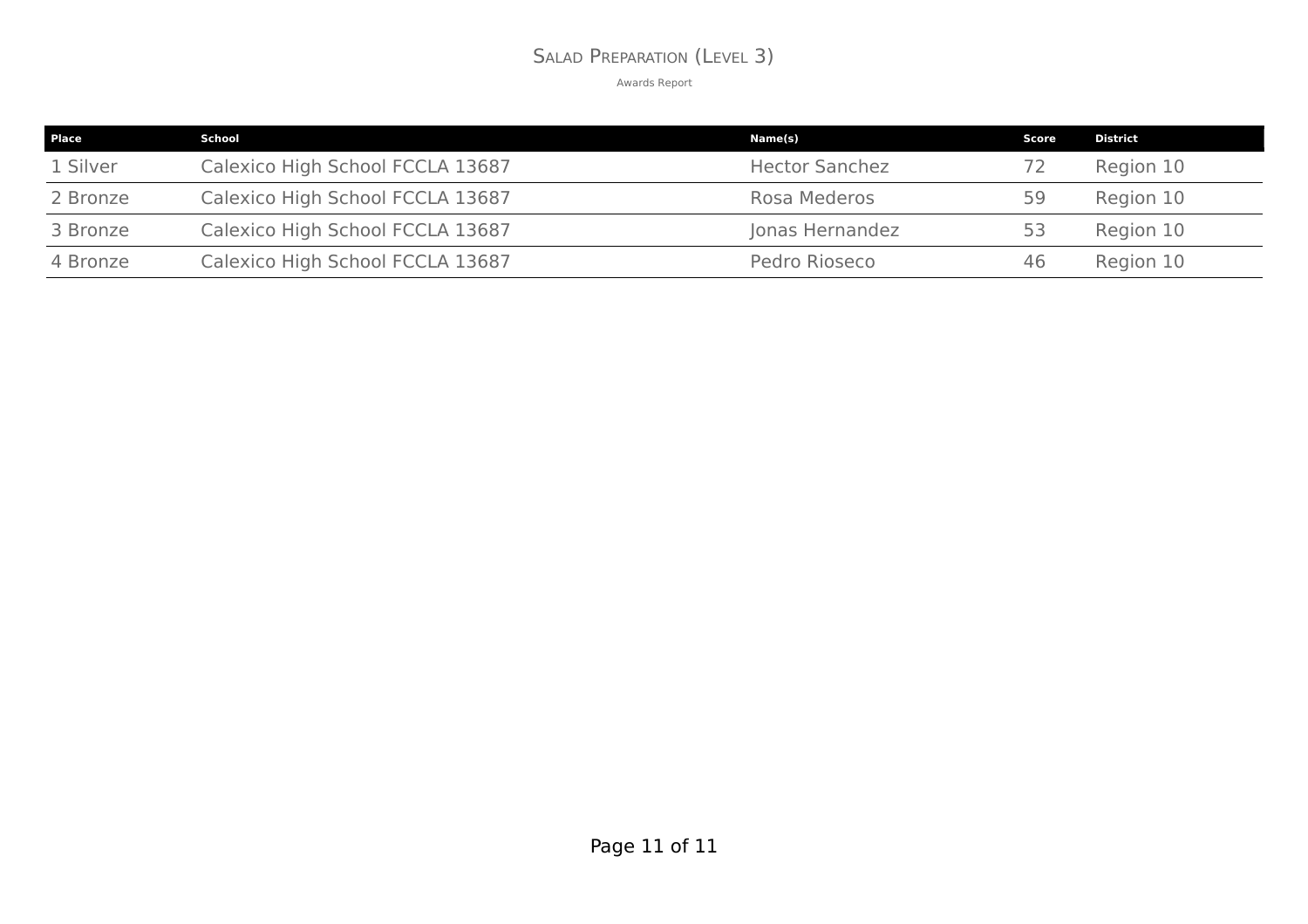# Salad Preparation (Level 3)

Awards Report

| Place | School | Name(s) | Score | District |
| --- | --- | --- | --- | --- |
| 1 Silver | Calexico High School FCCLA 13687 | Hector Sanchez | 72 | Region 10 |
| 2 Bronze | Calexico High School FCCLA 13687 | Rosa Mederos | 59 | Region 10 |
| 3 Bronze | Calexico High School FCCLA 13687 | Jonas Hernandez | 53 | Region 10 |
| 4 Bronze | Calexico High School FCCLA 13687 | Pedro Rioseco | 46 | Region 10 |